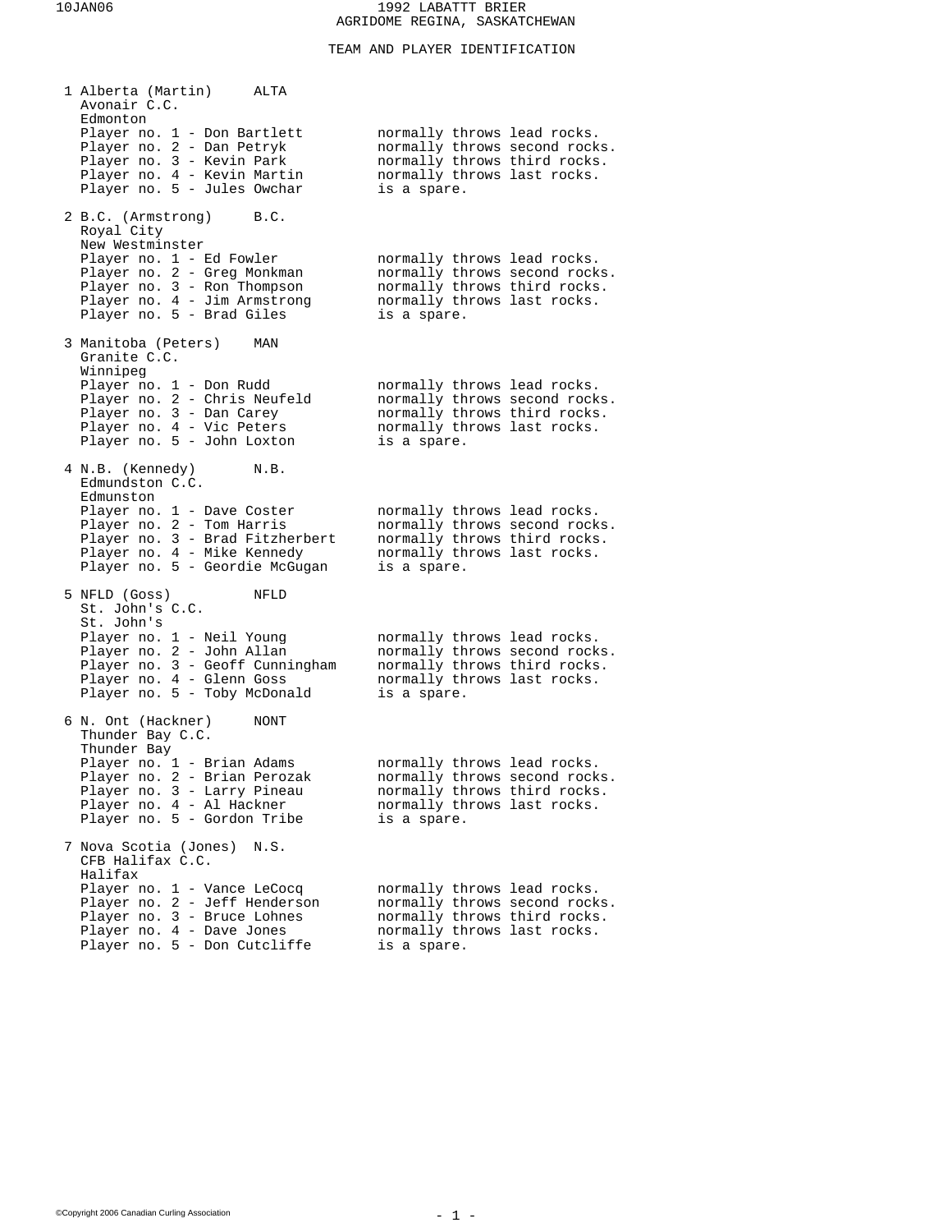# 1992 LABATT BRIER
## AGRIDOME REGINA, SASKATCHEWAN

### TEAM AND PLAYER IDENTIFICATION

**1 Alberta (Martin) ALTA**
Avonair C.C.
Edmonton
- Player no. 1 - Don Bartlett normally throws lead rocks.
- Player no. 2 - Dan Petryk normally throws second rocks.
- Player no. 3 - Kevin Park normally throws third rocks.
- Player no. 4 - Kevin Martin normally throws last rocks.
- Player no. 5 - Jules Owchar is a spare.

**2 B.C. (Armstrong) B.C.**
Royal City
New Westminster
- Player no. 1 - Ed Fowler normally throws lead rocks.
- Player no. 2 - Greg Monkman normally throws second rocks.
- Player no. 3 - Ron Thompson normally throws third rocks.
- Player no. 4 - Jim Armstrong normally throws last rocks.
- Player no. 5 - Brad Giles is a spare.

**3 Manitoba (Peters) MAN**
Granite C.C.
Winnipeg
- Player no. 1 - Don Rudd normally throws lead rocks.
- Player no. 2 - Chris Neufeld normally throws second rocks.
- Player no. 3 - Dan Carey normally throws third rocks.
- Player no. 4 - Vic Peters normally throws last rocks.
- Player no. 5 - John Loxton is a spare.

**4 N.B. (Kennedy) N.B.**
Edmundston C.C.
Edmunston
- Player no. 1 - Dave Coster normally throws lead rocks.
- Player no. 2 - Tom Harris normally throws second rocks.
- Player no. 3 - Brad Fitzherbert normally throws third rocks.
- Player no. 4 - Mike Kennedy normally throws last rocks.
- Player no. 5 - Geordie McGugan is a spare.

**5 NFLD (Goss) NFLD**
St. John's C.C.
St. John's
- Player no. 1 - Neil Young normally throws lead rocks.
- Player no. 2 - John Allan normally throws second rocks.
- Player no. 3 - Geoff Cunningham normally throws third rocks.
- Player no. 4 - Glenn Goss normally throws last rocks.
- Player no. 5 - Toby McDonald is a spare.

**6 N. Ont (Hackner) NONT**
Thunder Bay C.C.
Thunder Bay
- Player no. 1 - Brian Adams normally throws lead rocks.
- Player no. 2 - Brian Perozak normally throws second rocks.
- Player no. 3 - Larry Pineau normally throws third rocks.
- Player no. 4 - Al Hackner normally throws last rocks.
- Player no. 5 - Gordon Tribe is a spare.

**7 Nova Scotia (Jones) N.S.**
CFB Halifax C.C.
Halifax
- Player no. 1 - Vance LeCocq normally throws lead rocks.
- Player no. 2 - Jeff Henderson normally throws second rocks.
- Player no. 3 - Bruce Lohnes normally throws third rocks.
- Player no. 4 - Dave Jones normally throws last rocks.
- Player no. 5 - Don Cutcliffe is a spare.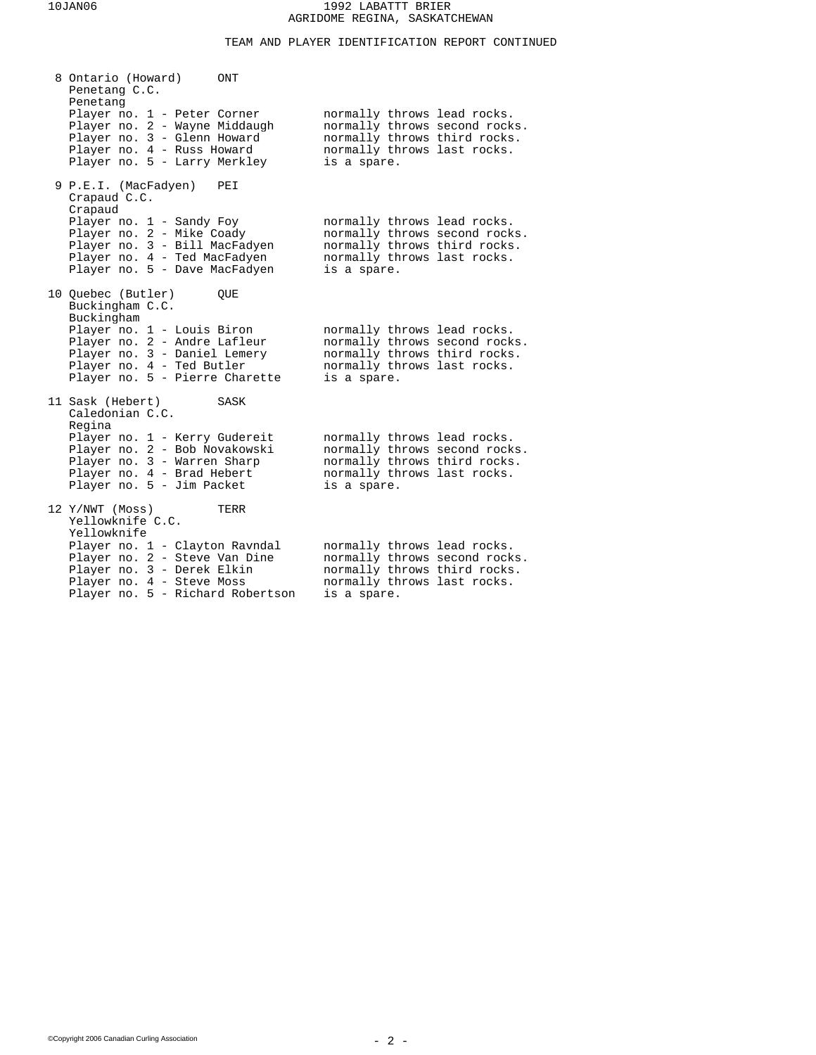## TEAM AND PLAYER IDENTIFICATION REPORT CONTINUED

**8 Ontario (Howard) ONT**
Penetang C.C.
Penetang

| Player | Position |
|---|---|
| Player no. 1 - Peter Corner | normally throws lead rocks. |
| Player no. 2 - Wayne Middaugh | normally throws second rocks. |
| Player no. 3 - Glenn Howard | normally throws third rocks. |
| Player no. 4 - Russ Howard | normally throws last rocks. |
| Player no. 5 - Larry Merkley | is a spare. |

**9 P.E.I. (MacFadyen) PEI**
Crapaud C.C.
Crapaud

| Player | Position |
|---|---|
| Player no. 1 - Sandy Foy | normally throws lead rocks. |
| Player no. 2 - Mike Coady | normally throws second rocks. |
| Player no. 3 - Bill MacFadyen | normally throws third rocks. |
| Player no. 4 - Ted MacFadyen | normally throws last rocks. |
| Player no. 5 - Dave MacFadyen | is a spare. |

**10 Quebec (Butler) QUE**
Buckingham C.C.
Buckingham

| Player | Position |
|---|---|
| Player no. 1 - Louis Biron | normally throws lead rocks. |
| Player no. 2 - Andre Lafleur | normally throws second rocks. |
| Player no. 3 - Daniel Lemery | normally throws third rocks. |
| Player no. 4 - Ted Butler | normally throws last rocks. |
| Player no. 5 - Pierre Charette | is a spare. |

**11 Sask (Hebert) SASK**
Caledonian C.C.
Regina

| Player | Position |
|---|---|
| Player no. 1 - Kerry Gudereit | normally throws lead rocks. |
| Player no. 2 - Bob Novakowski | normally throws second rocks. |
| Player no. 3 - Warren Sharp | normally throws third rocks. |
| Player no. 4 - Brad Hebert | normally throws last rocks. |
| Player no. 5 - Jim Packet | is a spare. |

**12 Y/NWT (Moss) TERR**
Yellowknife C.C.
Yellowknife

| Player | Position |
|---|---|
| Player no. 1 - Clayton Ravndal | normally throws lead rocks. |
| Player no. 2 - Steve Van Dine | normally throws second rocks. |
| Player no. 3 - Derek Elkin | normally throws third rocks. |
| Player no. 4 - Steve Moss | normally throws last rocks. |
| Player no. 5 - Richard Robertson | is a spare. |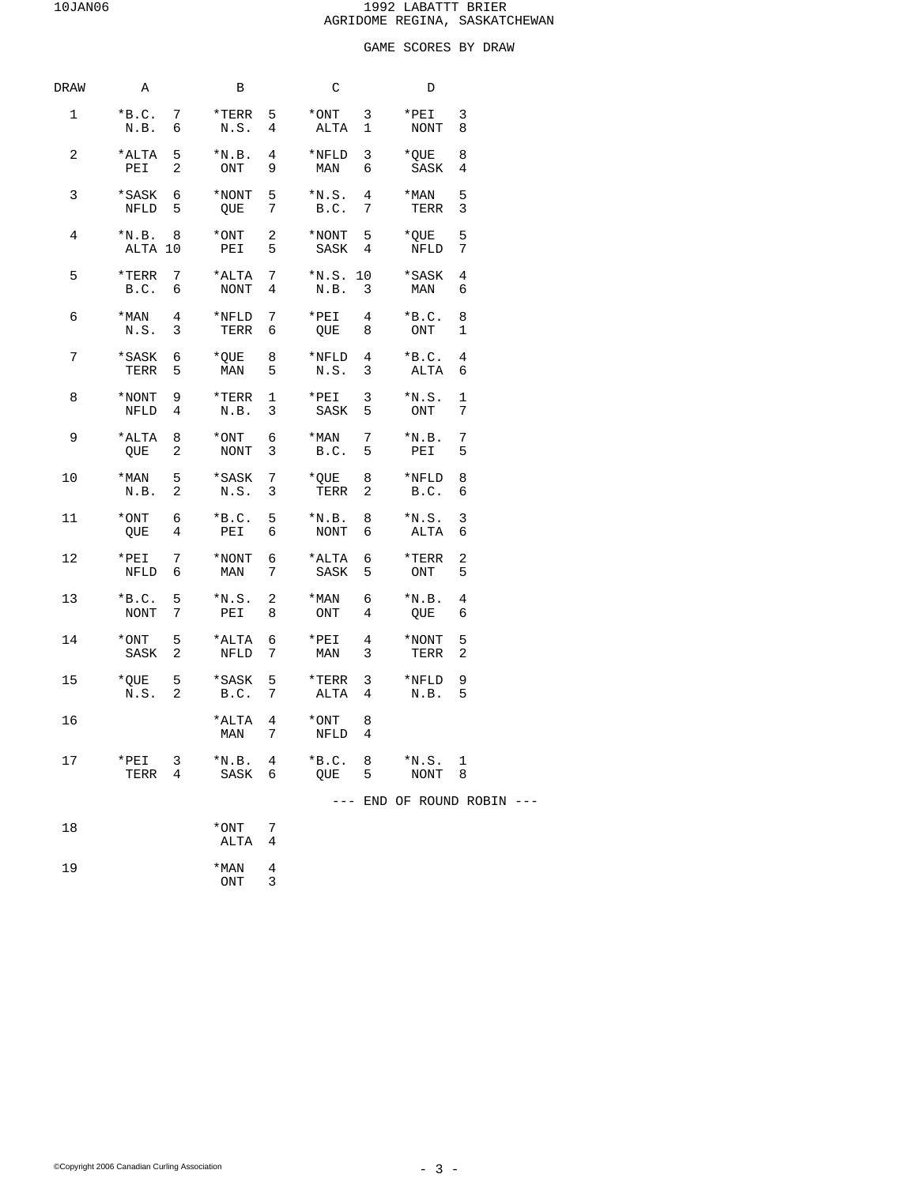# 1992 LABATTT BRIER
## AGRIDOME REGINA, SASKATCHEWAN

### GAME SCORES BY DRAW

| DRAW | A | | B | | C | | D | |
|---|---|---|---|---|---|---|---|---|
| 1 | *B.C. | 7 | *TERR | 5 | *ONT | 3 | *PEI | 3 |
| | N.B. | 6 | N.S. | 4 | ALTA | 1 | NONT | 8 |
| 2 | *ALTA | 5 | *N.B. | 4 | *NFLD | 3 | *QUE | 8 |
| | PEI | 2 | ONT | 9 | MAN | 6 | SASK | 4 |
| 3 | *SASK | 6 | *NONT | 5 | *N.S. | 4 | *MAN | 5 |
| | NFLD | 5 | QUE | 7 | B.C. | 7 | TERR | 3 |
| 4 | *N.B. | 8 | *ONT | 2 | *NONT | 5 | *QUE | 5 |
| | ALTA | 10 | PEI | 5 | SASK | 4 | NFLD | 7 |
| 5 | *TERR | 7 | *ALTA | 7 | *N.S. | 10 | *SASK | 4 |
| | B.C. | 6 | NONT | 4 | N.B. | 3 | MAN | 6 |
| 6 | *MAN | 4 | *NFLD | 7 | *PEI | 4 | *B.C. | 8 |
| | N.S. | 3 | TERR | 6 | QUE | 8 | ONT | 1 |
| 7 | *SASK | 6 | *QUE | 8 | *NFLD | 4 | *B.C. | 4 |
| | TERR | 5 | MAN | 5 | N.S. | 3 | ALTA | 6 |
| 8 | *NONT | 9 | *TERR | 1 | *PEI | 3 | *N.S. | 1 |
| | NFLD | 4 | N.B. | 3 | SASK | 5 | ONT | 7 |
| 9 | *ALTA | 8 | *ONT | 6 | *MAN | 7 | *N.B. | 7 |
| | QUE | 2 | NONT | 3 | B.C. | 5 | PEI | 5 |
| 10 | *MAN | 5 | *SASK | 7 | *QUE | 8 | *NFLD | 8 |
| | N.B. | 2 | N.S. | 3 | TERR | 2 | B.C. | 6 |
| 11 | *ONT | 6 | *B.C. | 5 | *N.B. | 8 | *N.S. | 3 |
| | QUE | 4 | PEI | 6 | NONT | 6 | ALTA | 6 |
| 12 | *PEI | 7 | *NONT | 6 | *ALTA | 6 | *TERR | 2 |
| | NFLD | 6 | MAN | 7 | SASK | 5 | ONT | 5 |
| 13 | *B.C. | 5 | *N.S. | 2 | *MAN | 6 | *N.B. | 4 |
| | NONT | 7 | PEI | 8 | ONT | 4 | QUE | 6 |
| 14 | *ONT | 5 | *ALTA | 6 | *PEI | 4 | *NONT | 5 |
| | SASK | 2 | NFLD | 7 | MAN | 3 | TERR | 2 |
| 15 | *QUE | 5 | *SASK | 5 | *TERR | 3 | *NFLD | 9 |
| | N.S. | 2 | B.C. | 7 | ALTA | 4 | N.B. | 5 |
| 16 | | | *ALTA | 4 | *ONT | 8 | | |
| | | | MAN | 7 | NFLD | 4 | | |
| 17 | *PEI | 3 | *N.B. | 4 | *B.C. | 8 | *N.S. | 1 |
| | TERR | 4 | SASK | 6 | QUE | 5 | NONT | 8 |

--- END OF ROUND ROBIN ---

| DRAW | B | |
|---|---|---|
| 18 | *ONT | 7 |
| | ALTA | 4 |
| 19 | *MAN | 4 |
| | ONT | 3 |

©Copyright 2006 Canadian Curling Association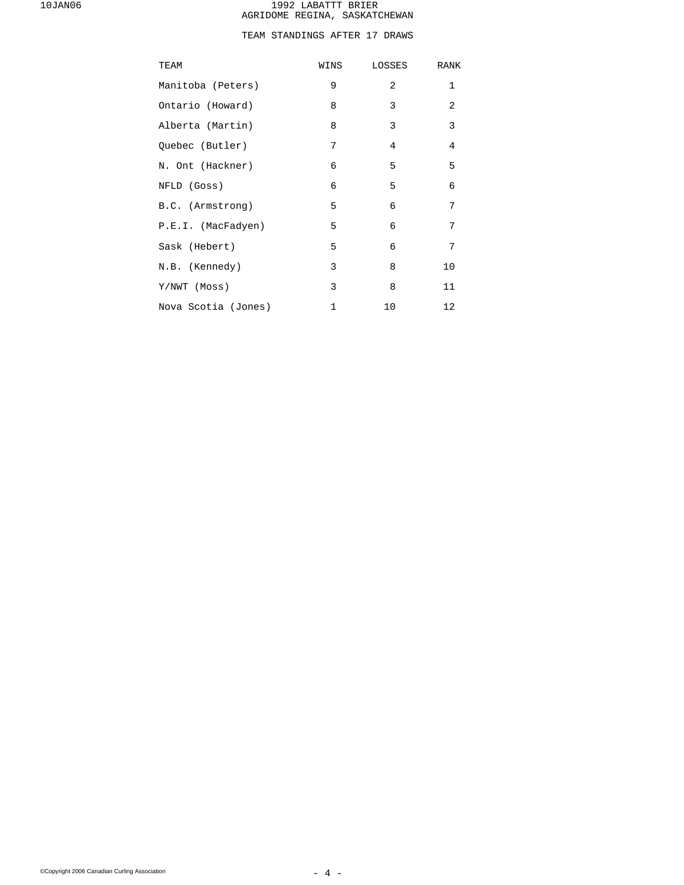# 1992 LABATTT BRIER
## AGRIDOME REGINA, SASKATCHEWAN

### TEAM STANDINGS AFTER 17 DRAWS

| TEAM | WINS | LOSSES | RANK |
|---|---|---|---|
| Manitoba (Peters) | 9 | 2 | 1 |
| Ontario (Howard) | 8 | 3 | 2 |
| Alberta (Martin) | 8 | 3 | 3 |
| Quebec (Butler) | 7 | 4 | 4 |
| N. Ont (Hackner) | 6 | 5 | 5 |
| NFLD (Goss) | 6 | 5 | 6 |
| B.C. (Armstrong) | 5 | 6 | 7 |
| P.E.I. (MacFadyen) | 5 | 6 | 7 |
| Sask (Hebert) | 5 | 6 | 7 |
| N.B. (Kennedy) | 3 | 8 | 10 |
| Y/NWT (Moss) | 3 | 8 | 11 |
| Nova Scotia (Jones) | 1 | 10 | 12 |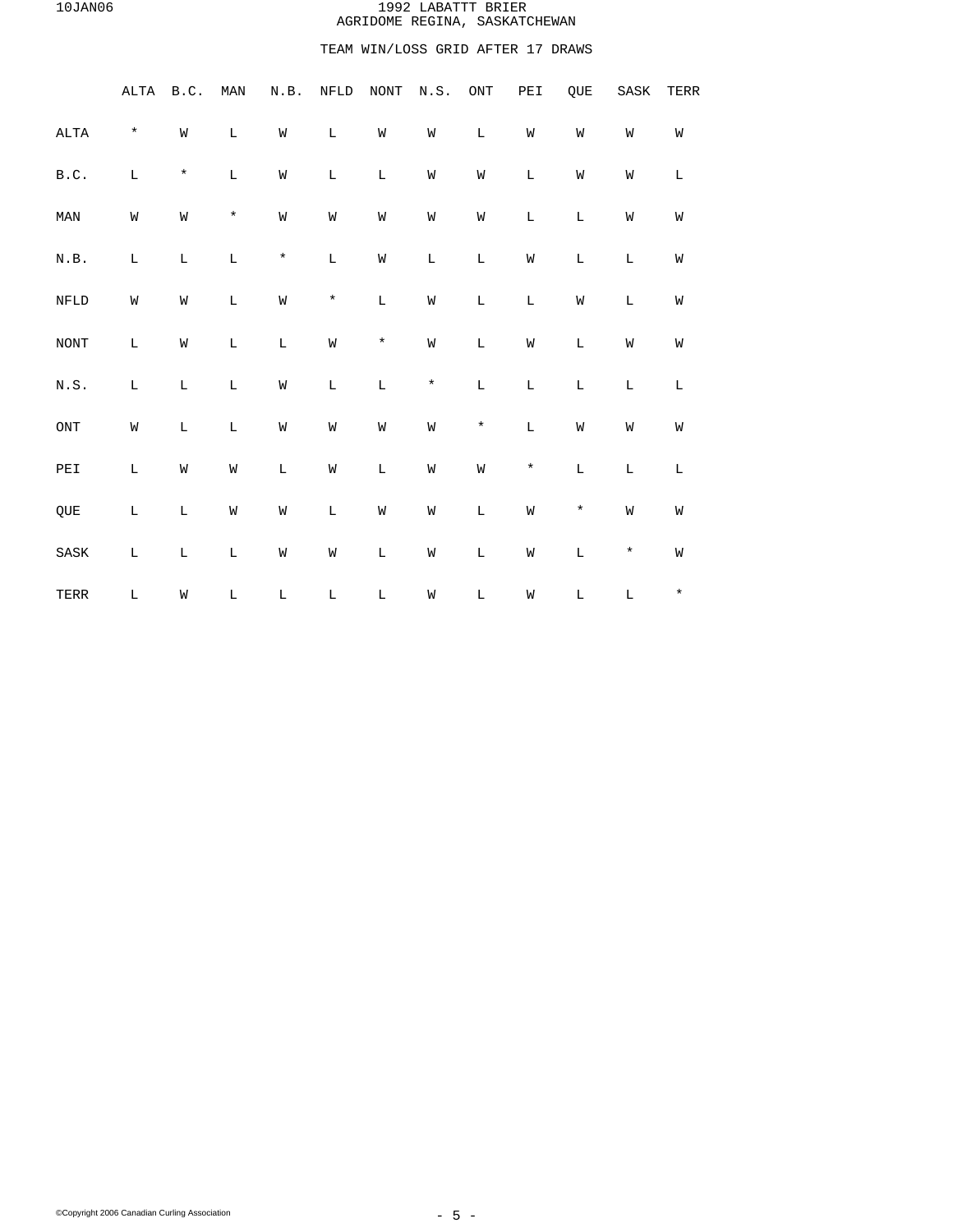# 1992 LABATTT BRIER
## AGRIDOME REGINA, SASKATCHEWAN

### TEAM WIN/LOSS GRID AFTER 17 DRAWS

| | ALTA | B.C. | MAN | N.B. | NFLD | NONT | N.S. | ONT | PEI | QUE | SASK | TERR |
|---|---|---|---|---|---|---|---|---|---|---|---|---|
| ALTA | * | W | L | W | L | W | W | L | W | W | W | W |
| B.C. | L | * | L | W | L | L | W | W | L | W | W | L |
| MAN | W | W | * | W | W | W | W | W | L | L | W | W |
| N.B. | L | L | L | * | L | W | L | L | W | L | L | W |
| NFLD | W | W | L | W | * | L | W | L | L | W | L | W |
| NONT | L | W | L | L | W | * | W | L | W | L | W | W |
| N.S. | L | L | L | W | L | L | * | L | L | L | L | L |
| ONT | W | L | L | W | W | W | W | * | L | W | W | W |
| PEI | L | W | W | L | W | L | W | W | * | L | L | L |
| QUE | L | L | W | W | L | W | W | L | W | * | W | W |
| SASK | L | L | L | W | W | L | W | L | W | L | * | W |
| TERR | L | W | L | L | L | L | W | L | W | L | L | * |

©Copyright 2006 Canadian Curling Association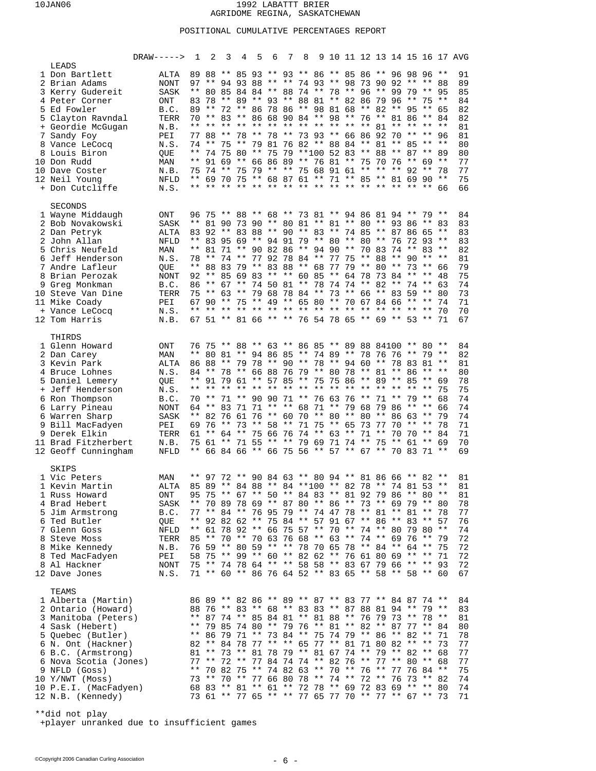# 1992 LABATTT BRIER

AGRIDOME REGINA, SASKATCHEWAN

## POSITIONAL CUMULATIVE PERCENTAGES REPORT

| | | DRAW-----> | 1 | 2 | 3 | 4 | 5 | 6 | 7 | 8 | 9 | 10 | 11 | 12 | 13 | 14 | 15 | 16 | 17 | AVG |
|---|---|---|---|---|---|---|---|---|---|---|---|---|---|---|---|---|---|---|---|---|
| **LEADS** | | | | | | | | | | | | | | | | | | | | |
| 1 | Don Bartlett | ALTA | 89 | 88 | ** | 85 | 93 | ** | 93 | ** | 86 | ** | 85 | 86 | ** | 96 | 98 | 96 | ** | 91 |
| 2 | Brian Adams | NONT | 97 | ** | 94 | 93 | 88 | ** | ** | 74 | 93 | ** | 98 | 73 | 90 | 92 | ** | ** | 88 | 89 |
| 3 | Kerry Gudereit | SASK | ** | 80 | 85 | 84 | 84 | ** | 88 | 74 | ** | 78 | ** | 96 | ** | 99 | 79 | ** | 95 | 85 |
| 4 | Peter Corner | ONT | 83 | 78 | ** | 89 | ** | 93 | ** | 88 | 81 | ** | 82 | 86 | 79 | 96 | ** | 75 | ** | 84 |
| 5 | Ed Fowler | B.C. | 89 | ** | 72 | ** | 86 | 78 | 86 | ** | 98 | 81 | 68 | ** | 82 | ** | 95 | ** | 65 | 82 |
| 5 | Clayton Ravndal | TERR | 70 | ** | 83 | ** | 86 | 68 | 90 | 84 | ** | 98 | ** | 76 | ** | 81 | 86 | ** | 84 | 82 |
| + | Geordie McGugan | N.B. | ** | ** | ** | ** | ** | ** | ** | ** | ** | ** | ** | ** | 81 | ** | ** | ** | ** | 81 |
| 7 | Sandy Foy | PEI | 77 | 88 | ** | 78 | ** | 78 | ** | 73 | 93 | ** | 66 | 86 | 92 | 70 | ** | ** | 96 | 81 |
| 8 | Vance LeCocq | N.S. | 74 | ** | 75 | ** | 79 | 81 | 76 | 82 | ** | 88 | 84 | ** | 81 | ** | 85 | ** | ** | 80 |
| 8 | Louis Biron | QUE | ** | 74 | 75 | 80 | ** | 75 | 79 | ** | 100 | 52 | 83 | ** | 88 | ** | 87 | ** | 89 | 80 |
| 10 | Don Rudd | MAN | ** | 91 | 69 | ** | 66 | 86 | 89 | ** | 76 | 81 | ** | 75 | 70 | 76 | ** | 69 | ** | 77 |
| 10 | Dave Coster | N.B. | 75 | 74 | ** | 75 | 79 | ** | ** | 75 | 68 | 91 | 61 | ** | ** | ** | 92 | ** | 78 | 77 |
| 12 | Neil Young | NFLD | ** | 69 | 70 | 75 | ** | 68 | 87 | 61 | ** | 71 | ** | 85 | ** | 81 | 69 | 90 | ** | 75 |
| + | Don Cutcliffe | N.S. | ** | ** | ** | ** | ** | ** | ** | ** | ** | ** | ** | ** | ** | ** | ** | ** | 66 | 66 |
| **SECONDS** | | | | | | | | | | | | | | | | | | | | |
| 1 | Wayne Middaugh | ONT | 96 | 75 | ** | 88 | ** | 68 | ** | 73 | 81 | ** | 94 | 86 | 81 | 94 | ** | 79 | ** | 84 |
| 2 | Bob Novakowski | SASK | ** | 81 | 90 | 73 | 90 | ** | 80 | 81 | ** | 81 | ** | 80 | ** | 93 | 86 | ** | 83 | 83 |
| 2 | Dan Petryk | ALTA | 83 | 92 | ** | 83 | 88 | ** | 90 | ** | 83 | ** | 74 | 85 | ** | 87 | 86 | 65 | ** | 83 |
| 2 | John Allan | NFLD | ** | 83 | 95 | 69 | ** | 94 | 91 | 79 | ** | 80 | ** | 80 | ** | 76 | 72 | 93 | ** | 83 |
| 5 | Chris Neufeld | MAN | ** | 81 | 71 | ** | 90 | 82 | 86 | ** | 94 | 90 | ** | 70 | 83 | 74 | ** | 83 | ** | 82 |
| 6 | Jeff Henderson | N.S. | 78 | ** | 74 | ** | 77 | 92 | 78 | 84 | ** | 77 | 75 | ** | 88 | ** | 90 | ** | ** | 81 |
| 7 | Andre Lafleur | QUE | ** | 88 | 83 | 79 | ** | 83 | 88 | ** | 68 | 77 | 79 | ** | 80 | ** | 73 | ** | 66 | 79 |
| 8 | Brian Perozak | NONT | 92 | ** | 85 | 69 | 83 | ** | ** | 60 | 85 | ** | 64 | 78 | 73 | 84 | ** | ** | 48 | 75 |
| 9 | Greg Monkman | B.C. | 86 | ** | 67 | ** | 74 | 50 | 81 | ** | 78 | 74 | 74 | ** | 82 | ** | 74 | ** | 63 | 74 |
| 10 | Steve Van Dine | TERR | 75 | ** | 63 | ** | 79 | 68 | 78 | 84 | ** | 73 | ** | 66 | ** | 83 | 59 | ** | 80 | 73 |
| 11 | Mike Coady | PEI | 67 | 90 | ** | 75 | ** | 49 | ** | 65 | 80 | ** | 70 | 67 | 84 | 66 | ** | ** | 74 | 71 |
| + | Vance LeCocq | N.S. | ** | ** | ** | ** | ** | ** | ** | ** | ** | ** | ** | ** | ** | ** | ** | ** | 70 | 70 |
| 12 | Tom Harris | N.B. | 67 | 51 | ** | 81 | 66 | ** | ** | 76 | 54 | 78 | 65 | ** | 69 | ** | 53 | ** | 71 | 67 |
| **THIRDS** | | | | | | | | | | | | | | | | | | | | |
| 1 | Glenn Howard | ONT | 76 | 75 | ** | 88 | ** | 63 | ** | 86 | 85 | ** | 89 | 88 | 84 | 100 | ** | 80 | ** | 84 |
| 2 | Dan Carey | MAN | ** | 80 | 81 | ** | 94 | 86 | 85 | ** | 74 | 89 | ** | 78 | 76 | 76 | ** | 79 | ** | 82 |
| 3 | Kevin Park | ALTA | 86 | 88 | ** | 79 | 78 | ** | 90 | ** | 78 | ** | 94 | 60 | ** | 78 | 83 | 81 | ** | 81 |
| 4 | Bruce Lohnes | N.S. | 84 | ** | 78 | ** | 66 | 88 | 76 | 79 | ** | 80 | 78 | ** | 81 | ** | 86 | ** | ** | 80 |
| 5 | Daniel Lemery | QUE | ** | 91 | 79 | 61 | ** | 57 | 85 | ** | 75 | 75 | 86 | ** | 89 | ** | 85 | ** | 69 | 78 |
| + | Jeff Henderson | N.S. | ** | ** | ** | ** | ** | ** | ** | ** | ** | ** | ** | ** | ** | ** | ** | ** | 75 | 75 |
| 6 | Ron Thompson | B.C. | 70 | ** | 71 | ** | 90 | 90 | 71 | ** | 76 | 63 | 76 | ** | 71 | ** | 79 | ** | 68 | 74 |
| 6 | Larry Pineau | NONT | 64 | ** | 83 | 71 | 71 | ** | ** | 68 | 71 | ** | 79 | 68 | 79 | 86 | ** | ** | 66 | 74 |
| 6 | Warren Sharp | SASK | ** | 82 | 76 | 61 | 76 | ** | 60 | 70 | ** | 80 | ** | 80 | ** | 86 | 63 | ** | 79 | 74 |
| 9 | Bill MacFadyen | PEI | 69 | 76 | ** | 73 | ** | 58 | ** | 71 | 75 | ** | 65 | 73 | 77 | 70 | ** | ** | 78 | 71 |
| 9 | Derek Elkin | TERR | 61 | ** | 64 | ** | 75 | 66 | 76 | 74 | ** | 63 | ** | 71 | ** | 70 | 70 | ** | 84 | 71 |
| 11 | Brad Fitzherbert | N.B. | 75 | 61 | ** | 71 | 55 | ** | ** | 79 | 69 | 71 | 74 | ** | 75 | ** | 61 | ** | 69 | 70 |
| 12 | Geoff Cunningham | NFLD | ** | 66 | 84 | 66 | ** | 66 | 75 | 56 | ** | 57 | ** | 67 | ** | 70 | 83 | 71 | ** | 69 |
| **SKIPS** | | | | | | | | | | | | | | | | | | | | |
| 1 | Vic Peters | MAN | ** | 97 | 72 | ** | 90 | 84 | 63 | ** | 80 | 94 | ** | 81 | 86 | 66 | ** | 82 | ** | 81 |
| 1 | Kevin Martin | ALTA | 85 | 89 | ** | 84 | 88 | ** | 84 | ** | 100 | ** | 82 | 78 | ** | 74 | 81 | 53 | ** | 81 |
| 1 | Russ Howard | ONT | 95 | 75 | ** | 67 | ** | 50 | ** | 84 | 83 | ** | 81 | 92 | 79 | 86 | ** | 80 | ** | 81 |
| 4 | Brad Hebert | SASK | ** | 70 | 89 | 78 | 69 | ** | 87 | 80 | ** | 86 | ** | 73 | ** | 69 | 79 | ** | 80 | 78 |
| 5 | Jim Armstrong | B.C. | 77 | ** | 84 | ** | 76 | 95 | 79 | ** | 74 | 47 | 78 | ** | 81 | ** | 81 | ** | 78 | 77 |
| 6 | Ted Butler | QUE | ** | 92 | 82 | 62 | ** | 75 | 84 | ** | 57 | 91 | 67 | ** | 86 | ** | 83 | ** | 57 | 76 |
| 7 | Glenn Goss | NFLD | ** | 61 | 78 | 92 | ** | 66 | 75 | 57 | ** | 70 | ** | 74 | ** | 80 | 79 | 80 | ** | 74 |
| 8 | Steve Moss | TERR | 85 | ** | 70 | ** | 70 | 63 | 76 | 68 | ** | 63 | ** | 74 | ** | 69 | 76 | ** | 79 | 72 |
| 8 | Mike Kennedy | N.B. | 76 | 59 | ** | 80 | 59 | ** | ** | 78 | 70 | 65 | 78 | ** | 84 | ** | 64 | ** | 75 | 72 |
| 8 | Ted MacFadyen | PEI | 58 | 75 | ** | 99 | ** | 60 | ** | 82 | 62 | ** | 76 | 61 | 80 | 69 | ** | ** | 71 | 72 |
| 8 | Al Hackner | NONT | 75 | ** | 74 | 78 | 64 | ** | ** | 58 | 58 | ** | 83 | 67 | 79 | 66 | ** | ** | 93 | 72 |
| 12 | Dave Jones | N.S. | 71 | ** | 60 | ** | 86 | 76 | 64 | 52 | ** | 83 | 65 | ** | 58 | ** | 58 | ** | 60 | 67 |
| **TEAMS** | | | | | | | | | | | | | | | | | | | | |
| 1 | Alberta (Martin) | | 86 | 89 | ** | 82 | 86 | ** | 89 | ** | 87 | ** | 83 | 77 | ** | 84 | 87 | 74 | ** | 84 |
| 2 | Ontario (Howard) | | 88 | 76 | ** | 83 | ** | 68 | ** | 83 | 83 | ** | 87 | 88 | 81 | 94 | ** | 79 | ** | 83 |
| 3 | Manitoba (Peters) | | ** | 87 | 74 | ** | 85 | 84 | 81 | ** | 81 | 88 | ** | 76 | 79 | 73 | ** | 78 | ** | 81 |
| 4 | Sask (Hebert) | | ** | 79 | 85 | 74 | 80 | ** | 79 | 76 | ** | 81 | ** | 82 | ** | 87 | 77 | ** | 84 | 80 |
| 5 | Quebec (Butler) | | ** | 86 | 79 | 71 | ** | 73 | 84 | ** | 75 | 74 | 79 | ** | 86 | ** | 82 | ** | 71 | 78 |
| 6 | N. Ont (Hackner) | | 82 | ** | 84 | 78 | 77 | ** | ** | 65 | 77 | ** | 81 | 71 | 80 | 82 | ** | ** | 73 | 77 |
| 6 | B.C. (Armstrong) | | 81 | ** | 73 | ** | 81 | 78 | 79 | ** | 81 | 67 | 74 | ** | 79 | ** | 82 | ** | 68 | 77 |
| 6 | Nova Scotia (Jones) | | 77 | ** | 72 | ** | 77 | 84 | 74 | 74 | ** | 82 | 76 | ** | 77 | ** | 80 | ** | 68 | 77 |
| 9 | NFLD (Goss) | | ** | 70 | 82 | 75 | ** | 74 | 82 | 63 | ** | 70 | ** | 76 | ** | 77 | 76 | 84 | ** | 75 |
| 10 | Y/NWT (Moss) | | 73 | ** | 70 | ** | 77 | 66 | 80 | 78 | ** | 74 | ** | 72 | ** | 76 | 73 | ** | 82 | 74 |
| 10 | P.E.I. (MacFadyen) | | 68 | 83 | ** | 81 | ** | 61 | ** | 72 | 78 | ** | 69 | 72 | 83 | 69 | ** | ** | 80 | 74 |
| 12 | N.B. (Kennedy) | | 73 | 61 | ** | 77 | 65 | ** | ** | 77 | 65 | 77 | 70 | ** | 77 | ** | 67 | ** | 73 | 71 |

**did not play
+player unranked due to insufficient games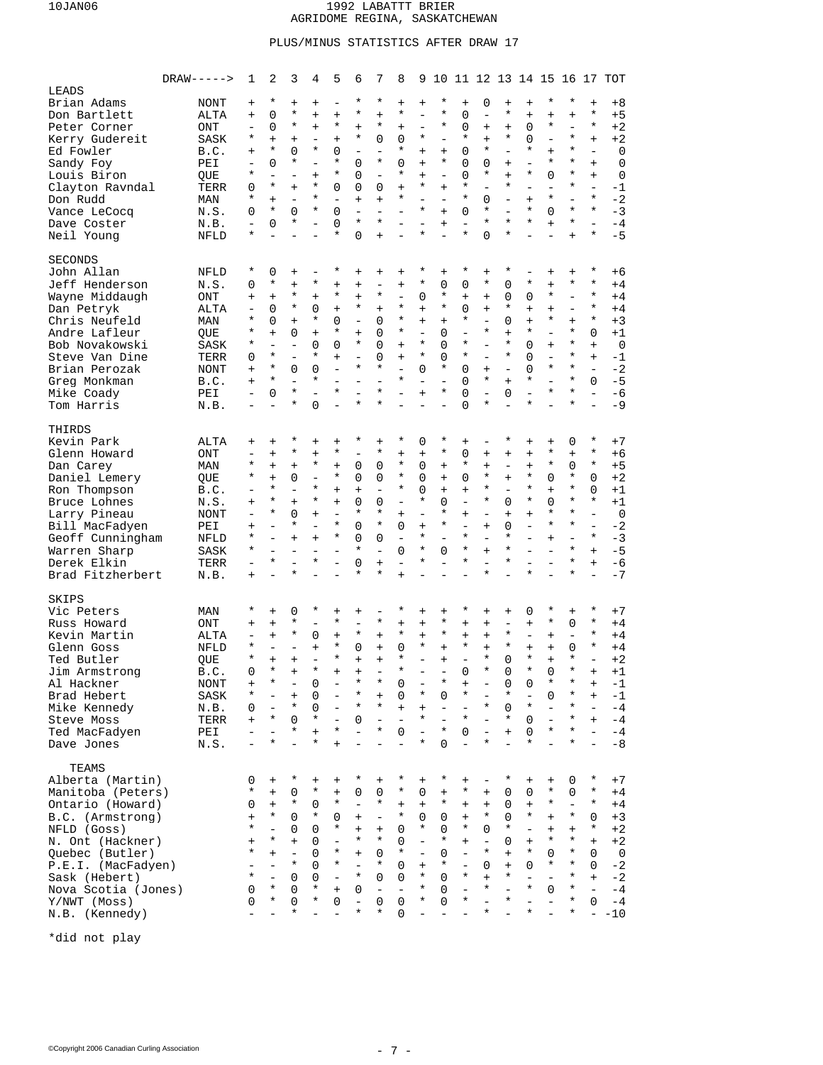# 1992 LABATTT BRIER
## AGRIDOME REGINA, SASKATCHEWAN

### PLUS/MINUS STATISTICS AFTER DRAW 17

| DRAW-----> | | 1 | 2 | 3 | 4 | 5 | 6 | 7 | 8 | 9 | 10 | 11 | 12 | 13 | 14 | 15 | 16 | 17 | TOT |
|---|---|---|---|---|---|---|---|---|---|---|---|---|---|---|---|---|---|---|---|
| **LEADS** | | | | | | | | | | | | | | | | | | | |
| Brian Adams | NONT | + | * | + | + | - | * | * | + | + | * | + | 0 | + | + | * | * | + | +8 |
| Don Bartlett | ALTA | + | 0 | * | + | + | * | + | * | - | * | 0 | - | * | + | + | + | * | +5 |
| Peter Corner | ONT | - | 0 | * | + | * | + | * | + | - | * | 0 | + | + | 0 | * | - | * | +2 |
| Kerry Gudereit | SASK | * | + | + | - | + | * | 0 | 0 | * | - | * | + | * | 0 | - | * | + | +2 |
| Ed Fowler | B.C. | + | * | 0 | * | 0 | - | - | * | + | + | 0 | * | - | * | + | * | - | 0 |
| Sandy Foy | PEI | - | 0 | * | - | * | 0 | * | 0 | + | * | 0 | 0 | + | - | * | * | + | 0 |
| Louis Biron | QUE | * | - | - | + | * | 0 | - | * | + | - | 0 | * | + | * | 0 | * | + | 0 |
| Clayton Ravndal | TERR | 0 | * | + | * | 0 | 0 | 0 | + | * | + | * | - | * | - | - | * | - | -1 |
| Don Rudd | MAN | * | + | - | * | - | + | + | * | - | - | * | 0 | - | + | * | - | * | -2 |
| Vance LeCocq | N.S. | 0 | * | 0 | * | 0 | - | - | - | * | + | 0 | * | - | * | 0 | * | * | -3 |
| Dave Coster | N.B. | - | 0 | * | - | 0 | * | * | - | - | + | - | * | * | * | + | * | - | -4 |
| Neil Young | NFLD | * | - | - | - | * | 0 | + | - | * | - | * | 0 | * | - | - | + | * | -5 |
| **SECONDS** | | | | | | | | | | | | | | | | | | | |
| John Allan | NFLD | * | 0 | + | - | * | + | + | + | * | + | * | + | * | - | + | + | * | +6 |
| Jeff Henderson | N.S. | 0 | * | + | * | + | + | - | + | * | 0 | 0 | * | 0 | * | + | * | * | +4 |
| Wayne Middaugh | ONT | + | + | * | + | * | + | * | - | 0 | * | + | + | 0 | 0 | * | - | * | +4 |
| Dan Petryk | ALTA | - | 0 | * | 0 | + | * | + | * | + | * | 0 | + | * | + | + | - | * | +4 |
| Chris Neufeld | MAN | * | 0 | + | * | 0 | - | 0 | * | + | + | * | - | 0 | + | * | + | * | +3 |
| Andre Lafleur | QUE | * | + | 0 | + | * | + | 0 | * | - | 0 | - | * | + | * | - | * | 0 | +1 |
| Bob Novakowski | SASK | * | - | - | 0 | 0 | * | 0 | + | * | 0 | * | - | * | 0 | + | * | + | 0 |
| Steve Van Dine | TERR | 0 | * | - | * | + | - | 0 | + | * | 0 | * | - | * | 0 | - | * | + | -1 |
| Brian Perozak | NONT | + | * | 0 | 0 | - | * | * | - | 0 | * | 0 | + | - | 0 | * | * | - | -2 |
| Greg Monkman | B.C. | + | * | - | * | - | - | - | * | - | - | 0 | * | + | * | - | * | 0 | -5 |
| Mike Coady | PEI | - | 0 | * | - | * | - | * | - | + | * | 0 | - | 0 | - | * | * | - | -6 |
| Tom Harris | N.B. | - | - | * | 0 | - | * | * | - | - | - | 0 | * | - | * | - | * | - | -9 |
| **THIRDS** | | | | | | | | | | | | | | | | | | | |
| Kevin Park | ALTA | + | + | * | + | + | * | + | * | 0 | * | + | - | * | + | + | 0 | * | +7 |
| Glenn Howard | ONT | - | + | * | + | * | - | * | + | + | * | 0 | + | + | + | * | + | * | +6 |
| Dan Carey | MAN | * | + | + | * | + | 0 | 0 | * | 0 | + | * | + | - | + | * | 0 | * | +5 |
| Daniel Lemery | QUE | * | + | 0 | - | * | 0 | 0 | * | 0 | + | 0 | * | + | * | 0 | * | 0 | +2 |
| Ron Thompson | B.C. | - | * | - | * | + | + | - | * | 0 | + | + | * | - | * | + | * | 0 | +1 |
| Bruce Lohnes | N.S. | + | * | + | * | + | 0 | 0 | - | * | 0 | - | * | 0 | * | 0 | * | * | +1 |
| Larry Pineau | NONT | - | * | 0 | + | - | * | * | + | - | * | + | - | + | + | * | * | - | 0 |
| Bill MacFadyen | PEI | + | - | * | - | * | 0 | * | 0 | + | * | - | + | 0 | - | * | * | - | -2 |
| Geoff Cunningham | NFLD | * | - | + | + | * | 0 | 0 | - | * | - | * | - | * | - | + | - | * | -3 |
| Warren Sharp | SASK | * | - | - | - | - | * | - | 0 | * | 0 | * | + | * | - | - | * | + | -5 |
| Derek Elkin | TERR | - | * | - | * | - | 0 | + | - | * | - | * | - | * | - | - | * | + | -6 |
| Brad Fitzherbert | N.B. | + | - | * | - | - | * | * | + | - | - | - | * | - | * | - | * | - | -7 |
| **SKIPS** | | | | | | | | | | | | | | | | | | | |
| Vic Peters | MAN | * | + | 0 | * | + | + | - | * | + | + | * | + | + | 0 | * | + | * | +7 |
| Russ Howard | ONT | + | + | * | - | * | - | * | + | + | * | + | + | - | + | * | 0 | * | +4 |
| Kevin Martin | ALTA | - | + | * | 0 | + | * | + | * | + | * | + | + | * | - | + | - | * | +4 |
| Glenn Goss | NFLD | * | - | - | + | * | 0 | + | 0 | * | + | * | + | * | + | + | 0 | * | +4 |
| Ted Butler | QUE | * | + | + | - | * | + | + | * | - | + | - | * | 0 | * | + | * | - | +2 |
| Jim Armstrong | B.C. | 0 | * | + | * | + | + | - | * | - | - | 0 | * | 0 | * | 0 | * | + | +1 |
| Al Hackner | NONT | + | * | - | 0 | - | * | * | 0 | - | * | + | - | 0 | 0 | * | * | + | -1 |
| Brad Hebert | SASK | * | - | + | 0 | - | * | + | 0 | * | 0 | * | - | * | - | 0 | * | + | -1 |
| Mike Kennedy | N.B. | 0 | - | * | 0 | - | * | * | + | + | - | - | * | 0 | * | - | * | - | -4 |
| Steve Moss | TERR | + | * | 0 | * | 0 | - | - | - | * | - | * | - | * | 0 | - | * | + | -4 |
| Ted MacFadyen | PEI | - | - | * | + | * | - | * | 0 | - | * | 0 | - | + | 0 | * | * | - | -4 |
| Dave Jones | N.S. | - | * | - | * | + | - | - | - | * | 0 | - | * | - | * | - | * | - | -8 |
| **TEAMS** | | | | | | | | | | | | | | | | | | | |
| Alberta (Martin) | | 0 | + | * | + | + | * | + | * | + | * | + | - | * | + | + | 0 | * | +7 |
| Manitoba (Peters) | | * | + | 0 | * | + | 0 | 0 | * | 0 | + | * | + | 0 | 0 | * | 0 | * | +4 |
| Ontario (Howard) | | 0 | + | * | 0 | * | - | * | + | + | * | + | + | 0 | + | * | - | * | +4 |
| B.C. (Armstrong) | | + | * | 0 | * | 0 | + | - | * | 0 | 0 | + | * | 0 | * | + | * | 0 | +3 |
| NFLD (Goss) | | * | - | 0 | 0 | * | + | + | 0 | * | 0 | * | 0 | * | - | + | + | * | +2 |
| N. Ont (Hackner) | | + | * | + | 0 | - | * | * | 0 | - | * | + | - | 0 | + | * | * | + | +2 |
| Quebec (Butler) | | * | + | - | 0 | * | + | 0 | * | - | 0 | - | * | + | * | 0 | * | 0 | 0 |
| P.E.I. (MacFadyen) | | - | - | * | 0 | * | - | * | 0 | + | * | - | 0 | + | 0 | * | * | 0 | -2 |
| Sask (Hebert) | | * | - | 0 | 0 | - | * | 0 | 0 | * | 0 | * | + | * | - | - | * | + | -2 |
| Nova Scotia (Jones) | | 0 | * | 0 | * | + | 0 | - | - | * | 0 | - | * | - | * | 0 | * | - | -4 |
| Y/NWT (Moss) | | 0 | * | 0 | * | 0 | - | 0 | 0 | * | 0 | * | - | * | - | - | * | 0 | -4 |
| N.B. (Kennedy) | | - | - | * | - | - | * | * | 0 | - | - | - | * | - | * | - | * | - | -10 |

*did not play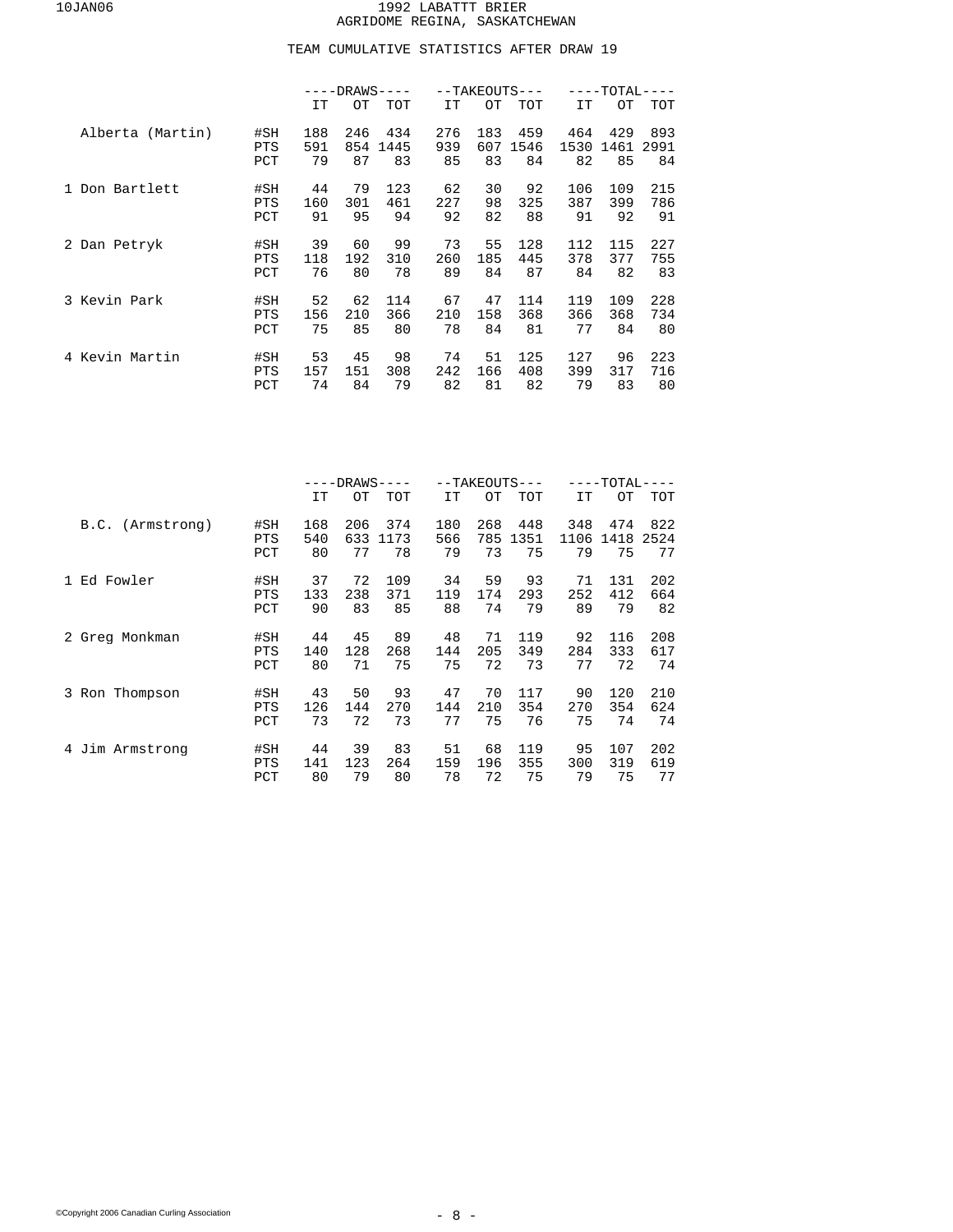# 1992 LABATTT BRIER
## AGRIDOME REGINA, SASKATCHEWAN

### TEAM CUMULATIVE STATISTICS AFTER DRAW 19

| | | DRAWS | | | TAKEOUTS | | | TOTAL | | |
|---|---|---|---|---|---|---|---|---|---|---|
| | | IT | OT | TOT | IT | OT | TOT | IT | OT | TOT |
| Alberta (Martin) | #SH | 188 | 246 | 434 | 276 | 183 | 459 | 464 | 429 | 893 |
| | PTS | 591 | 854 | 1445 | 939 | 607 | 1546 | 1530 | 1461 | 2991 |
| | PCT | 79 | 87 | 83 | 85 | 83 | 84 | 82 | 85 | 84 |
| 1 Don Bartlett | #SH | 44 | 79 | 123 | 62 | 30 | 92 | 106 | 109 | 215 |
| | PTS | 160 | 301 | 461 | 227 | 98 | 325 | 387 | 399 | 786 |
| | PCT | 91 | 95 | 94 | 92 | 82 | 88 | 91 | 92 | 91 |
| 2 Dan Petryk | #SH | 39 | 60 | 99 | 73 | 55 | 128 | 112 | 115 | 227 |
| | PTS | 118 | 192 | 310 | 260 | 185 | 445 | 378 | 377 | 755 |
| | PCT | 76 | 80 | 78 | 89 | 84 | 87 | 84 | 82 | 83 |
| 3 Kevin Park | #SH | 52 | 62 | 114 | 67 | 47 | 114 | 119 | 109 | 228 |
| | PTS | 156 | 210 | 366 | 210 | 158 | 368 | 366 | 368 | 734 |
| | PCT | 75 | 85 | 80 | 78 | 84 | 81 | 77 | 84 | 80 |
| 4 Kevin Martin | #SH | 53 | 45 | 98 | 74 | 51 | 125 | 127 | 96 | 223 |
| | PTS | 157 | 151 | 308 | 242 | 166 | 408 | 399 | 317 | 716 |
| | PCT | 74 | 84 | 79 | 82 | 81 | 82 | 79 | 83 | 80 |

| | | DRAWS | | | TAKEOUTS | | | TOTAL | | |
|---|---|---|---|---|---|---|---|---|---|---|
| | | IT | OT | TOT | IT | OT | TOT | IT | OT | TOT |
| B.C. (Armstrong) | #SH | 168 | 206 | 374 | 180 | 268 | 448 | 348 | 474 | 822 |
| | PTS | 540 | 633 | 1173 | 566 | 785 | 1351 | 1106 | 1418 | 2524 |
| | PCT | 80 | 77 | 78 | 79 | 73 | 75 | 79 | 75 | 77 |
| 1 Ed Fowler | #SH | 37 | 72 | 109 | 34 | 59 | 93 | 71 | 131 | 202 |
| | PTS | 133 | 238 | 371 | 119 | 174 | 293 | 252 | 412 | 664 |
| | PCT | 90 | 83 | 85 | 88 | 74 | 79 | 89 | 79 | 82 |
| 2 Greg Monkman | #SH | 44 | 45 | 89 | 48 | 71 | 119 | 92 | 116 | 208 |
| | PTS | 140 | 128 | 268 | 144 | 205 | 349 | 284 | 333 | 617 |
| | PCT | 80 | 71 | 75 | 75 | 72 | 73 | 77 | 72 | 74 |
| 3 Ron Thompson | #SH | 43 | 50 | 93 | 47 | 70 | 117 | 90 | 120 | 210 |
| | PTS | 126 | 144 | 270 | 144 | 210 | 354 | 270 | 354 | 624 |
| | PCT | 73 | 72 | 73 | 77 | 75 | 76 | 75 | 74 | 74 |
| 4 Jim Armstrong | #SH | 44 | 39 | 83 | 51 | 68 | 119 | 95 | 107 | 202 |
| | PTS | 141 | 123 | 264 | 159 | 196 | 355 | 300 | 319 | 619 |
| | PCT | 80 | 79 | 80 | 78 | 72 | 75 | 79 | 75 | 77 |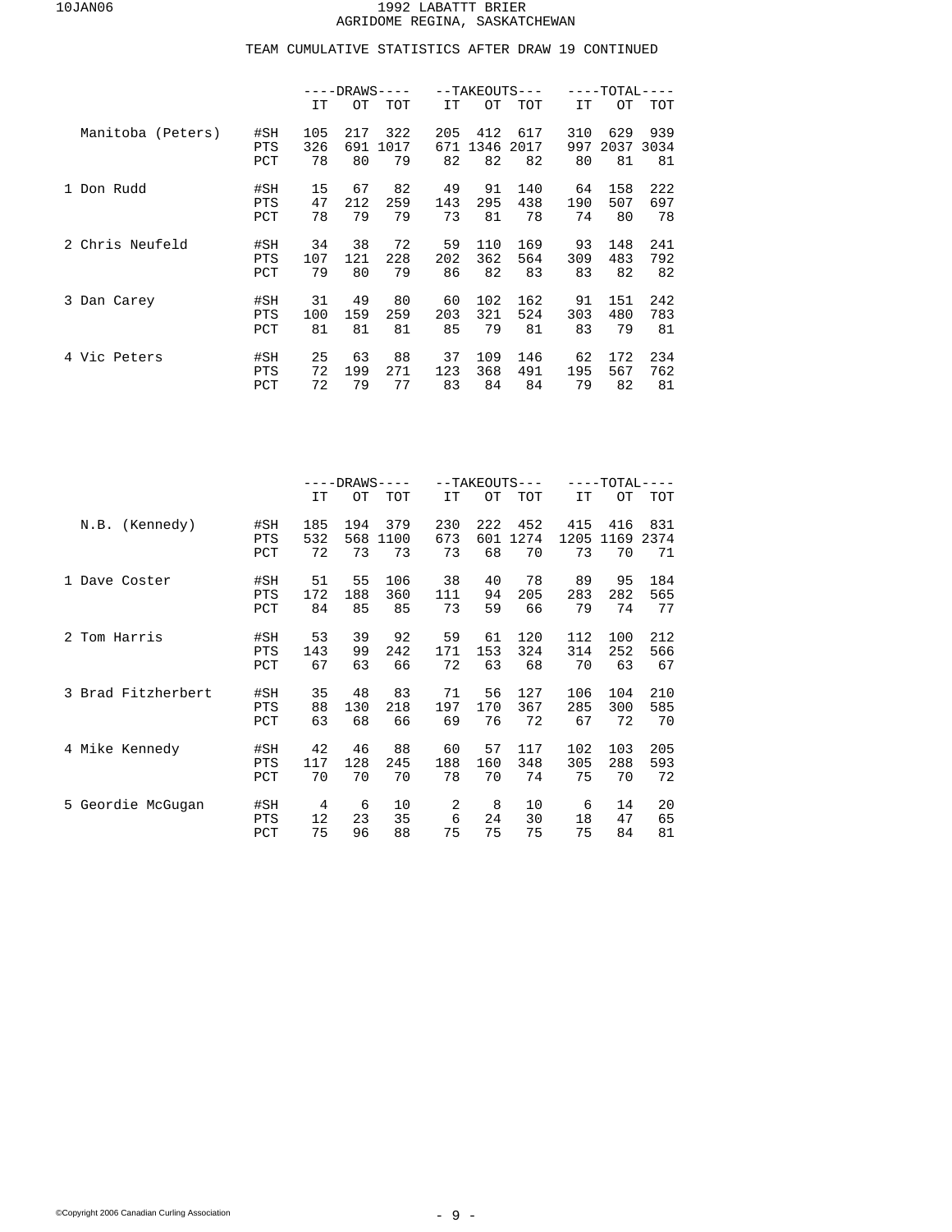# 1992 LABATTT BRIER
## AGRIDOME REGINA, SASKATCHEWAN

### TEAM CUMULATIVE STATISTICS AFTER DRAW 19 CONTINUED

| | | DRAWS | | | TAKEOUTS | | | TOTAL | | |
|---|---|---|---|---|---|---|---|---|---|---|
| | | IT | OT | TOT | IT | OT | TOT | IT | OT | TOT |
| Manitoba (Peters) | #SH | 105 | 217 | 322 | 205 | 412 | 617 | 310 | 629 | 939 |
| | PTS | 326 | 691 | 1017 | 671 | 1346 | 2017 | 997 | 2037 | 3034 |
| | PCT | 78 | 80 | 79 | 82 | 82 | 82 | 80 | 81 | 81 |
| 1 Don Rudd | #SH | 15 | 67 | 82 | 49 | 91 | 140 | 64 | 158 | 222 |
| | PTS | 47 | 212 | 259 | 143 | 295 | 438 | 190 | 507 | 697 |
| | PCT | 78 | 79 | 79 | 73 | 81 | 78 | 74 | 80 | 78 |
| 2 Chris Neufeld | #SH | 34 | 38 | 72 | 59 | 110 | 169 | 93 | 148 | 241 |
| | PTS | 107 | 121 | 228 | 202 | 362 | 564 | 309 | 483 | 792 |
| | PCT | 79 | 80 | 79 | 86 | 82 | 83 | 83 | 82 | 82 |
| 3 Dan Carey | #SH | 31 | 49 | 80 | 60 | 102 | 162 | 91 | 151 | 242 |
| | PTS | 100 | 159 | 259 | 203 | 321 | 524 | 303 | 480 | 783 |
| | PCT | 81 | 81 | 81 | 85 | 79 | 81 | 83 | 79 | 81 |
| 4 Vic Peters | #SH | 25 | 63 | 88 | 37 | 109 | 146 | 62 | 172 | 234 |
| | PTS | 72 | 199 | 271 | 123 | 368 | 491 | 195 | 567 | 762 |
| | PCT | 72 | 79 | 77 | 83 | 84 | 84 | 79 | 82 | 81 |

| | | DRAWS | | | TAKEOUTS | | | TOTAL | | |
|---|---|---|---|---|---|---|---|---|---|---|
| | | IT | OT | TOT | IT | OT | TOT | IT | OT | TOT |
| N.B. (Kennedy) | #SH | 185 | 194 | 379 | 230 | 222 | 452 | 415 | 416 | 831 |
| | PTS | 532 | 568 | 1100 | 673 | 601 | 1274 | 1205 | 1169 | 2374 |
| | PCT | 72 | 73 | 73 | 73 | 68 | 70 | 73 | 70 | 71 |
| 1 Dave Coster | #SH | 51 | 55 | 106 | 38 | 40 | 78 | 89 | 95 | 184 |
| | PTS | 172 | 188 | 360 | 111 | 94 | 205 | 283 | 282 | 565 |
| | PCT | 84 | 85 | 85 | 73 | 59 | 66 | 79 | 74 | 77 |
| 2 Tom Harris | #SH | 53 | 39 | 92 | 59 | 61 | 120 | 112 | 100 | 212 |
| | PTS | 143 | 99 | 242 | 171 | 153 | 324 | 314 | 252 | 566 |
| | PCT | 67 | 63 | 66 | 72 | 63 | 68 | 70 | 63 | 67 |
| 3 Brad Fitzherbert | #SH | 35 | 48 | 83 | 71 | 56 | 127 | 106 | 104 | 210 |
| | PTS | 88 | 130 | 218 | 197 | 170 | 367 | 285 | 300 | 585 |
| | PCT | 63 | 68 | 66 | 69 | 76 | 72 | 67 | 72 | 70 |
| 4 Mike Kennedy | #SH | 42 | 46 | 88 | 60 | 57 | 117 | 102 | 103 | 205 |
| | PTS | 117 | 128 | 245 | 188 | 160 | 348 | 305 | 288 | 593 |
| | PCT | 70 | 70 | 70 | 78 | 70 | 74 | 75 | 70 | 72 |
| 5 Geordie McGugan | #SH | 4 | 6 | 10 | 2 | 8 | 10 | 6 | 14 | 20 |
| | PTS | 12 | 23 | 35 | 6 | 24 | 30 | 18 | 47 | 65 |
| | PCT | 75 | 96 | 88 | 75 | 75 | 75 | 75 | 84 | 81 |

©Copyright 2006 Canadian Curling Association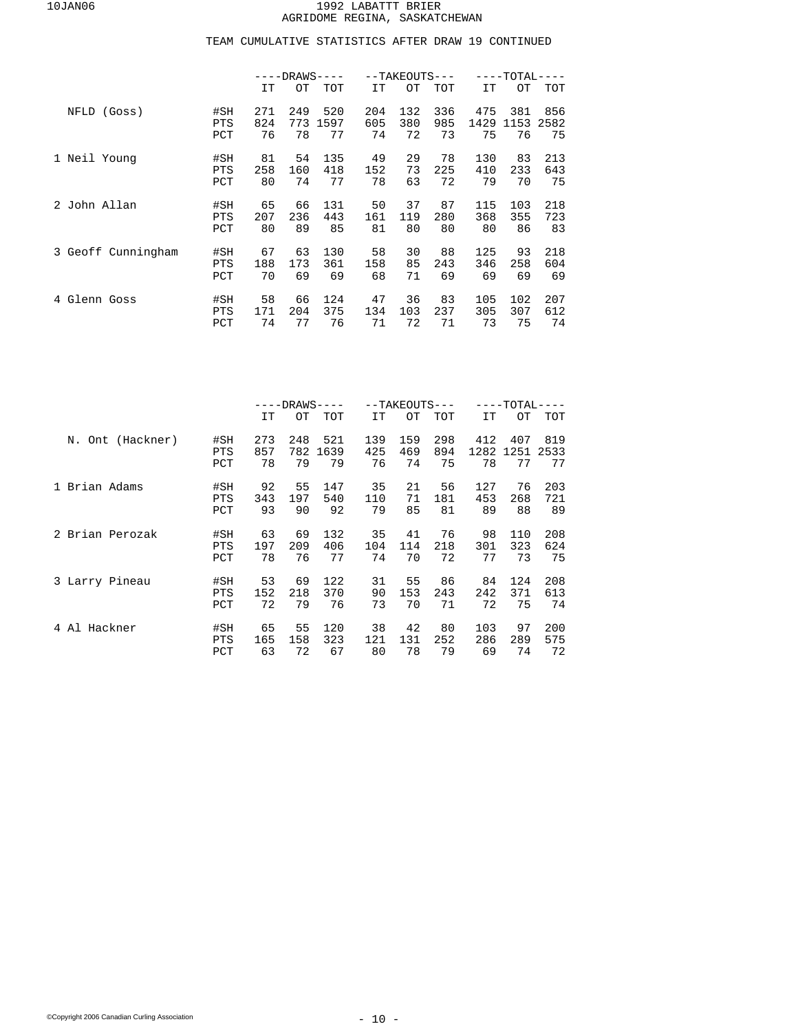1992 LABATTT BRIER
AGRIDOME REGINA, SASKATCHEWAN

## TEAM CUMULATIVE STATISTICS AFTER DRAW 19 CONTINUED

| | | DRAWS | | | TAKEOUTS | | | TOTAL | | |
|---|---|---|---|---|---|---|---|---|---|---|
| | | IT | OT | TOT | IT | OT | TOT | IT | OT | TOT |
| NFLD (Goss) | #SH | 271 | 249 | 520 | 204 | 132 | 336 | 475 | 381 | 856 |
| | PTS | 824 | 773 | 1597 | 605 | 380 | 985 | 1429 | 1153 | 2582 |
| | PCT | 76 | 78 | 77 | 74 | 72 | 73 | 75 | 76 | 75 |
| 1 Neil Young | #SH | 81 | 54 | 135 | 49 | 29 | 78 | 130 | 83 | 213 |
| | PTS | 258 | 160 | 418 | 152 | 73 | 225 | 410 | 233 | 643 |
| | PCT | 80 | 74 | 77 | 78 | 63 | 72 | 79 | 70 | 75 |
| 2 John Allan | #SH | 65 | 66 | 131 | 50 | 37 | 87 | 115 | 103 | 218 |
| | PTS | 207 | 236 | 443 | 161 | 119 | 280 | 368 | 355 | 723 |
| | PCT | 80 | 89 | 85 | 81 | 80 | 80 | 80 | 86 | 83 |
| 3 Geoff Cunningham | #SH | 67 | 63 | 130 | 58 | 30 | 88 | 125 | 93 | 218 |
| | PTS | 188 | 173 | 361 | 158 | 85 | 243 | 346 | 258 | 604 |
| | PCT | 70 | 69 | 69 | 68 | 71 | 69 | 69 | 69 | 69 |
| 4 Glenn Goss | #SH | 58 | 66 | 124 | 47 | 36 | 83 | 105 | 102 | 207 |
| | PTS | 171 | 204 | 375 | 134 | 103 | 237 | 305 | 307 | 612 |
| | PCT | 74 | 77 | 76 | 71 | 72 | 71 | 73 | 75 | 74 |

| | | DRAWS | | | TAKEOUTS | | | TOTAL | | |
|---|---|---|---|---|---|---|---|---|---|---|
| | | IT | OT | TOT | IT | OT | TOT | IT | OT | TOT |
| N. Ont (Hackner) | #SH | 273 | 248 | 521 | 139 | 159 | 298 | 412 | 407 | 819 |
| | PTS | 857 | 782 | 1639 | 425 | 469 | 894 | 1282 | 1251 | 2533 |
| | PCT | 78 | 79 | 79 | 76 | 74 | 75 | 78 | 77 | 77 |
| 1 Brian Adams | #SH | 92 | 55 | 147 | 35 | 21 | 56 | 127 | 76 | 203 |
| | PTS | 343 | 197 | 540 | 110 | 71 | 181 | 453 | 268 | 721 |
| | PCT | 93 | 90 | 92 | 79 | 85 | 81 | 89 | 88 | 89 |
| 2 Brian Perozak | #SH | 63 | 69 | 132 | 35 | 41 | 76 | 98 | 110 | 208 |
| | PTS | 197 | 209 | 406 | 104 | 114 | 218 | 301 | 323 | 624 |
| | PCT | 78 | 76 | 77 | 74 | 70 | 72 | 77 | 73 | 75 |
| 3 Larry Pineau | #SH | 53 | 69 | 122 | 31 | 55 | 86 | 84 | 124 | 208 |
| | PTS | 152 | 218 | 370 | 90 | 153 | 243 | 242 | 371 | 613 |
| | PCT | 72 | 79 | 76 | 73 | 70 | 71 | 72 | 75 | 74 |
| 4 Al Hackner | #SH | 65 | 55 | 120 | 38 | 42 | 80 | 103 | 97 | 200 |
| | PTS | 165 | 158 | 323 | 121 | 131 | 252 | 286 | 289 | 575 |
| | PCT | 63 | 72 | 67 | 80 | 78 | 79 | 69 | 74 | 72 |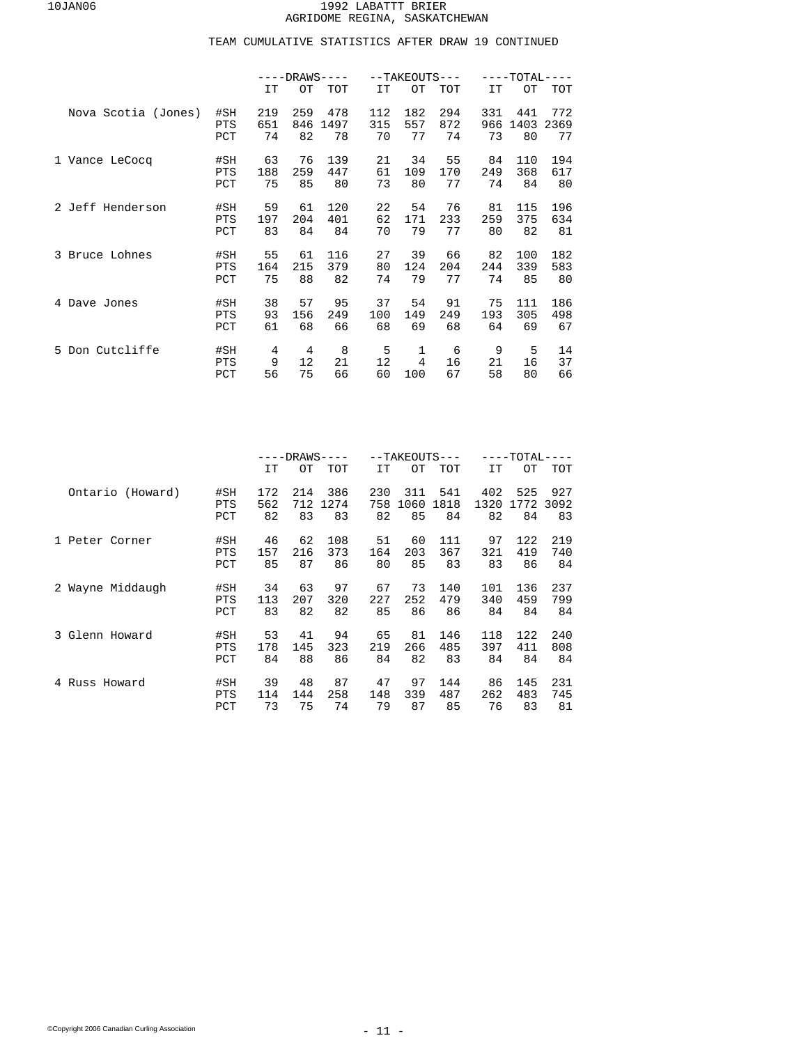# 1992 LABATTT BRIER
## AGRIDOME REGINA, SASKATCHEWAN

### TEAM CUMULATIVE STATISTICS AFTER DRAW 19 CONTINUED

| | | DRAWS | | | TAKEOUTS | | | TOTAL | | |
|---|---|---|---|---|---|---|---|---|---|---|
| | | IT | OT | TOT | IT | OT | TOT | IT | OT | TOT |
| Nova Scotia (Jones) | #SH | 219 | 259 | 478 | 112 | 182 | 294 | 331 | 441 | 772 |
| | PTS | 651 | 846 | 1497 | 315 | 557 | 872 | 966 | 1403 | 2369 |
| | PCT | 74 | 82 | 78 | 70 | 77 | 74 | 73 | 80 | 77 |
| 1 Vance LeCocq | #SH | 63 | 76 | 139 | 21 | 34 | 55 | 84 | 110 | 194 |
| | PTS | 188 | 259 | 447 | 61 | 109 | 170 | 249 | 368 | 617 |
| | PCT | 75 | 85 | 80 | 73 | 80 | 77 | 74 | 84 | 80 |
| 2 Jeff Henderson | #SH | 59 | 61 | 120 | 22 | 54 | 76 | 81 | 115 | 196 |
| | PTS | 197 | 204 | 401 | 62 | 171 | 233 | 259 | 375 | 634 |
| | PCT | 83 | 84 | 84 | 70 | 79 | 77 | 80 | 82 | 81 |
| 3 Bruce Lohnes | #SH | 55 | 61 | 116 | 27 | 39 | 66 | 82 | 100 | 182 |
| | PTS | 164 | 215 | 379 | 80 | 124 | 204 | 244 | 339 | 583 |
| | PCT | 75 | 88 | 82 | 74 | 79 | 77 | 74 | 85 | 80 |
| 4 Dave Jones | #SH | 38 | 57 | 95 | 37 | 54 | 91 | 75 | 111 | 186 |
| | PTS | 93 | 156 | 249 | 100 | 149 | 249 | 193 | 305 | 498 |
| | PCT | 61 | 68 | 66 | 68 | 69 | 68 | 64 | 69 | 67 |
| 5 Don Cutcliffe | #SH | 4 | 4 | 8 | 5 | 1 | 6 | 9 | 5 | 14 |
| | PTS | 9 | 12 | 21 | 12 | 4 | 16 | 21 | 16 | 37 |
| | PCT | 56 | 75 | 66 | 60 | 100 | 67 | 58 | 80 | 66 |

| | | DRAWS | | | TAKEOUTS | | | TOTAL | | |
|---|---|---|---|---|---|---|---|---|---|---|
| | | IT | OT | TOT | IT | OT | TOT | IT | OT | TOT |
| Ontario (Howard) | #SH | 172 | 214 | 386 | 230 | 311 | 541 | 402 | 525 | 927 |
| | PTS | 562 | 712 | 1274 | 758 | 1060 | 1818 | 1320 | 1772 | 3092 |
| | PCT | 82 | 83 | 83 | 82 | 85 | 84 | 82 | 84 | 83 |
| 1 Peter Corner | #SH | 46 | 62 | 108 | 51 | 60 | 111 | 97 | 122 | 219 |
| | PTS | 157 | 216 | 373 | 164 | 203 | 367 | 321 | 419 | 740 |
| | PCT | 85 | 87 | 86 | 80 | 85 | 83 | 83 | 86 | 84 |
| 2 Wayne Middaugh | #SH | 34 | 63 | 97 | 67 | 73 | 140 | 101 | 136 | 237 |
| | PTS | 113 | 207 | 320 | 227 | 252 | 479 | 340 | 459 | 799 |
| | PCT | 83 | 82 | 82 | 85 | 86 | 86 | 84 | 84 | 84 |
| 3 Glenn Howard | #SH | 53 | 41 | 94 | 65 | 81 | 146 | 118 | 122 | 240 |
| | PTS | 178 | 145 | 323 | 219 | 266 | 485 | 397 | 411 | 808 |
| | PCT | 84 | 88 | 86 | 84 | 82 | 83 | 84 | 84 | 84 |
| 4 Russ Howard | #SH | 39 | 48 | 87 | 47 | 97 | 144 | 86 | 145 | 231 |
| | PTS | 114 | 144 | 258 | 148 | 339 | 487 | 262 | 483 | 745 |
| | PCT | 73 | 75 | 74 | 79 | 87 | 85 | 76 | 83 | 81 |

©Copyright 2006 Canadian Curling Association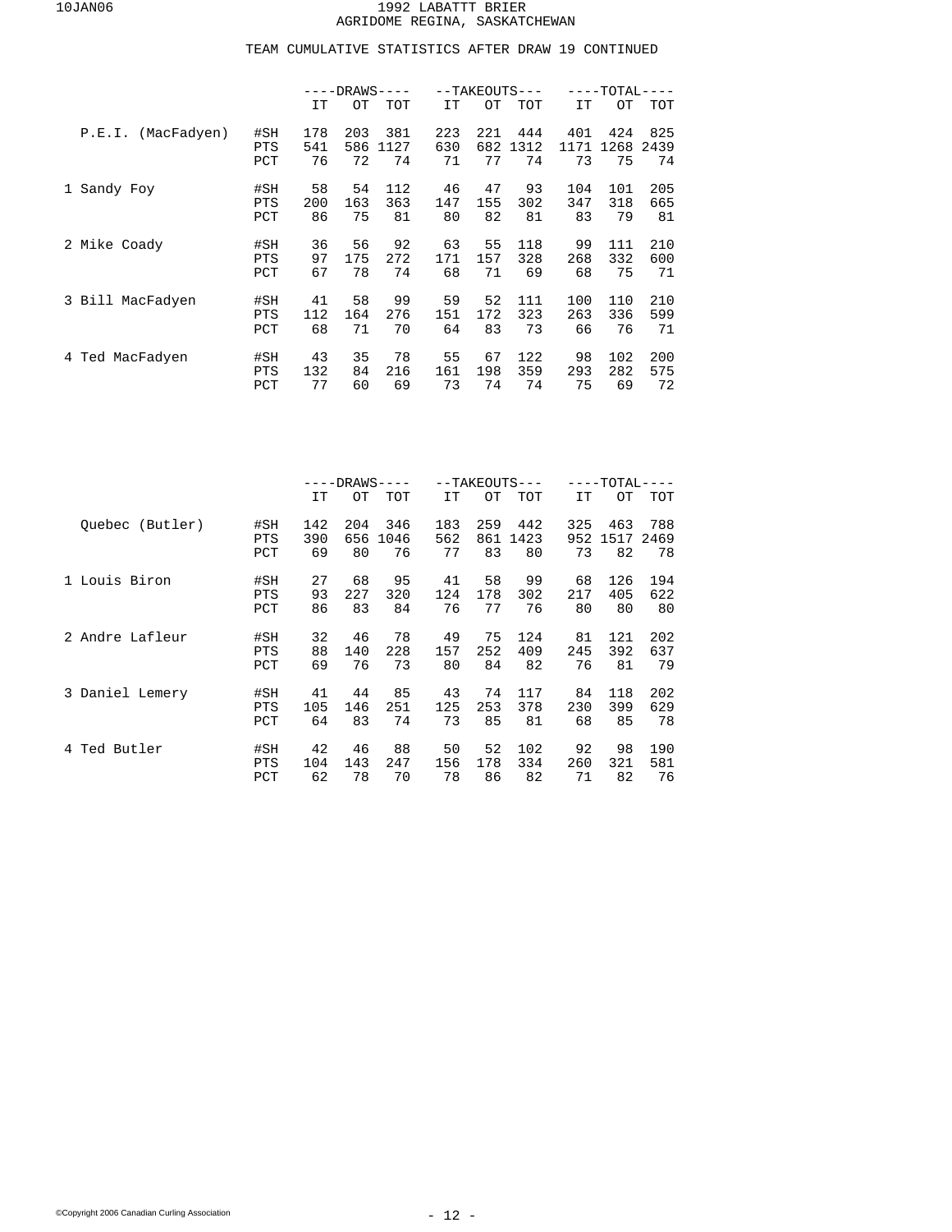# 1992 LABATTT BRIER
## AGRIDOME REGINA, SASKATCHEWAN

### TEAM CUMULATIVE STATISTICS AFTER DRAW 19 CONTINUED

| | | DRAWS | | | TAKEOUTS | | | TOTAL | | |
|---|---|---|---|---|---|---|---|---|---|---|
| | | IT | OT | TOT | IT | OT | TOT | IT | OT | TOT |
| P.E.I. (MacFadyen) | #SH | 178 | 203 | 381 | 223 | 221 | 444 | 401 | 424 | 825 |
| | PTS | 541 | 586 | 1127 | 630 | 682 | 1312 | 1171 | 1268 | 2439 |
| | PCT | 76 | 72 | 74 | 71 | 77 | 74 | 73 | 75 | 74 |
| 1 Sandy Foy | #SH | 58 | 54 | 112 | 46 | 47 | 93 | 104 | 101 | 205 |
| | PTS | 200 | 163 | 363 | 147 | 155 | 302 | 347 | 318 | 665 |
| | PCT | 86 | 75 | 81 | 80 | 82 | 81 | 83 | 79 | 81 |
| 2 Mike Coady | #SH | 36 | 56 | 92 | 63 | 55 | 118 | 99 | 111 | 210 |
| | PTS | 97 | 175 | 272 | 171 | 157 | 328 | 268 | 332 | 600 |
| | PCT | 67 | 78 | 74 | 68 | 71 | 69 | 68 | 75 | 71 |
| 3 Bill MacFadyen | #SH | 41 | 58 | 99 | 59 | 52 | 111 | 100 | 110 | 210 |
| | PTS | 112 | 164 | 276 | 151 | 172 | 323 | 263 | 336 | 599 |
| | PCT | 68 | 71 | 70 | 64 | 83 | 73 | 66 | 76 | 71 |
| 4 Ted MacFadyen | #SH | 43 | 35 | 78 | 55 | 67 | 122 | 98 | 102 | 200 |
| | PTS | 132 | 84 | 216 | 161 | 198 | 359 | 293 | 282 | 575 |
| | PCT | 77 | 60 | 69 | 73 | 74 | 74 | 75 | 69 | 72 |

| | | DRAWS | | | TAKEOUTS | | | TOTAL | | |
|---|---|---|---|---|---|---|---|---|---|---|
| | | IT | OT | TOT | IT | OT | TOT | IT | OT | TOT |
| Quebec (Butler) | #SH | 142 | 204 | 346 | 183 | 259 | 442 | 325 | 463 | 788 |
| | PTS | 390 | 656 | 1046 | 562 | 861 | 1423 | 952 | 1517 | 2469 |
| | PCT | 69 | 80 | 76 | 77 | 83 | 80 | 73 | 82 | 78 |
| 1 Louis Biron | #SH | 27 | 68 | 95 | 41 | 58 | 99 | 68 | 126 | 194 |
| | PTS | 93 | 227 | 320 | 124 | 178 | 302 | 217 | 405 | 622 |
| | PCT | 86 | 83 | 84 | 76 | 77 | 76 | 80 | 80 | 80 |
| 2 Andre Lafleur | #SH | 32 | 46 | 78 | 49 | 75 | 124 | 81 | 121 | 202 |
| | PTS | 88 | 140 | 228 | 157 | 252 | 409 | 245 | 392 | 637 |
| | PCT | 69 | 76 | 73 | 80 | 84 | 82 | 76 | 81 | 79 |
| 3 Daniel Lemery | #SH | 41 | 44 | 85 | 43 | 74 | 117 | 84 | 118 | 202 |
| | PTS | 105 | 146 | 251 | 125 | 253 | 378 | 230 | 399 | 629 |
| | PCT | 64 | 83 | 74 | 73 | 85 | 81 | 68 | 85 | 78 |
| 4 Ted Butler | #SH | 42 | 46 | 88 | 50 | 52 | 102 | 92 | 98 | 190 |
| | PTS | 104 | 143 | 247 | 156 | 178 | 334 | 260 | 321 | 581 |
| | PCT | 62 | 78 | 70 | 78 | 86 | 82 | 71 | 82 | 76 |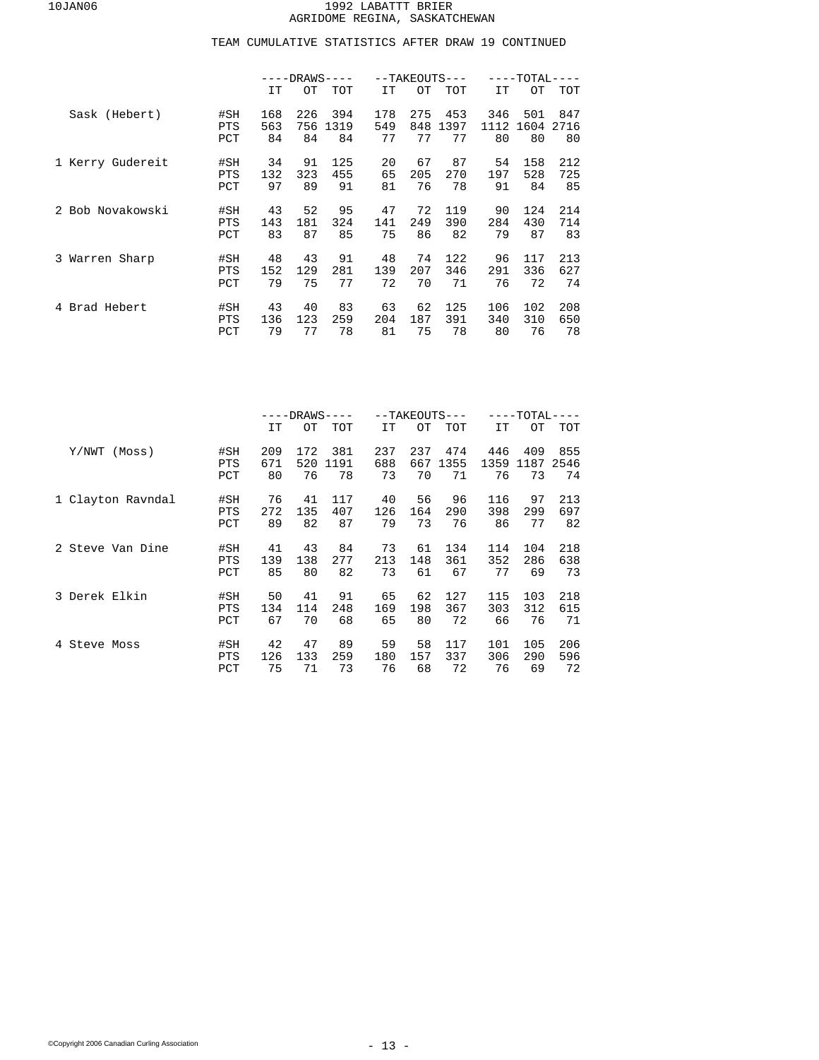# 1992 LABATTT BRIER
## AGRIDOME REGINA, SASKATCHEWAN

### TEAM CUMULATIVE STATISTICS AFTER DRAW 19 CONTINUED

| | | DRAWS | | | TAKEOUTS | | | TOTAL | | |
|---|---|---|---|---|---|---|---|---|---|---|
| | | IT | OT | TOT | IT | OT | TOT | IT | OT | TOT |
| Sask (Hebert) | #SH | 168 | 226 | 394 | 178 | 275 | 453 | 346 | 501 | 847 |
| | PTS | 563 | 756 | 1319 | 549 | 848 | 1397 | 1112 | 1604 | 2716 |
| | PCT | 84 | 84 | 84 | 77 | 77 | 77 | 80 | 80 | 80 |
| 1 Kerry Gudereit | #SH | 34 | 91 | 125 | 20 | 67 | 87 | 54 | 158 | 212 |
| | PTS | 132 | 323 | 455 | 65 | 205 | 270 | 197 | 528 | 725 |
| | PCT | 97 | 89 | 91 | 81 | 76 | 78 | 91 | 84 | 85 |
| 2 Bob Novakowski | #SH | 43 | 52 | 95 | 47 | 72 | 119 | 90 | 124 | 214 |
| | PTS | 143 | 181 | 324 | 141 | 249 | 390 | 284 | 430 | 714 |
| | PCT | 83 | 87 | 85 | 75 | 86 | 82 | 79 | 87 | 83 |
| 3 Warren Sharp | #SH | 48 | 43 | 91 | 48 | 74 | 122 | 96 | 117 | 213 |
| | PTS | 152 | 129 | 281 | 139 | 207 | 346 | 291 | 336 | 627 |
| | PCT | 79 | 75 | 77 | 72 | 70 | 71 | 76 | 72 | 74 |
| 4 Brad Hebert | #SH | 43 | 40 | 83 | 63 | 62 | 125 | 106 | 102 | 208 |
| | PTS | 136 | 123 | 259 | 204 | 187 | 391 | 340 | 310 | 650 |
| | PCT | 79 | 77 | 78 | 81 | 75 | 78 | 80 | 76 | 78 |

| | | DRAWS | | | TAKEOUTS | | | TOTAL | | |
|---|---|---|---|---|---|---|---|---|---|---|
| | | IT | OT | TOT | IT | OT | TOT | IT | OT | TOT |
| Y/NWT (Moss) | #SH | 209 | 172 | 381 | 237 | 237 | 474 | 446 | 409 | 855 |
| | PTS | 671 | 520 | 1191 | 688 | 667 | 1355 | 1359 | 1187 | 2546 |
| | PCT | 80 | 76 | 78 | 73 | 70 | 71 | 76 | 73 | 74 |
| 1 Clayton Ravndal | #SH | 76 | 41 | 117 | 40 | 56 | 96 | 116 | 97 | 213 |
| | PTS | 272 | 135 | 407 | 126 | 164 | 290 | 398 | 299 | 697 |
| | PCT | 89 | 82 | 87 | 79 | 73 | 76 | 86 | 77 | 82 |
| 2 Steve Van Dine | #SH | 41 | 43 | 84 | 73 | 61 | 134 | 114 | 104 | 218 |
| | PTS | 139 | 138 | 277 | 213 | 148 | 361 | 352 | 286 | 638 |
| | PCT | 85 | 80 | 82 | 73 | 61 | 67 | 77 | 69 | 73 |
| 3 Derek Elkin | #SH | 50 | 41 | 91 | 65 | 62 | 127 | 115 | 103 | 218 |
| | PTS | 134 | 114 | 248 | 169 | 198 | 367 | 303 | 312 | 615 |
| | PCT | 67 | 70 | 68 | 65 | 80 | 72 | 66 | 76 | 71 |
| 4 Steve Moss | #SH | 42 | 47 | 89 | 59 | 58 | 117 | 101 | 105 | 206 |
| | PTS | 126 | 133 | 259 | 180 | 157 | 337 | 306 | 290 | 596 |
| | PCT | 75 | 71 | 73 | 76 | 68 | 72 | 76 | 69 | 72 |

©Copyright 2006 Canadian Curling Association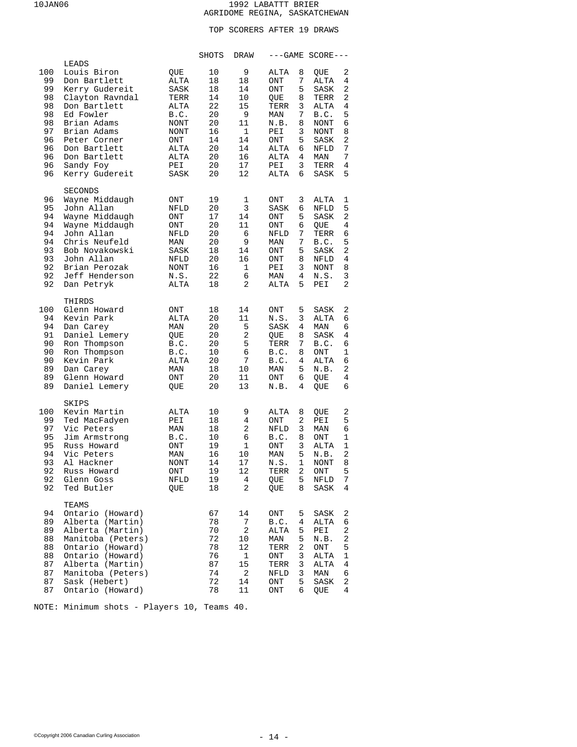# 1992 LABATTT BRIER
## AGRIDOME REGINA, SASKATCHEWAN

### TOP SCORERS AFTER 19 DRAWS

| | | | SHOTS | DRAW | ---GAME | SCORE--- | | |
|---|---|---|---|---|---|---|---|---|
| | **LEADS** | | | | | | | |
| 100 | Louis Biron | QUE | 10 | 9 | ALTA | 8 | QUE | 2 |
| 99 | Don Bartlett | ALTA | 18 | 18 | ONT | 7 | ALTA | 4 |
| 99 | Kerry Gudereit | SASK | 18 | 14 | ONT | 5 | SASK | 2 |
| 98 | Clayton Ravndal | TERR | 14 | 10 | QUE | 8 | TERR | 2 |
| 98 | Don Bartlett | ALTA | 22 | 15 | TERR | 3 | ALTA | 4 |
| 98 | Ed Fowler | B.C. | 20 | 9 | MAN | 7 | B.C. | 5 |
| 98 | Brian Adams | NONT | 20 | 11 | N.B. | 8 | NONT | 6 |
| 97 | Brian Adams | NONT | 16 | 1 | PEI | 3 | NONT | 8 |
| 96 | Peter Corner | ONT | 14 | 14 | ONT | 5 | SASK | 2 |
| 96 | Don Bartlett | ALTA | 20 | 14 | ALTA | 6 | NFLD | 7 |
| 96 | Don Bartlett | ALTA | 20 | 16 | ALTA | 4 | MAN | 7 |
| 96 | Sandy Foy | PEI | 20 | 17 | PEI | 3 | TERR | 4 |
| 96 | Kerry Gudereit | SASK | 20 | 12 | ALTA | 6 | SASK | 5 |
| | **SECONDS** | | | | | | | |
| 96 | Wayne Middaugh | ONT | 19 | 1 | ONT | 3 | ALTA | 1 |
| 95 | John Allan | NFLD | 20 | 3 | SASK | 6 | NFLD | 5 |
| 94 | Wayne Middaugh | ONT | 17 | 14 | ONT | 5 | SASK | 2 |
| 94 | Wayne Middaugh | ONT | 20 | 11 | ONT | 6 | QUE | 4 |
| 94 | John Allan | NFLD | 20 | 6 | NFLD | 7 | TERR | 6 |
| 94 | Chris Neufeld | MAN | 20 | 9 | MAN | 7 | B.C. | 5 |
| 93 | Bob Novakowski | SASK | 18 | 14 | ONT | 5 | SASK | 2 |
| 93 | John Allan | NFLD | 20 | 16 | ONT | 8 | NFLD | 4 |
| 92 | Brian Perozak | NONT | 16 | 1 | PEI | 3 | NONT | 8 |
| 92 | Jeff Henderson | N.S. | 22 | 6 | MAN | 4 | N.S. | 3 |
| 92 | Dan Petryk | ALTA | 18 | 2 | ALTA | 5 | PEI | 2 |
| | **THIRDS** | | | | | | | |
| 100 | Glenn Howard | ONT | 18 | 14 | ONT | 5 | SASK | 2 |
| 94 | Kevin Park | ALTA | 20 | 11 | N.S. | 3 | ALTA | 6 |
| 94 | Dan Carey | MAN | 20 | 5 | SASK | 4 | MAN | 6 |
| 91 | Daniel Lemery | QUE | 20 | 2 | QUE | 8 | SASK | 4 |
| 90 | Ron Thompson | B.C. | 20 | 5 | TERR | 7 | B.C. | 6 |
| 90 | Ron Thompson | B.C. | 10 | 6 | B.C. | 8 | ONT | 1 |
| 90 | Kevin Park | ALTA | 20 | 7 | B.C. | 4 | ALTA | 6 |
| 89 | Dan Carey | MAN | 18 | 10 | MAN | 5 | N.B. | 2 |
| 89 | Glenn Howard | ONT | 20 | 11 | ONT | 6 | QUE | 4 |
| 89 | Daniel Lemery | QUE | 20 | 13 | N.B. | 4 | QUE | 6 |
| | **SKIPS** | | | | | | | |
| 100 | Kevin Martin | ALTA | 10 | 9 | ALTA | 8 | QUE | 2 |
| 99 | Ted MacFadyen | PEI | 18 | 4 | ONT | 2 | PEI | 5 |
| 97 | Vic Peters | MAN | 18 | 2 | NFLD | 3 | MAN | 6 |
| 95 | Jim Armstrong | B.C. | 10 | 6 | B.C. | 8 | ONT | 1 |
| 95 | Russ Howard | ONT | 19 | 1 | ONT | 3 | ALTA | 1 |
| 94 | Vic Peters | MAN | 16 | 10 | MAN | 5 | N.B. | 2 |
| 93 | Al Hackner | NONT | 14 | 17 | N.S. | 1 | NONT | 8 |
| 92 | Russ Howard | ONT | 19 | 12 | TERR | 2 | ONT | 5 |
| 92 | Glenn Goss | NFLD | 19 | 4 | QUE | 5 | NFLD | 7 |
| 92 | Ted Butler | QUE | 18 | 2 | QUE | 8 | SASK | 4 |
| | **TEAMS** | | | | | | | |
| 94 | Ontario (Howard) | | 67 | 14 | ONT | 5 | SASK | 2 |
| 89 | Alberta (Martin) | | 78 | 7 | B.C. | 4 | ALTA | 6 |
| 89 | Alberta (Martin) | | 70 | 2 | ALTA | 5 | PEI | 2 |
| 88 | Manitoba (Peters) | | 72 | 10 | MAN | 5 | N.B. | 2 |
| 88 | Ontario (Howard) | | 78 | 12 | TERR | 2 | ONT | 5 |
| 88 | Ontario (Howard) | | 76 | 1 | ONT | 3 | ALTA | 1 |
| 87 | Alberta (Martin) | | 87 | 15 | TERR | 3 | ALTA | 4 |
| 87 | Manitoba (Peters) | | 74 | 2 | NFLD | 3 | MAN | 6 |
| 87 | Sask (Hebert) | | 72 | 14 | ONT | 5 | SASK | 2 |
| 87 | Ontario (Howard) | | 78 | 11 | ONT | 6 | QUE | 4 |

NOTE: Minimum shots - Players 10, Teams 40.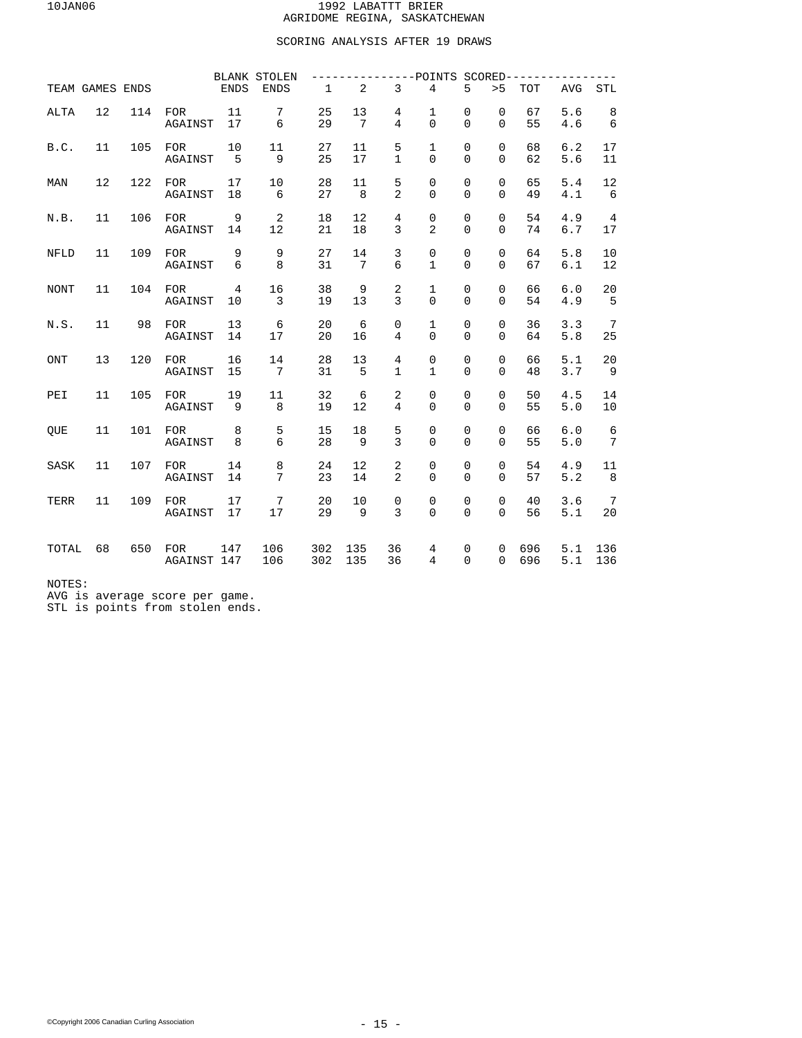# 1992 LABATTT BRIER
## AGRIDOME REGINA, SASKATCHEWAN

### SCORING ANALYSIS AFTER 19 DRAWS

| TEAM | GAMES | ENDS | | BLANK ENDS | STOLEN ENDS | 1 | 2 | 3 | 4 | 5 | >5 | TOT | AVG | STL |
|---|---|---|---|---|---|---|---|---|---|---|---|---|---|---|
| | | | | | | POINTS SCORED | | | | | | | | |
| ALTA | 12 | 114 | FOR | 11 | 7 | 25 | 13 | 4 | 1 | 0 | 0 | 67 | 5.6 | 8 |
| | | | AGAINST | 17 | 6 | 29 | 7 | 4 | 0 | 0 | 0 | 55 | 4.6 | 6 |
| B.C. | 11 | 105 | FOR | 10 | 11 | 27 | 11 | 5 | 1 | 0 | 0 | 68 | 6.2 | 17 |
| | | | AGAINST | 5 | 9 | 25 | 17 | 1 | 0 | 0 | 0 | 62 | 5.6 | 11 |
| MAN | 12 | 122 | FOR | 17 | 10 | 28 | 11 | 5 | 0 | 0 | 0 | 65 | 5.4 | 12 |
| | | | AGAINST | 18 | 6 | 27 | 8 | 2 | 0 | 0 | 0 | 49 | 4.1 | 6 |
| N.B. | 11 | 106 | FOR | 9 | 2 | 18 | 12 | 4 | 0 | 0 | 0 | 54 | 4.9 | 4 |
| | | | AGAINST | 14 | 12 | 21 | 18 | 3 | 2 | 0 | 0 | 74 | 6.7 | 17 |
| NFLD | 11 | 109 | FOR | 9 | 9 | 27 | 14 | 3 | 0 | 0 | 0 | 64 | 5.8 | 10 |
| | | | AGAINST | 6 | 8 | 31 | 7 | 6 | 1 | 0 | 0 | 67 | 6.1 | 12 |
| NONT | 11 | 104 | FOR | 4 | 16 | 38 | 9 | 2 | 1 | 0 | 0 | 66 | 6.0 | 20 |
| | | | AGAINST | 10 | 3 | 19 | 13 | 3 | 0 | 0 | 0 | 54 | 4.9 | 5 |
| N.S. | 11 | 98 | FOR | 13 | 6 | 20 | 6 | 0 | 1 | 0 | 0 | 36 | 3.3 | 7 |
| | | | AGAINST | 14 | 17 | 20 | 16 | 4 | 0 | 0 | 0 | 64 | 5.8 | 25 |
| ONT | 13 | 120 | FOR | 16 | 14 | 28 | 13 | 4 | 0 | 0 | 0 | 66 | 5.1 | 20 |
| | | | AGAINST | 15 | 7 | 31 | 5 | 1 | 1 | 0 | 0 | 48 | 3.7 | 9 |
| PEI | 11 | 105 | FOR | 19 | 11 | 32 | 6 | 2 | 0 | 0 | 0 | 50 | 4.5 | 14 |
| | | | AGAINST | 9 | 8 | 19 | 12 | 4 | 0 | 0 | 0 | 55 | 5.0 | 10 |
| QUE | 11 | 101 | FOR | 8 | 5 | 15 | 18 | 5 | 0 | 0 | 0 | 66 | 6.0 | 6 |
| | | | AGAINST | 8 | 6 | 28 | 9 | 3 | 0 | 0 | 0 | 55 | 5.0 | 7 |
| SASK | 11 | 107 | FOR | 14 | 8 | 24 | 12 | 2 | 0 | 0 | 0 | 54 | 4.9 | 11 |
| | | | AGAINST | 14 | 7 | 23 | 14 | 2 | 0 | 0 | 0 | 57 | 5.2 | 8 |
| TERR | 11 | 109 | FOR | 17 | 7 | 20 | 10 | 0 | 0 | 0 | 0 | 40 | 3.6 | 7 |
| | | | AGAINST | 17 | 17 | 29 | 9 | 3 | 0 | 0 | 0 | 56 | 5.1 | 20 |
| TOTAL | 68 | 650 | FOR | 147 | 106 | 302 | 135 | 36 | 4 | 0 | 0 | 696 | 5.1 | 136 |
| | | | AGAINST | 147 | 106 | 302 | 135 | 36 | 4 | 0 | 0 | 696 | 5.1 | 136 |

NOTES:
AVG is average score per game.
STL is points from stolen ends.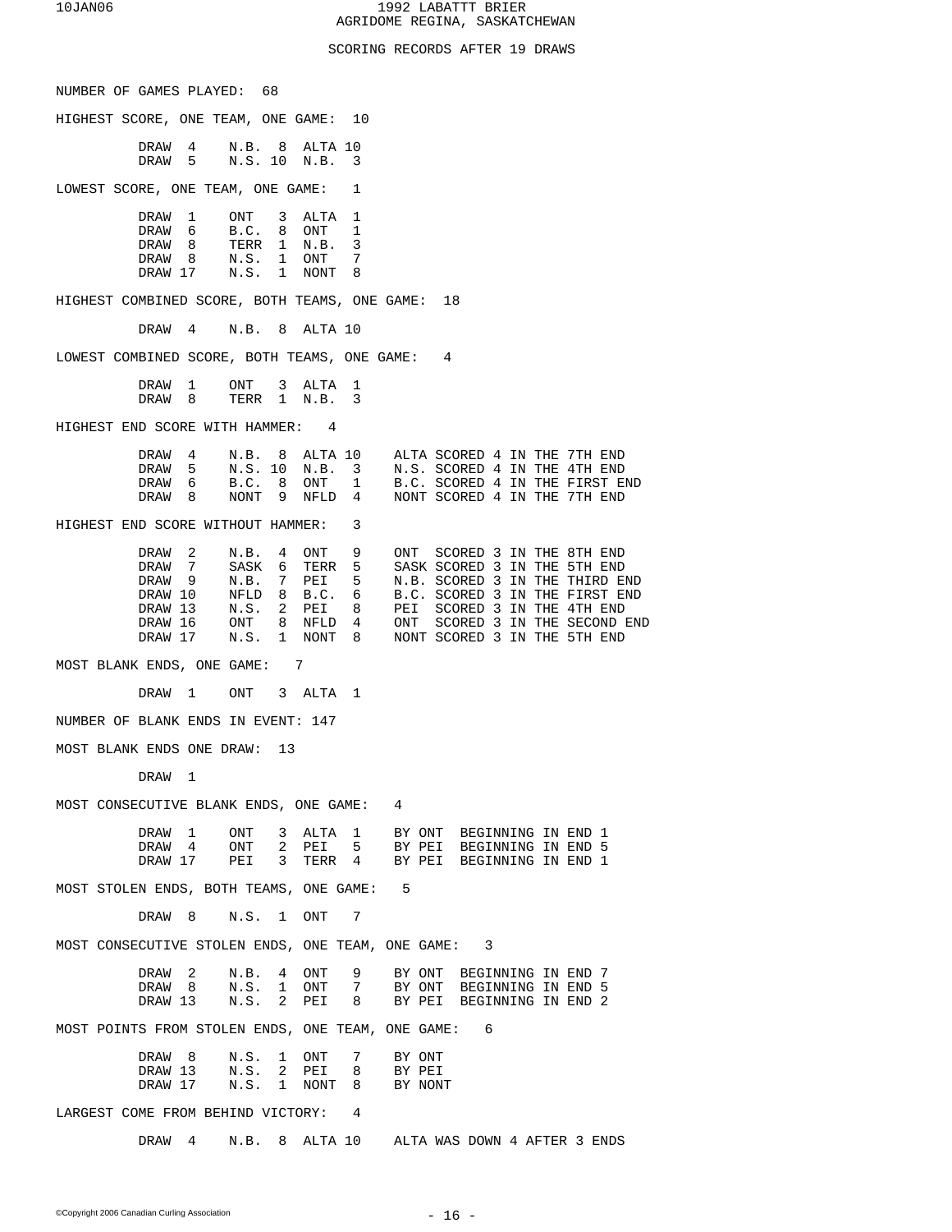# 1992 LABATTT BRIER
## AGRIDOME REGINA, SASKATCHEWAN

### SCORING RECORDS AFTER 19 DRAWS

NUMBER OF GAMES PLAYED: 68

HIGHEST SCORE, ONE TEAM, ONE GAME: 10

| | | | | |
|---|---|---|---|---|
| DRAW 4 | N.B. | 8 | ALTA | 10 |
| DRAW 5 | N.S. | 10 | N.B. | 3 |

LOWEST SCORE, ONE TEAM, ONE GAME: 1

| | | | | |
|---|---|---|---|---|
| DRAW 1 | ONT | 3 | ALTA | 1 |
| DRAW 6 | B.C. | 8 | ONT | 1 |
| DRAW 8 | TERR | 1 | N.B. | 3 |
| DRAW 8 | N.S. | 1 | ONT | 7 |
| DRAW 17 | N.S. | 1 | NONT | 8 |

HIGHEST COMBINED SCORE, BOTH TEAMS, ONE GAME: 18

| | | | | |
|---|---|---|---|---|
| DRAW 4 | N.B. | 8 | ALTA | 10 |

LOWEST COMBINED SCORE, BOTH TEAMS, ONE GAME: 4

| | | | | |
|---|---|---|---|---|
| DRAW 1 | ONT | 3 | ALTA | 1 |
| DRAW 8 | TERR | 1 | N.B. | 3 |

HIGHEST END SCORE WITH HAMMER: 4

| | | | | | |
|---|---|---|---|---|---|
| DRAW 4 | N.B. | 8 | ALTA | 10 | ALTA SCORED 4 IN THE 7TH END |
| DRAW 5 | N.S. | 10 | N.B. | 3 | N.S. SCORED 4 IN THE 4TH END |
| DRAW 6 | B.C. | 8 | ONT | 1 | B.C. SCORED 4 IN THE FIRST END |
| DRAW 8 | NONT | 9 | NFLD | 4 | NONT SCORED 4 IN THE 7TH END |

HIGHEST END SCORE WITHOUT HAMMER: 3

| | | | | | |
|---|---|---|---|---|---|
| DRAW 2 | N.B. | 4 | ONT | 9 | ONT SCORED 3 IN THE 8TH END |
| DRAW 7 | SASK | 6 | TERR | 5 | SASK SCORED 3 IN THE 5TH END |
| DRAW 9 | N.B. | 7 | PEI | 5 | N.B. SCORED 3 IN THE THIRD END |
| DRAW 10 | NFLD | 8 | B.C. | 6 | B.C. SCORED 3 IN THE FIRST END |
| DRAW 13 | N.S. | 2 | PEI | 8 | PEI SCORED 3 IN THE 4TH END |
| DRAW 16 | ONT | 8 | NFLD | 4 | ONT SCORED 3 IN THE SECOND END |
| DRAW 17 | N.S. | 1 | NONT | 8 | NONT SCORED 3 IN THE 5TH END |

MOST BLANK ENDS, ONE GAME: 7

| | | | | |
|---|---|---|---|---|
| DRAW 1 | ONT | 3 | ALTA | 1 |

NUMBER OF BLANK ENDS IN EVENT: 147

MOST BLANK ENDS ONE DRAW: 13

DRAW 1

MOST CONSECUTIVE BLANK ENDS, ONE GAME: 4

| | | | | | |
|---|---|---|---|---|---|
| DRAW 1 | ONT | 3 | ALTA | 1 | BY ONT BEGINNING IN END 1 |
| DRAW 4 | ONT | 2 | PEI | 5 | BY PEI BEGINNING IN END 5 |
| DRAW 17 | PEI | 3 | TERR | 4 | BY PEI BEGINNING IN END 1 |

MOST STOLEN ENDS, BOTH TEAMS, ONE GAME: 5

| | | | | |
|---|---|---|---|---|
| DRAW 8 | N.S. | 1 | ONT | 7 |

MOST CONSECUTIVE STOLEN ENDS, ONE TEAM, ONE GAME: 3

| | | | | | |
|---|---|---|---|---|---|
| DRAW 2 | N.B. | 4 | ONT | 9 | BY ONT BEGINNING IN END 7 |
| DRAW 8 | N.S. | 1 | ONT | 7 | BY ONT BEGINNING IN END 5 |
| DRAW 13 | N.S. | 2 | PEI | 8 | BY PEI BEGINNING IN END 2 |

MOST POINTS FROM STOLEN ENDS, ONE TEAM, ONE GAME: 6

| | | | | | |
|---|---|---|---|---|---|
| DRAW 8 | N.S. | 1 | ONT | 7 | BY ONT |
| DRAW 13 | N.S. | 2 | PEI | 8 | BY PEI |
| DRAW 17 | N.S. | 1 | NONT | 8 | BY NONT |

LARGEST COME FROM BEHIND VICTORY: 4

| | | | | | |
|---|---|---|---|---|---|
| DRAW 4 | N.B. | 8 | ALTA | 10 | ALTA WAS DOWN 4 AFTER 3 ENDS |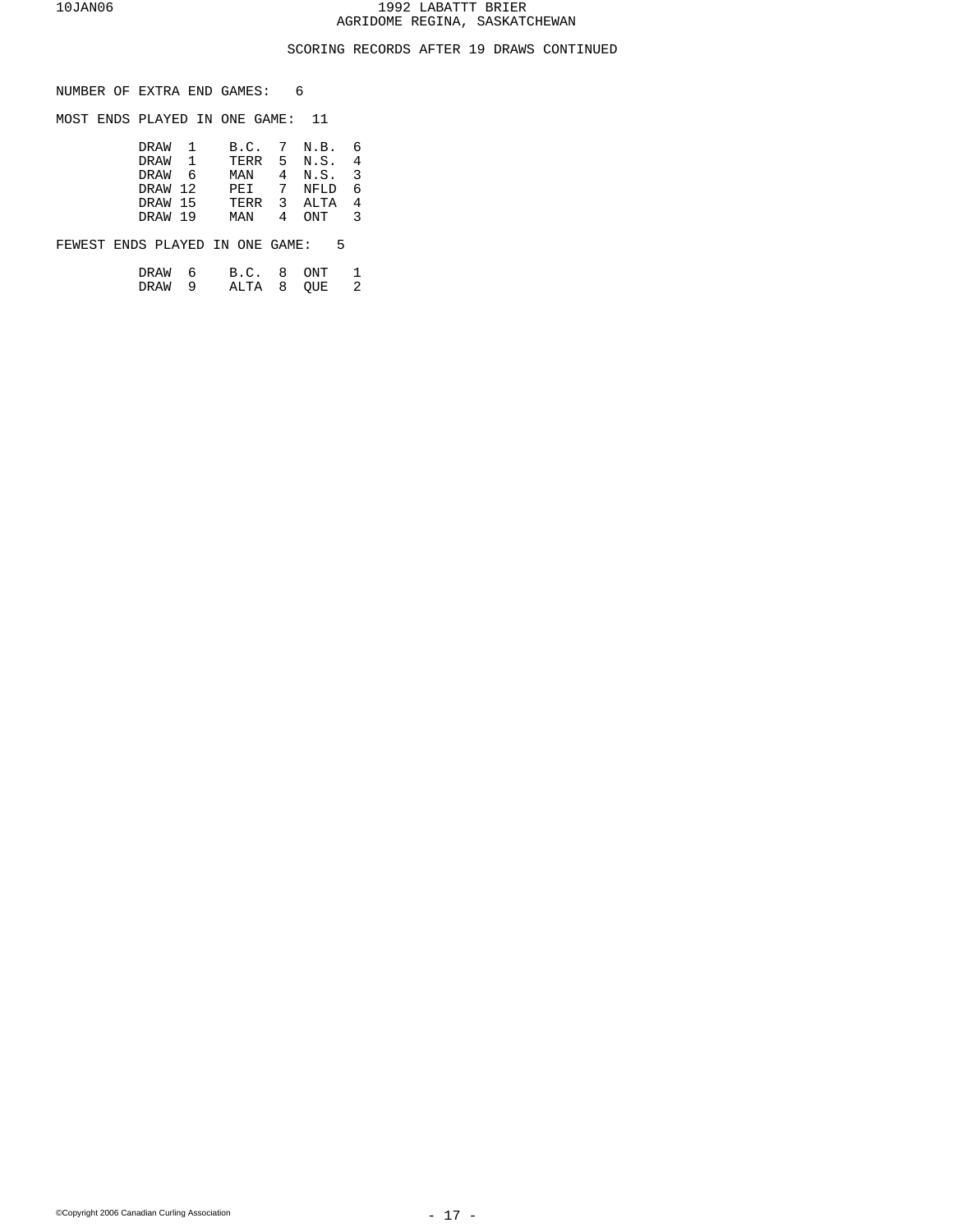## SCORING RECORDS AFTER 19 DRAWS CONTINUED

NUMBER OF EXTRA END GAMES: 6

MOST ENDS PLAYED IN ONE GAME: 11

| Draw | Team | Score | Team | Score |
|---|---|---|---|---|
| DRAW 1 | B.C. | 7 | N.B. | 6 |
| DRAW 1 | TERR | 5 | N.S. | 4 |
| DRAW 6 | MAN | 4 | N.S. | 3 |
| DRAW 12 | PEI | 7 | NFLD | 6 |
| DRAW 15 | TERR | 3 | ALTA | 4 |
| DRAW 19 | MAN | 4 | ONT | 3 |

FEWEST ENDS PLAYED IN ONE GAME: 5

| Draw | Team | Score | Team | Score |
|---|---|---|---|---|
| DRAW 6 | B.C. | 8 | ONT | 1 |
| DRAW 9 | ALTA | 8 | QUE | 2 |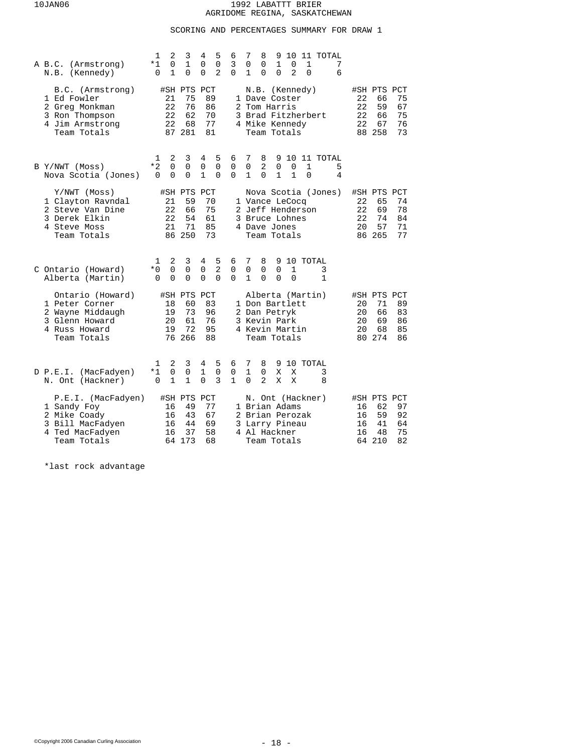# 1992 LABATT BRIER
## AGRIDOME REGINA, SASKATCHEWAN

### SCORING AND PERCENTAGES SUMMARY FOR DRAW 1

**A**

| Team | 1 | 2 | 3 | 4 | 5 | 6 | 7 | 8 | 9 | 10 | 11 | TOTAL |
|---|---|---|---|---|---|---|---|---|---|---|---|---|
| B.C. (Armstrong) | *1 | 0 | 1 | 0 | 0 | 3 | 0 | 0 | 1 | 0 | 1 | 7 |
| N.B. (Kennedy) | 0 | 1 | 0 | 0 | 2 | 0 | 1 | 0 | 0 | 2 | 0 | 6 |

| B.C. (Armstrong) | #SH | PTS | PCT | N.B. (Kennedy) | #SH | PTS | PCT |
|---|---|---|---|---|---|---|---|
| 1 Ed Fowler | 21 | 75 | 89 | 1 Dave Coster | 22 | 66 | 75 |
| 2 Greg Monkman | 22 | 76 | 86 | 2 Tom Harris | 22 | 59 | 67 |
| 3 Ron Thompson | 22 | 62 | 70 | 3 Brad Fitzherbert | 22 | 66 | 75 |
| 4 Jim Armstrong | 22 | 68 | 77 | 4 Mike Kennedy | 22 | 67 | 76 |
| Team Totals | 87 | 281 | 81 | Team Totals | 88 | 258 | 73 |

**B**

| Team | 1 | 2 | 3 | 4 | 5 | 6 | 7 | 8 | 9 | 10 | 11 | TOTAL |
|---|---|---|---|---|---|---|---|---|---|---|---|---|
| Y/NWT (Moss) | *2 | 0 | 0 | 0 | 0 | 0 | 0 | 2 | 0 | 0 | 1 | 5 |
| Nova Scotia (Jones) | 0 | 0 | 0 | 1 | 0 | 0 | 1 | 0 | 1 | 1 | 0 | 4 |

| Y/NWT (Moss) | #SH | PTS | PCT | Nova Scotia (Jones) | #SH | PTS | PCT |
|---|---|---|---|---|---|---|---|
| 1 Clayton Ravndal | 21 | 59 | 70 | 1 Vance LeCocq | 22 | 65 | 74 |
| 2 Steve Van Dine | 22 | 66 | 75 | 2 Jeff Henderson | 22 | 69 | 78 |
| 3 Derek Elkin | 22 | 54 | 61 | 3 Bruce Lohnes | 22 | 74 | 84 |
| 4 Steve Moss | 21 | 71 | 85 | 4 Dave Jones | 20 | 57 | 71 |
| Team Totals | 86 | 250 | 73 | Team Totals | 86 | 265 | 77 |

**C**

| Team | 1 | 2 | 3 | 4 | 5 | 6 | 7 | 8 | 9 | 10 | TOTAL |
|---|---|---|---|---|---|---|---|---|---|---|---|
| Ontario (Howard) | *0 | 0 | 0 | 0 | 2 | 0 | 0 | 0 | 0 | 1 | 3 |
| Alberta (Martin) | 0 | 0 | 0 | 0 | 0 | 0 | 1 | 0 | 0 | 0 | 1 |

| Ontario (Howard) | #SH | PTS | PCT | Alberta (Martin) | #SH | PTS | PCT |
|---|---|---|---|---|---|---|---|
| 1 Peter Corner | 18 | 60 | 83 | 1 Don Bartlett | 20 | 71 | 89 |
| 2 Wayne Middaugh | 19 | 73 | 96 | 2 Dan Petryk | 20 | 66 | 83 |
| 3 Glenn Howard | 20 | 61 | 76 | 3 Kevin Park | 20 | 69 | 86 |
| 4 Russ Howard | 19 | 72 | 95 | 4 Kevin Martin | 20 | 68 | 85 |
| Team Totals | 76 | 266 | 88 | Team Totals | 80 | 274 | 86 |

**D**

| Team | 1 | 2 | 3 | 4 | 5 | 6 | 7 | 8 | 9 | 10 | TOTAL |
|---|---|---|---|---|---|---|---|---|---|---|---|
| P.E.I. (MacFadyen) | *1 | 0 | 0 | 1 | 0 | 0 | 1 | 0 | X | X | 3 |
| N. Ont (Hackner) | 0 | 1 | 1 | 0 | 3 | 1 | 0 | 2 | X | X | 8 |

| P.E.I. (MacFadyen) | #SH | PTS | PCT | N. Ont (Hackner) | #SH | PTS | PCT |
|---|---|---|---|---|---|---|---|
| 1 Sandy Foy | 16 | 49 | 77 | 1 Brian Adams | 16 | 62 | 97 |
| 2 Mike Coady | 16 | 43 | 67 | 2 Brian Perozak | 16 | 59 | 92 |
| 3 Bill MacFadyen | 16 | 44 | 69 | 3 Larry Pineau | 16 | 41 | 64 |
| 4 Ted MacFadyen | 16 | 37 | 58 | 4 Al Hackner | 16 | 48 | 75 |
| Team Totals | 64 | 173 | 68 | Team Totals | 64 | 210 | 82 |

*last rock advantage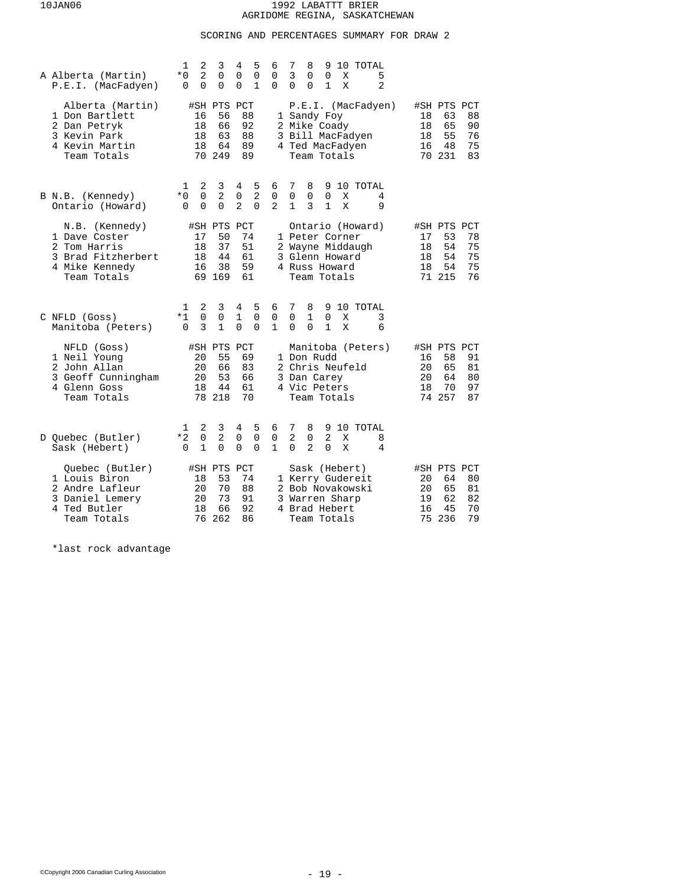# 1992 LABATTT BRIER
## AGRIDOME REGINA, SASKATCHEWAN

### SCORING AND PERCENTAGES SUMMARY FOR DRAW 2

**A**

| Team | 1 | 2 | 3 | 4 | 5 | 6 | 7 | 8 | 9 | 10 | TOTAL |
|---|---|---|---|---|---|---|---|---|---|---|---|
| Alberta (Martin) | *0 | 2 | 0 | 0 | 0 | 0 | 3 | 0 | 0 | X | 5 |
| P.E.I. (MacFadyen) | 0 | 0 | 0 | 0 | 1 | 0 | 0 | 0 | 1 | X | 2 |

| Alberta (Martin) | #SH | PTS | PCT | P.E.I. (MacFadyen) | #SH | PTS | PCT |
|---|---|---|---|---|---|---|---|
| 1 Don Bartlett | 16 | 56 | 88 | 1 Sandy Foy | 18 | 63 | 88 |
| 2 Dan Petryk | 18 | 66 | 92 | 2 Mike Coady | 18 | 65 | 90 |
| 3 Kevin Park | 18 | 63 | 88 | 3 Bill MacFadyen | 18 | 55 | 76 |
| 4 Kevin Martin | 18 | 64 | 89 | 4 Ted MacFadyen | 16 | 48 | 75 |
| Team Totals | 70 | 249 | 89 | Team Totals | 70 | 231 | 83 |

**B**

| Team | 1 | 2 | 3 | 4 | 5 | 6 | 7 | 8 | 9 | 10 | TOTAL |
|---|---|---|---|---|---|---|---|---|---|---|---|
| N.B. (Kennedy) | *0 | 0 | 2 | 0 | 2 | 0 | 0 | 0 | 0 | X | 4 |
| Ontario (Howard) | 0 | 0 | 0 | 2 | 0 | 2 | 1 | 3 | 1 | X | 9 |

| N.B. (Kennedy) | #SH | PTS | PCT | Ontario (Howard) | #SH | PTS | PCT |
|---|---|---|---|---|---|---|---|
| 1 Dave Coster | 17 | 50 | 74 | 1 Peter Corner | 17 | 53 | 78 |
| 2 Tom Harris | 18 | 37 | 51 | 2 Wayne Middaugh | 18 | 54 | 75 |
| 3 Brad Fitzherbert | 18 | 44 | 61 | 3 Glenn Howard | 18 | 54 | 75 |
| 4 Mike Kennedy | 16 | 38 | 59 | 4 Russ Howard | 18 | 54 | 75 |
| Team Totals | 69 | 169 | 61 | Team Totals | 71 | 215 | 76 |

**C**

| Team | 1 | 2 | 3 | 4 | 5 | 6 | 7 | 8 | 9 | 10 | TOTAL |
|---|---|---|---|---|---|---|---|---|---|---|---|
| NFLD (Goss) | *1 | 0 | 0 | 1 | 0 | 0 | 0 | 1 | 0 | X | 3 |
| Manitoba (Peters) | 0 | 3 | 1 | 0 | 0 | 1 | 0 | 0 | 1 | X | 6 |

| NFLD (Goss) | #SH | PTS | PCT | Manitoba (Peters) | #SH | PTS | PCT |
|---|---|---|---|---|---|---|---|
| 1 Neil Young | 20 | 55 | 69 | 1 Don Rudd | 16 | 58 | 91 |
| 2 John Allan | 20 | 66 | 83 | 2 Chris Neufeld | 20 | 65 | 81 |
| 3 Geoff Cunningham | 20 | 53 | 66 | 3 Dan Carey | 20 | 64 | 80 |
| 4 Glenn Goss | 18 | 44 | 61 | 4 Vic Peters | 18 | 70 | 97 |
| Team Totals | 78 | 218 | 70 | Team Totals | 74 | 257 | 87 |

**D**

| Team | 1 | 2 | 3 | 4 | 5 | 6 | 7 | 8 | 9 | 10 | TOTAL |
|---|---|---|---|---|---|---|---|---|---|---|---|
| Quebec (Butler) | *2 | 0 | 2 | 0 | 0 | 0 | 2 | 0 | 2 | X | 8 |
| Sask (Hebert) | 0 | 1 | 0 | 0 | 0 | 1 | 0 | 2 | 0 | X | 4 |

| Quebec (Butler) | #SH | PTS | PCT | Sask (Hebert) | #SH | PTS | PCT |
|---|---|---|---|---|---|---|---|
| 1 Louis Biron | 18 | 53 | 74 | 1 Kerry Gudereit | 20 | 64 | 80 |
| 2 Andre Lafleur | 20 | 70 | 88 | 2 Bob Novakowski | 20 | 65 | 81 |
| 3 Daniel Lemery | 20 | 73 | 91 | 3 Warren Sharp | 19 | 62 | 82 |
| 4 Ted Butler | 18 | 66 | 92 | 4 Brad Hebert | 16 | 45 | 70 |
| Team Totals | 76 | 262 | 86 | Team Totals | 75 | 236 | 79 |

*last rock advantage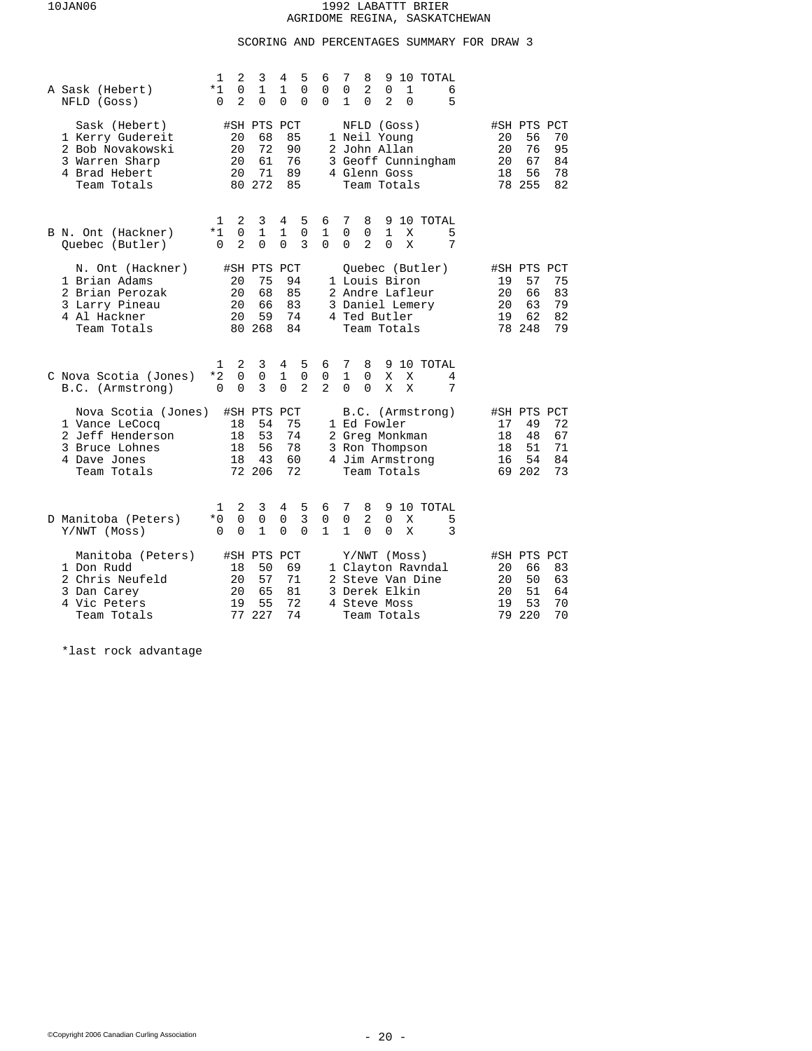# 1992 LABATTT BRIER
## AGRIDOME REGINA, SASKATCHEWAN

### SCORING AND PERCENTAGES SUMMARY FOR DRAW 3

**A**

| | 1 | 2 | 3 | 4 | 5 | 6 | 7 | 8 | 9 | 10 | TOTAL |
|---|---|---|---|---|---|---|---|---|---|---|---|
| Sask (Hebert) | *1 | 0 | 1 | 1 | 0 | 0 | 0 | 2 | 0 | 1 | 6 |
| NFLD (Goss) | 0 | 2 | 0 | 0 | 0 | 0 | 1 | 0 | 2 | 0 | 5 |

| Sask (Hebert) | #SH | PTS | PCT | NFLD (Goss) | #SH | PTS | PCT |
|---|---|---|---|---|---|---|---|
| 1 Kerry Gudereit | 20 | 68 | 85 | 1 Neil Young | 20 | 56 | 70 |
| 2 Bob Novakowski | 20 | 72 | 90 | 2 John Allan | 20 | 76 | 95 |
| 3 Warren Sharp | 20 | 61 | 76 | 3 Geoff Cunningham | 20 | 67 | 84 |
| 4 Brad Hebert | 20 | 71 | 89 | 4 Glenn Goss | 18 | 56 | 78 |
| Team Totals | 80 | 272 | 85 | Team Totals | 78 | 255 | 82 |

**B**

| | 1 | 2 | 3 | 4 | 5 | 6 | 7 | 8 | 9 | 10 | TOTAL |
|---|---|---|---|---|---|---|---|---|---|---|---|
| N. Ont (Hackner) | *1 | 0 | 1 | 1 | 0 | 1 | 0 | 0 | 1 | X | 5 |
| Quebec (Butler) | 0 | 2 | 0 | 0 | 3 | 0 | 0 | 2 | 0 | X | 7 |

| N. Ont (Hackner) | #SH | PTS | PCT | Quebec (Butler) | #SH | PTS | PCT |
|---|---|---|---|---|---|---|---|
| 1 Brian Adams | 20 | 75 | 94 | 1 Louis Biron | 19 | 57 | 75 |
| 2 Brian Perozak | 20 | 68 | 85 | 2 Andre Lafleur | 20 | 66 | 83 |
| 3 Larry Pineau | 20 | 66 | 83 | 3 Daniel Lemery | 20 | 63 | 79 |
| 4 Al Hackner | 20 | 59 | 74 | 4 Ted Butler | 19 | 62 | 82 |
| Team Totals | 80 | 268 | 84 | Team Totals | 78 | 248 | 79 |

**C**

| | 1 | 2 | 3 | 4 | 5 | 6 | 7 | 8 | 9 | 10 | TOTAL |
|---|---|---|---|---|---|---|---|---|---|---|---|
| Nova Scotia (Jones) | *2 | 0 | 0 | 1 | 0 | 0 | 1 | 0 | X | X | 4 |
| B.C. (Armstrong) | 0 | 0 | 3 | 0 | 2 | 2 | 0 | 0 | X | X | 7 |

| Nova Scotia (Jones) | #SH | PTS | PCT | B.C. (Armstrong) | #SH | PTS | PCT |
|---|---|---|---|---|---|---|---|
| 1 Vance LeCocq | 18 | 54 | 75 | 1 Ed Fowler | 17 | 49 | 72 |
| 2 Jeff Henderson | 18 | 53 | 74 | 2 Greg Monkman | 18 | 48 | 67 |
| 3 Bruce Lohnes | 18 | 56 | 78 | 3 Ron Thompson | 18 | 51 | 71 |
| 4 Dave Jones | 18 | 43 | 60 | 4 Jim Armstrong | 16 | 54 | 84 |
| Team Totals | 72 | 206 | 72 | Team Totals | 69 | 202 | 73 |

**D**

| | 1 | 2 | 3 | 4 | 5 | 6 | 7 | 8 | 9 | 10 | TOTAL |
|---|---|---|---|---|---|---|---|---|---|---|---|
| Manitoba (Peters) | *0 | 0 | 0 | 0 | 3 | 0 | 0 | 2 | 0 | X | 5 |
| Y/NWT (Moss) | 0 | 0 | 1 | 0 | 0 | 1 | 1 | 0 | 0 | X | 3 |

| Manitoba (Peters) | #SH | PTS | PCT | Y/NWT (Moss) | #SH | PTS | PCT |
|---|---|---|---|---|---|---|---|
| 1 Don Rudd | 18 | 50 | 69 | 1 Clayton Ravndal | 20 | 66 | 83 |
| 2 Chris Neufeld | 20 | 57 | 71 | 2 Steve Van Dine | 20 | 50 | 63 |
| 3 Dan Carey | 20 | 65 | 81 | 3 Derek Elkin | 20 | 51 | 64 |
| 4 Vic Peters | 19 | 55 | 72 | 4 Steve Moss | 19 | 53 | 70 |
| Team Totals | 77 | 227 | 74 | Team Totals | 79 | 220 | 70 |

*last rock advantage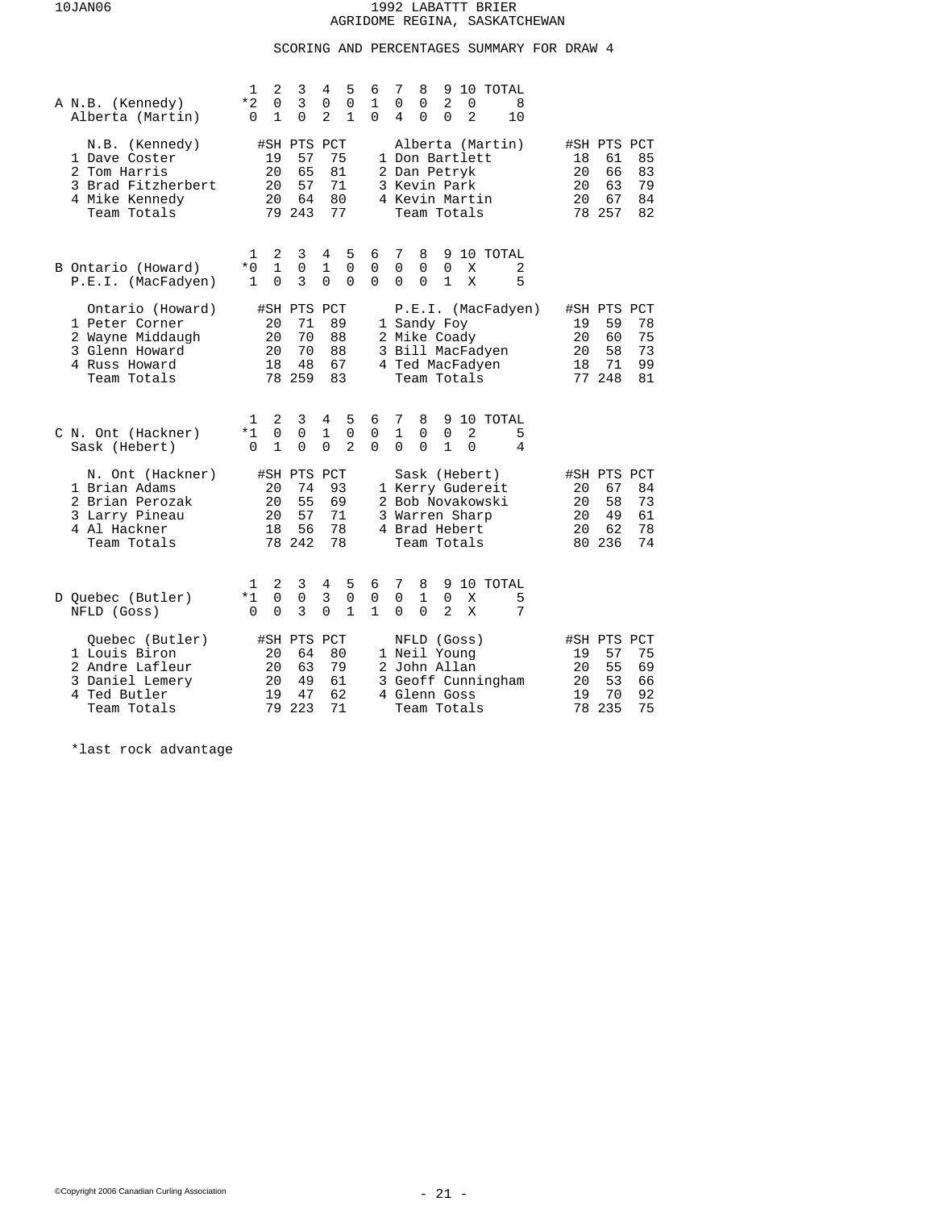10JAN06

# 1992 LABATTT BRIER
## AGRIDOME REGINA, SASKATCHEWAN

### SCORING AND PERCENTAGES SUMMARY FOR DRAW 4

**A**

| | 1 | 2 | 3 | 4 | 5 | 6 | 7 | 8 | 9 | 10 | TOTAL |
|---|---|---|---|---|---|---|---|---|---|---|---|
| N.B. (Kennedy) | *2 | 0 | 3 | 0 | 0 | 1 | 0 | 0 | 2 | 0 | 8 |
| Alberta (Martin) | 0 | 1 | 0 | 2 | 1 | 0 | 4 | 0 | 0 | 2 | 10 |

| N.B. (Kennedy) | #SH | PTS | PCT | Alberta (Martin) | #SH | PTS | PCT |
|---|---|---|---|---|---|---|---|
| 1 Dave Coster | 19 | 57 | 75 | 1 Don Bartlett | 18 | 61 | 85 |
| 2 Tom Harris | 20 | 65 | 81 | 2 Dan Petryk | 20 | 66 | 83 |
| 3 Brad Fitzherbert | 20 | 57 | 71 | 3 Kevin Park | 20 | 63 | 79 |
| 4 Mike Kennedy | 20 | 64 | 80 | 4 Kevin Martin | 20 | 67 | 84 |
| Team Totals | 79 | 243 | 77 | Team Totals | 78 | 257 | 82 |

**B**

| | 1 | 2 | 3 | 4 | 5 | 6 | 7 | 8 | 9 | 10 | TOTAL |
|---|---|---|---|---|---|---|---|---|---|---|---|
| Ontario (Howard) | *0 | 1 | 0 | 1 | 0 | 0 | 0 | 0 | 0 | X | 2 |
| P.E.I. (MacFadyen) | 1 | 0 | 3 | 0 | 0 | 0 | 0 | 0 | 1 | X | 5 |

| Ontario (Howard) | #SH | PTS | PCT | P.E.I. (MacFadyen) | #SH | PTS | PCT |
|---|---|---|---|---|---|---|---|
| 1 Peter Corner | 20 | 71 | 89 | 1 Sandy Foy | 19 | 59 | 78 |
| 2 Wayne Middaugh | 20 | 70 | 88 | 2 Mike Coady | 20 | 60 | 75 |
| 3 Glenn Howard | 20 | 70 | 88 | 3 Bill MacFadyen | 20 | 58 | 73 |
| 4 Russ Howard | 18 | 48 | 67 | 4 Ted MacFadyen | 18 | 71 | 99 |
| Team Totals | 78 | 259 | 83 | Team Totals | 77 | 248 | 81 |

**C**

| | 1 | 2 | 3 | 4 | 5 | 6 | 7 | 8 | 9 | 10 | TOTAL |
|---|---|---|---|---|---|---|---|---|---|---|---|
| N. Ont (Hackner) | *1 | 0 | 0 | 1 | 0 | 0 | 1 | 0 | 0 | 2 | 5 |
| Sask (Hebert) | 0 | 1 | 0 | 0 | 2 | 0 | 0 | 0 | 1 | 0 | 4 |

| N. Ont (Hackner) | #SH | PTS | PCT | Sask (Hebert) | #SH | PTS | PCT |
|---|---|---|---|---|---|---|---|
| 1 Brian Adams | 20 | 74 | 93 | 1 Kerry Gudereit | 20 | 67 | 84 |
| 2 Brian Perozak | 20 | 55 | 69 | 2 Bob Novakowski | 20 | 58 | 73 |
| 3 Larry Pineau | 20 | 57 | 71 | 3 Warren Sharp | 20 | 49 | 61 |
| 4 Al Hackner | 18 | 56 | 78 | 4 Brad Hebert | 20 | 62 | 78 |
| Team Totals | 78 | 242 | 78 | Team Totals | 80 | 236 | 74 |

**D**

| | 1 | 2 | 3 | 4 | 5 | 6 | 7 | 8 | 9 | 10 | TOTAL |
|---|---|---|---|---|---|---|---|---|---|---|---|
| Quebec (Butler) | *1 | 0 | 0 | 3 | 0 | 0 | 0 | 1 | 0 | X | 5 |
| NFLD (Goss) | 0 | 0 | 3 | 0 | 1 | 1 | 0 | 0 | 2 | X | 7 |

| Quebec (Butler) | #SH | PTS | PCT | NFLD (Goss) | #SH | PTS | PCT |
|---|---|---|---|---|---|---|---|
| 1 Louis Biron | 20 | 64 | 80 | 1 Neil Young | 19 | 57 | 75 |
| 2 Andre Lafleur | 20 | 63 | 79 | 2 John Allan | 20 | 55 | 69 |
| 3 Daniel Lemery | 20 | 49 | 61 | 3 Geoff Cunningham | 20 | 53 | 66 |
| 4 Ted Butler | 19 | 47 | 62 | 4 Glenn Goss | 19 | 70 | 92 |
| Team Totals | 79 | 223 | 71 | Team Totals | 78 | 235 | 75 |

*last rock advantage

©Copyright 2006 Canadian Curling Association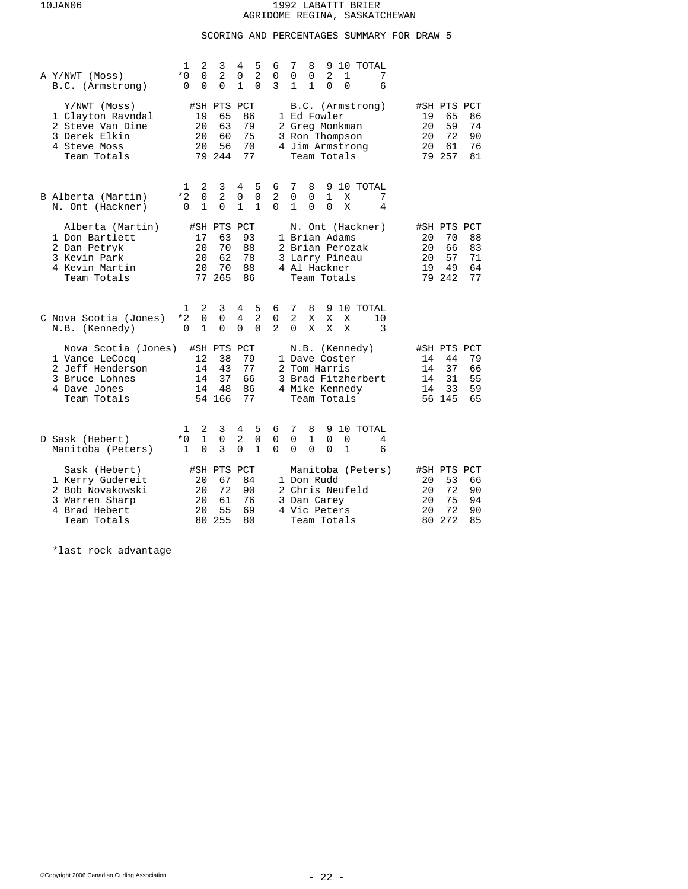# 1992 LABATTT BRIER
## AGRIDOME REGINA, SASKATCHEWAN

### SCORING AND PERCENTAGES SUMMARY FOR DRAW 5

**A**

| | 1 | 2 | 3 | 4 | 5 | 6 | 7 | 8 | 9 | 10 | TOTAL |
|---|---|---|---|---|---|---|---|---|---|---|---|
| Y/NWT (Moss) | *0 | 0 | 2 | 0 | 2 | 0 | 0 | 0 | 2 | 1 | 7 |
| B.C. (Armstrong) | 0 | 0 | 0 | 1 | 0 | 3 | 1 | 1 | 0 | 0 | 6 |

| Y/NWT (Moss) | #SH | PTS | PCT | B.C. (Armstrong) | #SH | PTS | PCT |
|---|---|---|---|---|---|---|---|
| 1 Clayton Ravndal | 19 | 65 | 86 | 1 Ed Fowler | 19 | 65 | 86 |
| 2 Steve Van Dine | 20 | 63 | 79 | 2 Greg Monkman | 20 | 59 | 74 |
| 3 Derek Elkin | 20 | 60 | 75 | 3 Ron Thompson | 20 | 72 | 90 |
| 4 Steve Moss | 20 | 56 | 70 | 4 Jim Armstrong | 20 | 61 | 76 |
| Team Totals | 79 | 244 | 77 | Team Totals | 79 | 257 | 81 |

**B**

| | 1 | 2 | 3 | 4 | 5 | 6 | 7 | 8 | 9 | 10 | TOTAL |
|---|---|---|---|---|---|---|---|---|---|---|---|
| Alberta (Martin) | *2 | 0 | 2 | 0 | 0 | 2 | 0 | 0 | 1 | X | 7 |
| N. Ont (Hackner) | 0 | 1 | 0 | 1 | 1 | 0 | 1 | 0 | 0 | X | 4 |

| Alberta (Martin) | #SH | PTS | PCT | N. Ont (Hackner) | #SH | PTS | PCT |
|---|---|---|---|---|---|---|---|
| 1 Don Bartlett | 17 | 63 | 93 | 1 Brian Adams | 20 | 70 | 88 |
| 2 Dan Petryk | 20 | 70 | 88 | 2 Brian Perozak | 20 | 66 | 83 |
| 3 Kevin Park | 20 | 62 | 78 | 3 Larry Pineau | 20 | 57 | 71 |
| 4 Kevin Martin | 20 | 70 | 88 | 4 Al Hackner | 19 | 49 | 64 |
| Team Totals | 77 | 265 | 86 | Team Totals | 79 | 242 | 77 |

**C**

| | 1 | 2 | 3 | 4 | 5 | 6 | 7 | 8 | 9 | 10 | TOTAL |
|---|---|---|---|---|---|---|---|---|---|---|---|
| Nova Scotia (Jones) | *2 | 0 | 0 | 4 | 2 | 0 | 2 | X | X | X | 10 |
| N.B. (Kennedy) | 0 | 1 | 0 | 0 | 0 | 2 | 0 | X | X | X | 3 |

| Nova Scotia (Jones) | #SH | PTS | PCT | N.B. (Kennedy) | #SH | PTS | PCT |
|---|---|---|---|---|---|---|---|
| 1 Vance LeCocq | 12 | 38 | 79 | 1 Dave Coster | 14 | 44 | 79 |
| 2 Jeff Henderson | 14 | 43 | 77 | 2 Tom Harris | 14 | 37 | 66 |
| 3 Bruce Lohnes | 14 | 37 | 66 | 3 Brad Fitzherbert | 14 | 31 | 55 |
| 4 Dave Jones | 14 | 48 | 86 | 4 Mike Kennedy | 14 | 33 | 59 |
| Team Totals | 54 | 166 | 77 | Team Totals | 56 | 145 | 65 |

**D**

| | 1 | 2 | 3 | 4 | 5 | 6 | 7 | 8 | 9 | 10 | TOTAL |
|---|---|---|---|---|---|---|---|---|---|---|---|
| Sask (Hebert) | *0 | 1 | 0 | 2 | 0 | 0 | 0 | 1 | 0 | 0 | 4 |
| Manitoba (Peters) | 1 | 0 | 3 | 0 | 1 | 0 | 0 | 0 | 0 | 1 | 6 |

| Sask (Hebert) | #SH | PTS | PCT | Manitoba (Peters) | #SH | PTS | PCT |
|---|---|---|---|---|---|---|---|
| 1 Kerry Gudereit | 20 | 67 | 84 | 1 Don Rudd | 20 | 53 | 66 |
| 2 Bob Novakowski | 20 | 72 | 90 | 2 Chris Neufeld | 20 | 72 | 90 |
| 3 Warren Sharp | 20 | 61 | 76 | 3 Dan Carey | 20 | 75 | 94 |
| 4 Brad Hebert | 20 | 55 | 69 | 4 Vic Peters | 20 | 72 | 90 |
| Team Totals | 80 | 255 | 80 | Team Totals | 80 | 272 | 85 |

*last rock advantage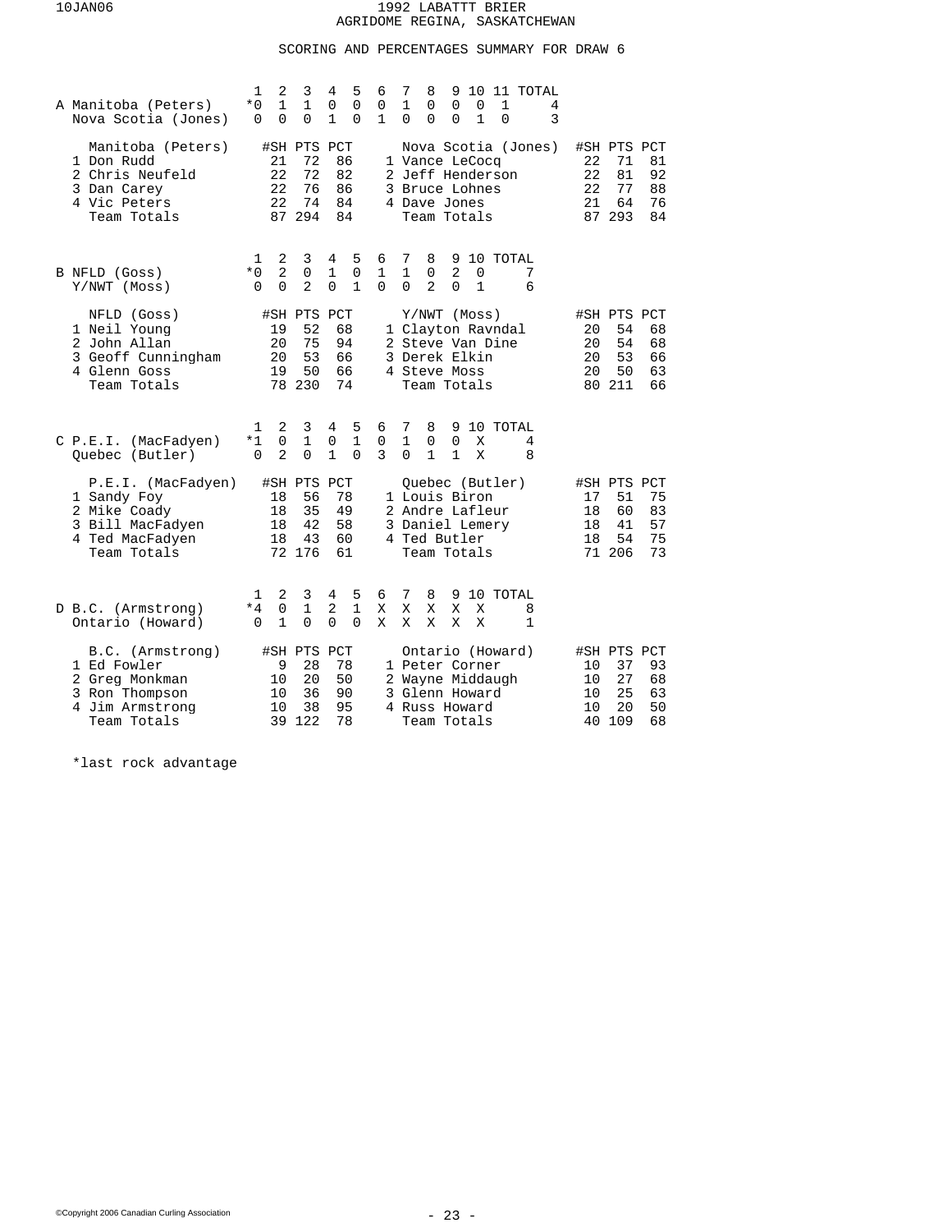# 1992 LABATTT BRIER
## AGRIDOME REGINA, SASKATCHEWAN

### SCORING AND PERCENTAGES SUMMARY FOR DRAW 6

**A**

| | 1 | 2 | 3 | 4 | 5 | 6 | 7 | 8 | 9 | 10 | 11 | TOTAL |
|---|---|---|---|---|---|---|---|---|---|---|---|---|
| Manitoba (Peters) | *0 | 1 | 1 | 0 | 0 | 0 | 1 | 0 | 0 | 0 | 1 | 4 |
| Nova Scotia (Jones) | 0 | 0 | 0 | 1 | 0 | 1 | 0 | 0 | 0 | 1 | 0 | 3 |

| Manitoba (Peters) | #SH | PTS | PCT | Nova Scotia (Jones) | #SH | PTS | PCT |
|---|---|---|---|---|---|---|---|
| 1 Don Rudd | 21 | 72 | 86 | 1 Vance LeCocq | 22 | 71 | 81 |
| 2 Chris Neufeld | 22 | 72 | 82 | 2 Jeff Henderson | 22 | 81 | 92 |
| 3 Dan Carey | 22 | 76 | 86 | 3 Bruce Lohnes | 22 | 77 | 88 |
| 4 Vic Peters | 22 | 74 | 84 | 4 Dave Jones | 21 | 64 | 76 |
| Team Totals | 87 | 294 | 84 | Team Totals | 87 | 293 | 84 |

**B**

| | 1 | 2 | 3 | 4 | 5 | 6 | 7 | 8 | 9 | 10 | TOTAL |
|---|---|---|---|---|---|---|---|---|---|---|---|
| NFLD (Goss) | *0 | 2 | 0 | 1 | 0 | 1 | 1 | 0 | 2 | 0 | 7 |
| Y/NWT (Moss) | 0 | 0 | 2 | 0 | 1 | 0 | 0 | 2 | 0 | 1 | 6 |

| NFLD (Goss) | #SH | PTS | PCT | Y/NWT (Moss) | #SH | PTS | PCT |
|---|---|---|---|---|---|---|---|
| 1 Neil Young | 19 | 52 | 68 | 1 Clayton Ravndal | 20 | 54 | 68 |
| 2 John Allan | 20 | 75 | 94 | 2 Steve Van Dine | 20 | 54 | 68 |
| 3 Geoff Cunningham | 20 | 53 | 66 | 3 Derek Elkin | 20 | 53 | 66 |
| 4 Glenn Goss | 19 | 50 | 66 | 4 Steve Moss | 20 | 50 | 63 |
| Team Totals | 78 | 230 | 74 | Team Totals | 80 | 211 | 66 |

**C**

| | 1 | 2 | 3 | 4 | 5 | 6 | 7 | 8 | 9 | 10 | TOTAL |
|---|---|---|---|---|---|---|---|---|---|---|---|
| P.E.I. (MacFadyen) | *1 | 0 | 1 | 0 | 1 | 0 | 1 | 0 | 0 | X | 4 |
| Quebec (Butler) | 0 | 2 | 0 | 1 | 0 | 3 | 0 | 1 | 1 | X | 8 |

| P.E.I. (MacFadyen) | #SH | PTS | PCT | Quebec (Butler) | #SH | PTS | PCT |
|---|---|---|---|---|---|---|---|
| 1 Sandy Foy | 18 | 56 | 78 | 1 Louis Biron | 17 | 51 | 75 |
| 2 Mike Coady | 18 | 35 | 49 | 2 Andre Lafleur | 18 | 60 | 83 |
| 3 Bill MacFadyen | 18 | 42 | 58 | 3 Daniel Lemery | 18 | 41 | 57 |
| 4 Ted MacFadyen | 18 | 43 | 60 | 4 Ted Butler | 18 | 54 | 75 |
| Team Totals | 72 | 176 | 61 | Team Totals | 71 | 206 | 73 |

**D**

| | 1 | 2 | 3 | 4 | 5 | 6 | 7 | 8 | 9 | 10 | TOTAL |
|---|---|---|---|---|---|---|---|---|---|---|---|
| B.C. (Armstrong) | *4 | 0 | 1 | 2 | 1 | X | X | X | X | X | 8 |
| Ontario (Howard) | 0 | 1 | 0 | 0 | 0 | X | X | X | X | X | 1 |

| B.C. (Armstrong) | #SH | PTS | PCT | Ontario (Howard) | #SH | PTS | PCT |
|---|---|---|---|---|---|---|---|
| 1 Ed Fowler | 9 | 28 | 78 | 1 Peter Corner | 10 | 37 | 93 |
| 2 Greg Monkman | 10 | 20 | 50 | 2 Wayne Middaugh | 10 | 27 | 68 |
| 3 Ron Thompson | 10 | 36 | 90 | 3 Glenn Howard | 10 | 25 | 63 |
| 4 Jim Armstrong | 10 | 38 | 95 | 4 Russ Howard | 10 | 20 | 50 |
| Team Totals | 39 | 122 | 78 | Team Totals | 40 | 109 | 68 |

*last rock advantage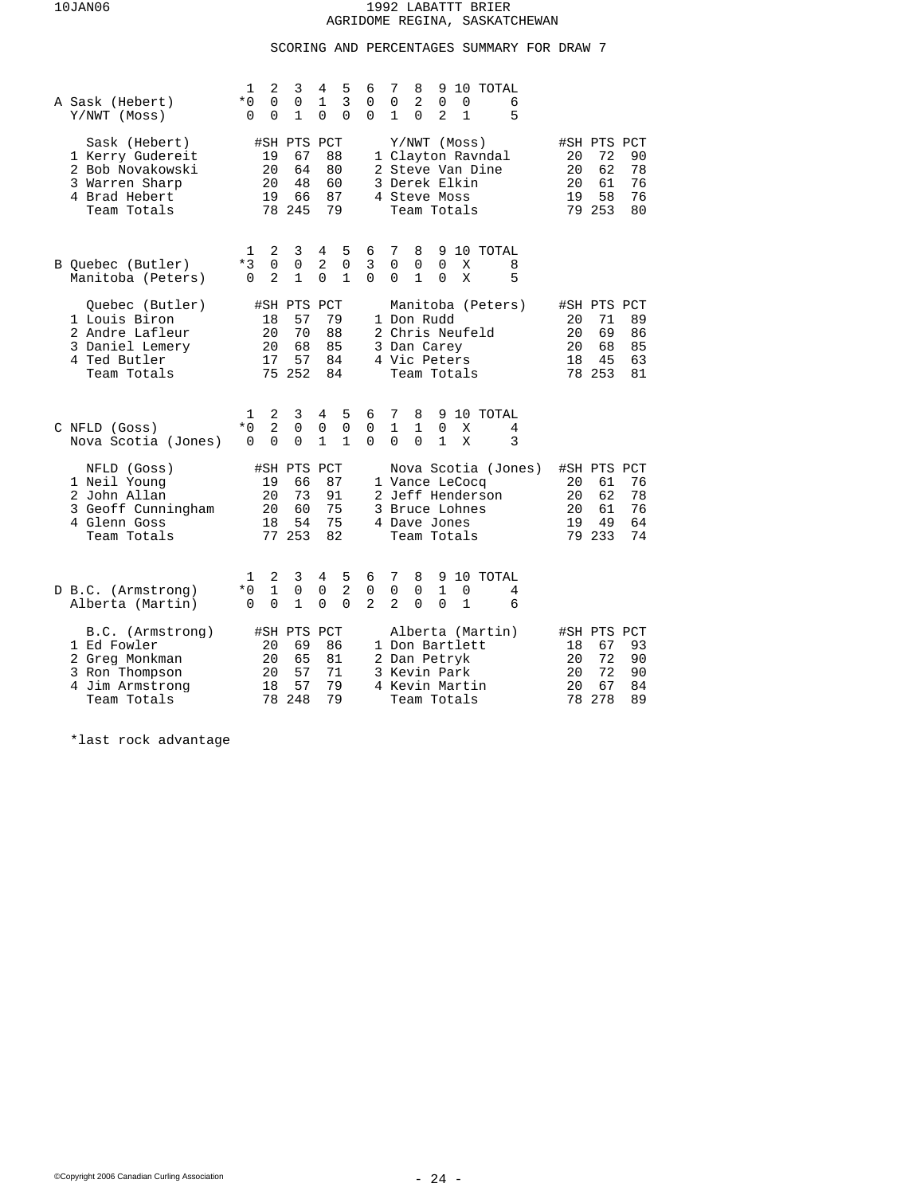# 1992 LABATT BRIER

## AGRIDOME REGINA, SASKATCHEWAN

### SCORING AND PERCENTAGES SUMMARY FOR DRAW 7

**A**

| Team | 1 | 2 | 3 | 4 | 5 | 6 | 7 | 8 | 9 | 10 | TOTAL |
|---|---|---|---|---|---|---|---|---|---|---|---|
| Sask (Hebert) | *0 | 0 | 0 | 1 | 3 | 0 | 0 | 2 | 0 | 0 | 6 |
| Y/NWT (Moss) | 0 | 0 | 1 | 0 | 0 | 0 | 1 | 0 | 2 | 1 | 5 |

| Sask (Hebert) | #SH | PTS | PCT | Y/NWT (Moss) | #SH | PTS | PCT |
|---|---|---|---|---|---|---|---|
| 1 Kerry Gudereit | 19 | 67 | 88 | 1 Clayton Ravndal | 20 | 72 | 90 |
| 2 Bob Novakowski | 20 | 64 | 80 | 2 Steve Van Dine | 20 | 62 | 78 |
| 3 Warren Sharp | 20 | 48 | 60 | 3 Derek Elkin | 20 | 61 | 76 |
| 4 Brad Hebert | 19 | 66 | 87 | 4 Steve Moss | 19 | 58 | 76 |
| Team Totals | 78 | 245 | 79 | Team Totals | 79 | 253 | 80 |

**B**

| Team | 1 | 2 | 3 | 4 | 5 | 6 | 7 | 8 | 9 | 10 | TOTAL |
|---|---|---|---|---|---|---|---|---|---|---|---|
| Quebec (Butler) | *3 | 0 | 0 | 2 | 0 | 3 | 0 | 0 | 0 | X | 8 |
| Manitoba (Peters) | 0 | 2 | 1 | 0 | 1 | 0 | 0 | 1 | 0 | X | 5 |

| Quebec (Butler) | #SH | PTS | PCT | Manitoba (Peters) | #SH | PTS | PCT |
|---|---|---|---|---|---|---|---|
| 1 Louis Biron | 18 | 57 | 79 | 1 Don Rudd | 20 | 71 | 89 |
| 2 Andre Lafleur | 20 | 70 | 88 | 2 Chris Neufeld | 20 | 69 | 86 |
| 3 Daniel Lemery | 20 | 68 | 85 | 3 Dan Carey | 20 | 68 | 85 |
| 4 Ted Butler | 17 | 57 | 84 | 4 Vic Peters | 18 | 45 | 63 |
| Team Totals | 75 | 252 | 84 | Team Totals | 78 | 253 | 81 |

**C**

| Team | 1 | 2 | 3 | 4 | 5 | 6 | 7 | 8 | 9 | 10 | TOTAL |
|---|---|---|---|---|---|---|---|---|---|---|---|
| NFLD (Goss) | *0 | 2 | 0 | 0 | 0 | 0 | 1 | 1 | 0 | X | 4 |
| Nova Scotia (Jones) | 0 | 0 | 0 | 1 | 1 | 0 | 0 | 0 | 1 | X | 3 |

| NFLD (Goss) | #SH | PTS | PCT | Nova Scotia (Jones) | #SH | PTS | PCT |
|---|---|---|---|---|---|---|---|
| 1 Neil Young | 19 | 66 | 87 | 1 Vance LeCocq | 20 | 61 | 76 |
| 2 John Allan | 20 | 73 | 91 | 2 Jeff Henderson | 20 | 62 | 78 |
| 3 Geoff Cunningham | 20 | 60 | 75 | 3 Bruce Lohnes | 20 | 61 | 76 |
| 4 Glenn Goss | 18 | 54 | 75 | 4 Dave Jones | 19 | 49 | 64 |
| Team Totals | 77 | 253 | 82 | Team Totals | 79 | 233 | 74 |

**D**

| Team | 1 | 2 | 3 | 4 | 5 | 6 | 7 | 8 | 9 | 10 | TOTAL |
|---|---|---|---|---|---|---|---|---|---|---|---|
| B.C. (Armstrong) | *0 | 1 | 0 | 0 | 2 | 0 | 0 | 0 | 1 | 0 | 4 |
| Alberta (Martin) | 0 | 0 | 1 | 0 | 0 | 2 | 2 | 0 | 0 | 1 | 6 |

| B.C. (Armstrong) | #SH | PTS | PCT | Alberta (Martin) | #SH | PTS | PCT |
|---|---|---|---|---|---|---|---|
| 1 Ed Fowler | 20 | 69 | 86 | 1 Don Bartlett | 18 | 67 | 93 |
| 2 Greg Monkman | 20 | 65 | 81 | 2 Dan Petryk | 20 | 72 | 90 |
| 3 Ron Thompson | 20 | 57 | 71 | 3 Kevin Park | 20 | 72 | 90 |
| 4 Jim Armstrong | 18 | 57 | 79 | 4 Kevin Martin | 20 | 67 | 84 |
| Team Totals | 78 | 248 | 79 | Team Totals | 78 | 278 | 89 |

*last rock advantage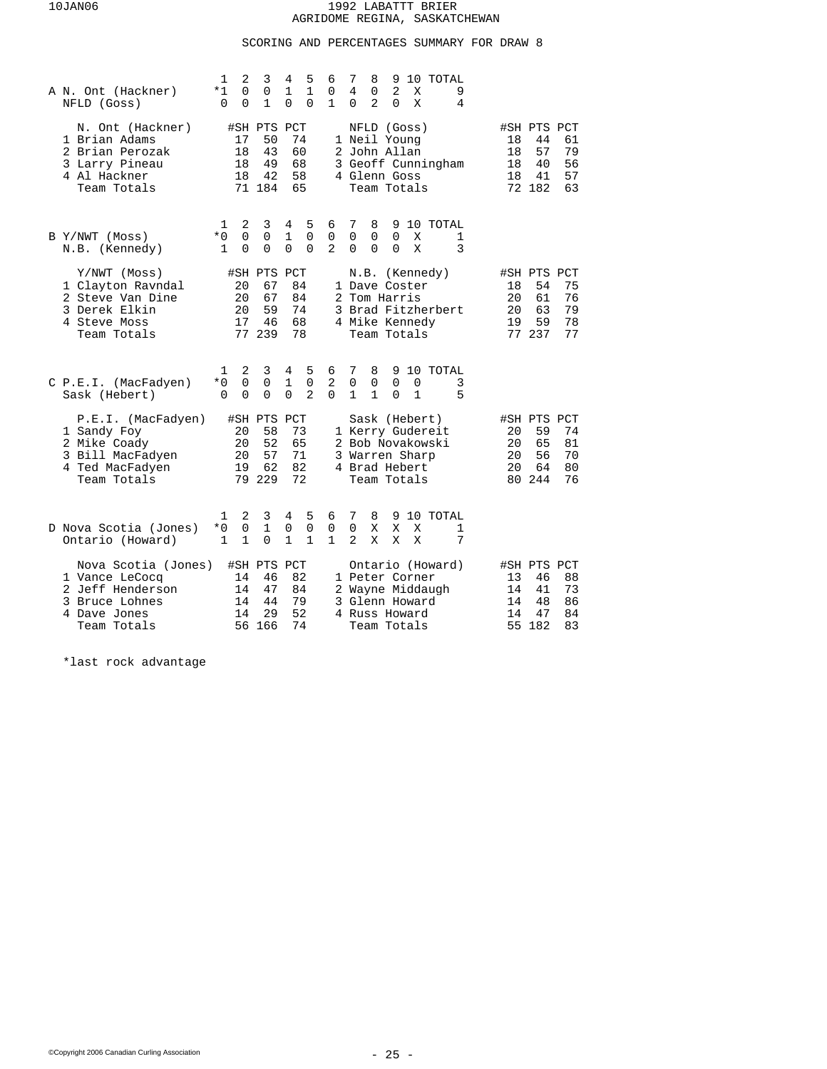# 1992 LABATTT BRIER

## AGRIDOME REGINA, SASKATCHEWAN

### SCORING AND PERCENTAGES SUMMARY FOR DRAW 8

**A**

| | 1 | 2 | 3 | 4 | 5 | 6 | 7 | 8 | 9 | 10 | TOTAL |
|---|---|---|---|---|---|---|---|---|---|---|---|
| N. Ont (Hackner) | *1 | 0 | 0 | 1 | 1 | 0 | 4 | 0 | 2 | X | 9 |
| NFLD (Goss) | 0 | 0 | 1 | 0 | 0 | 1 | 0 | 2 | 0 | X | 4 |

| N. Ont (Hackner) | #SH | PTS | PCT | NFLD (Goss) | #SH | PTS | PCT |
|---|---|---|---|---|---|---|---|
| 1 Brian Adams | 17 | 50 | 74 | 1 Neil Young | 18 | 44 | 61 |
| 2 Brian Perozak | 18 | 43 | 60 | 2 John Allan | 18 | 57 | 79 |
| 3 Larry Pineau | 18 | 49 | 68 | 3 Geoff Cunningham | 18 | 40 | 56 |
| 4 Al Hackner | 18 | 42 | 58 | 4 Glenn Goss | 18 | 41 | 57 |
| Team Totals | 71 | 184 | 65 | Team Totals | 72 | 182 | 63 |

**B**

| | 1 | 2 | 3 | 4 | 5 | 6 | 7 | 8 | 9 | 10 | TOTAL |
|---|---|---|---|---|---|---|---|---|---|---|---|
| Y/NWT (Moss) | *0 | 0 | 0 | 1 | 0 | 0 | 0 | 0 | 0 | X | 1 |
| N.B. (Kennedy) | 1 | 0 | 0 | 0 | 0 | 2 | 0 | 0 | 0 | X | 3 |

| Y/NWT (Moss) | #SH | PTS | PCT | N.B. (Kennedy) | #SH | PTS | PCT |
|---|---|---|---|---|---|---|---|
| 1 Clayton Ravndal | 20 | 67 | 84 | 1 Dave Coster | 18 | 54 | 75 |
| 2 Steve Van Dine | 20 | 67 | 84 | 2 Tom Harris | 20 | 61 | 76 |
| 3 Derek Elkin | 20 | 59 | 74 | 3 Brad Fitzherbert | 20 | 63 | 79 |
| 4 Steve Moss | 17 | 46 | 68 | 4 Mike Kennedy | 19 | 59 | 78 |
| Team Totals | 77 | 239 | 78 | Team Totals | 77 | 237 | 77 |

**C**

| | 1 | 2 | 3 | 4 | 5 | 6 | 7 | 8 | 9 | 10 | TOTAL |
|---|---|---|---|---|---|---|---|---|---|---|---|
| P.E.I. (MacFadyen) | *0 | 0 | 0 | 1 | 0 | 2 | 0 | 0 | 0 | 0 | 3 |
| Sask (Hebert) | 0 | 0 | 0 | 0 | 2 | 0 | 1 | 1 | 0 | 1 | 5 |

| P.E.I. (MacFadyen) | #SH | PTS | PCT | Sask (Hebert) | #SH | PTS | PCT |
|---|---|---|---|---|---|---|---|
| 1 Sandy Foy | 20 | 58 | 73 | 1 Kerry Gudereit | 20 | 59 | 74 |
| 2 Mike Coady | 20 | 52 | 65 | 2 Bob Novakowski | 20 | 65 | 81 |
| 3 Bill MacFadyen | 20 | 57 | 71 | 3 Warren Sharp | 20 | 56 | 70 |
| 4 Ted MacFadyen | 19 | 62 | 82 | 4 Brad Hebert | 20 | 64 | 80 |
| Team Totals | 79 | 229 | 72 | Team Totals | 80 | 244 | 76 |

**D**

| | 1 | 2 | 3 | 4 | 5 | 6 | 7 | 8 | 9 | 10 | TOTAL |
|---|---|---|---|---|---|---|---|---|---|---|---|
| Nova Scotia (Jones) | *0 | 0 | 1 | 0 | 0 | 0 | 0 | X | X | X | 1 |
| Ontario (Howard) | 1 | 1 | 0 | 1 | 1 | 1 | 2 | X | X | X | 7 |

| Nova Scotia (Jones) | #SH | PTS | PCT | Ontario (Howard) | #SH | PTS | PCT |
|---|---|---|---|---|---|---|---|
| 1 Vance LeCocq | 14 | 46 | 82 | 1 Peter Corner | 13 | 46 | 88 |
| 2 Jeff Henderson | 14 | 47 | 84 | 2 Wayne Middaugh | 14 | 41 | 73 |
| 3 Bruce Lohnes | 14 | 44 | 79 | 3 Glenn Howard | 14 | 48 | 86 |
| 4 Dave Jones | 14 | 29 | 52 | 4 Russ Howard | 14 | 47 | 84 |
| Team Totals | 56 | 166 | 74 | Team Totals | 55 | 182 | 83 |

*last rock advantage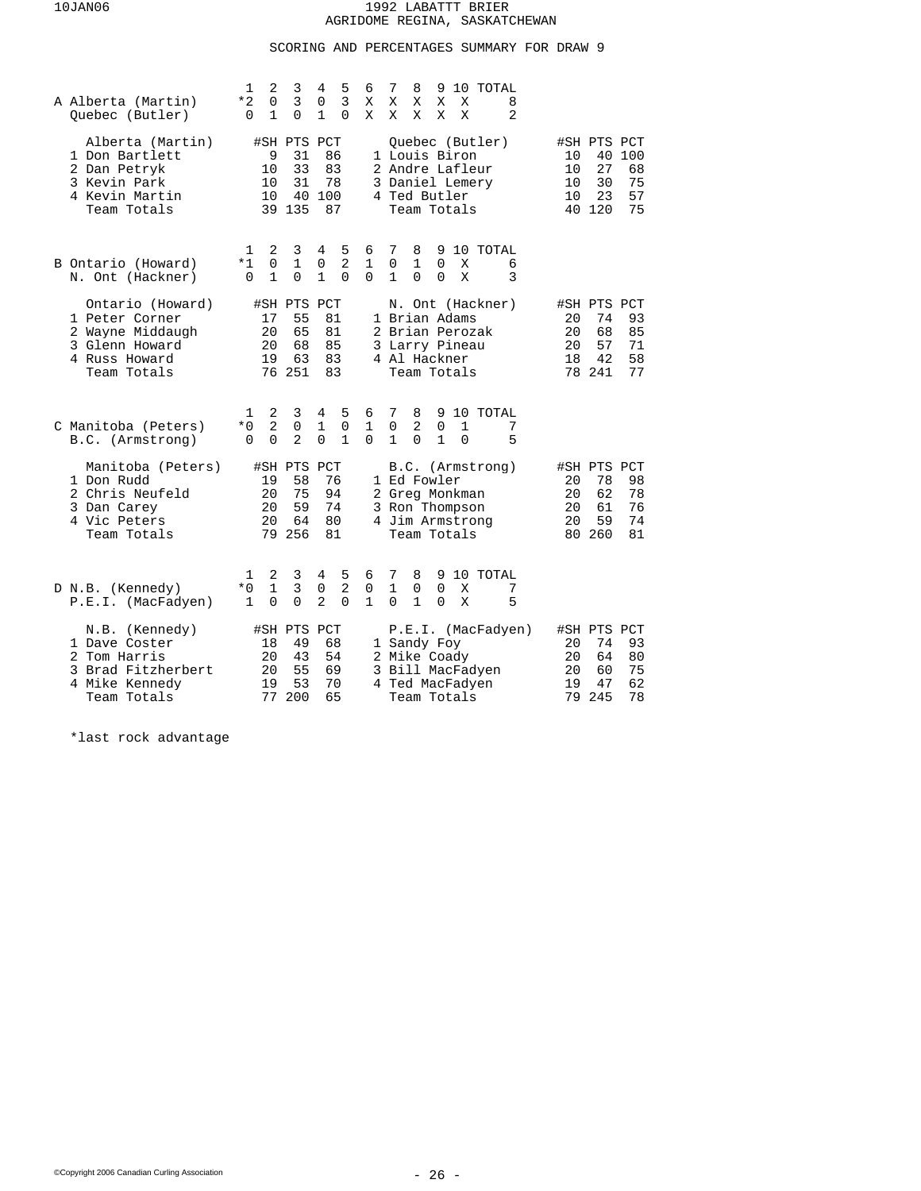# 1992 LABATTT BRIER
## AGRIDOME REGINA, SASKATCHEWAN

### SCORING AND PERCENTAGES SUMMARY FOR DRAW 9

**A**

| Team | 1 | 2 | 3 | 4 | 5 | 6 | 7 | 8 | 9 | 10 | TOTAL |
|---|---|---|---|---|---|---|---|---|---|---|---|
| Alberta (Martin) | *2 | 0 | 3 | 0 | 3 | X | X | X | X | X | 8 |
| Quebec (Butler) | 0 | 1 | 0 | 1 | 0 | X | X | X | X | X | 2 |

| Alberta (Martin) | #SH | PTS | PCT | Quebec (Butler) | #SH | PTS | PCT |
|---|---|---|---|---|---|---|---|
| 1 Don Bartlett | 9 | 31 | 86 | 1 Louis Biron | 10 | 40 | 100 |
| 2 Dan Petryk | 10 | 33 | 83 | 2 Andre Lafleur | 10 | 27 | 68 |
| 3 Kevin Park | 10 | 31 | 78 | 3 Daniel Lemery | 10 | 30 | 75 |
| 4 Kevin Martin | 10 | 40 | 100 | 4 Ted Butler | 10 | 23 | 57 |
| Team Totals | 39 | 135 | 87 | Team Totals | 40 | 120 | 75 |

**B**

| Team | 1 | 2 | 3 | 4 | 5 | 6 | 7 | 8 | 9 | 10 | TOTAL |
|---|---|---|---|---|---|---|---|---|---|---|---|
| Ontario (Howard) | *1 | 0 | 1 | 0 | 2 | 1 | 0 | 1 | 0 | X | 6 |
| N. Ont (Hackner) | 0 | 1 | 0 | 1 | 0 | 0 | 1 | 0 | 0 | X | 3 |

| Ontario (Howard) | #SH | PTS | PCT | N. Ont (Hackner) | #SH | PTS | PCT |
|---|---|---|---|---|---|---|---|
| 1 Peter Corner | 17 | 55 | 81 | 1 Brian Adams | 20 | 74 | 93 |
| 2 Wayne Middaugh | 20 | 65 | 81 | 2 Brian Perozak | 20 | 68 | 85 |
| 3 Glenn Howard | 20 | 68 | 85 | 3 Larry Pineau | 20 | 57 | 71 |
| 4 Russ Howard | 19 | 63 | 83 | 4 Al Hackner | 18 | 42 | 58 |
| Team Totals | 76 | 251 | 83 | Team Totals | 78 | 241 | 77 |

**C**

| Team | 1 | 2 | 3 | 4 | 5 | 6 | 7 | 8 | 9 | 10 | TOTAL |
|---|---|---|---|---|---|---|---|---|---|---|---|
| Manitoba (Peters) | *0 | 2 | 0 | 1 | 0 | 1 | 0 | 2 | 0 | 1 | 7 |
| B.C. (Armstrong) | 0 | 0 | 2 | 0 | 1 | 0 | 1 | 0 | 1 | 0 | 5 |

| Manitoba (Peters) | #SH | PTS | PCT | B.C. (Armstrong) | #SH | PTS | PCT |
|---|---|---|---|---|---|---|---|
| 1 Don Rudd | 19 | 58 | 76 | 1 Ed Fowler | 20 | 78 | 98 |
| 2 Chris Neufeld | 20 | 75 | 94 | 2 Greg Monkman | 20 | 62 | 78 |
| 3 Dan Carey | 20 | 59 | 74 | 3 Ron Thompson | 20 | 61 | 76 |
| 4 Vic Peters | 20 | 64 | 80 | 4 Jim Armstrong | 20 | 59 | 74 |
| Team Totals | 79 | 256 | 81 | Team Totals | 80 | 260 | 81 |

**D**

| Team | 1 | 2 | 3 | 4 | 5 | 6 | 7 | 8 | 9 | 10 | TOTAL |
|---|---|---|---|---|---|---|---|---|---|---|---|
| N.B. (Kennedy) | *0 | 1 | 3 | 0 | 2 | 0 | 1 | 0 | 0 | X | 7 |
| P.E.I. (MacFadyen) | 1 | 0 | 0 | 2 | 0 | 1 | 0 | 1 | 0 | X | 5 |

| N.B. (Kennedy) | #SH | PTS | PCT | P.E.I. (MacFadyen) | #SH | PTS | PCT |
|---|---|---|---|---|---|---|---|
| 1 Dave Coster | 18 | 49 | 68 | 1 Sandy Foy | 20 | 74 | 93 |
| 2 Tom Harris | 20 | 43 | 54 | 2 Mike Coady | 20 | 64 | 80 |
| 3 Brad Fitzherbert | 20 | 55 | 69 | 3 Bill MacFadyen | 20 | 60 | 75 |
| 4 Mike Kennedy | 19 | 53 | 70 | 4 Ted MacFadyen | 19 | 47 | 62 |
| Team Totals | 77 | 200 | 65 | Team Totals | 79 | 245 | 78 |

*last rock advantage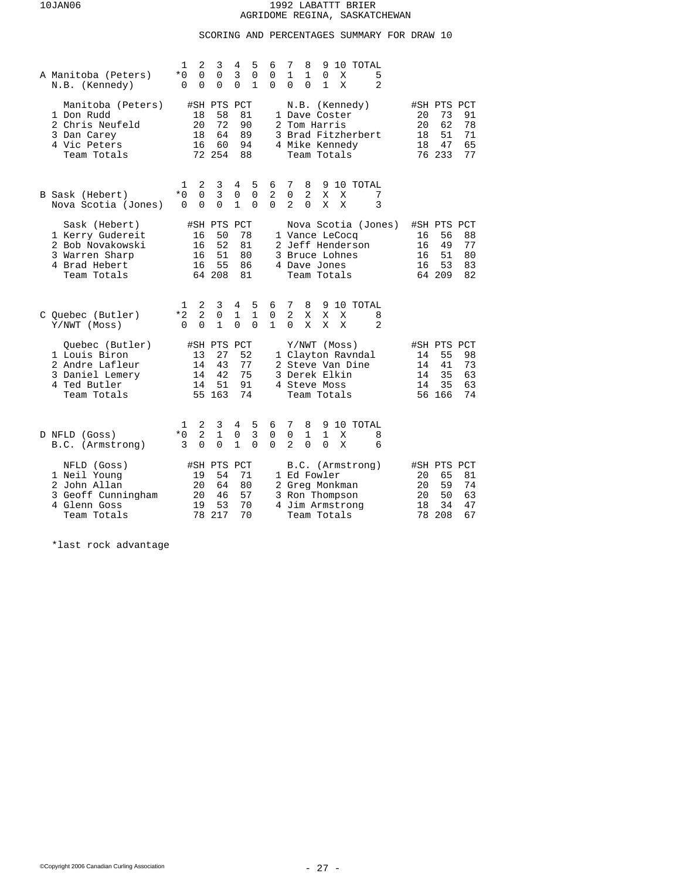1992 LABATT BRIER
AGRIDOME REGINA, SASKATCHEWAN

## SCORING AND PERCENTAGES SUMMARY FOR DRAW 10

### A

| | 1 | 2 | 3 | 4 | 5 | 6 | 7 | 8 | 9 | 10 | TOTAL |
|---|---|---|---|---|---|---|---|---|---|---|---|
| Manitoba (Peters) | *0 | 0 | 0 | 3 | 0 | 0 | 1 | 1 | 0 | X | 5 |
| N.B. (Kennedy) | 0 | 0 | 0 | 0 | 1 | 0 | 0 | 0 | 1 | X | 2 |

| Manitoba (Peters) | #SH | PTS | PCT | N.B. (Kennedy) | #SH | PTS | PCT |
|---|---|---|---|---|---|---|---|
| 1 Don Rudd | 18 | 58 | 81 | 1 Dave Coster | 20 | 73 | 91 |
| 2 Chris Neufeld | 20 | 72 | 90 | 2 Tom Harris | 20 | 62 | 78 |
| 3 Dan Carey | 18 | 64 | 89 | 3 Brad Fitzherbert | 18 | 51 | 71 |
| 4 Vic Peters | 16 | 60 | 94 | 4 Mike Kennedy | 18 | 47 | 65 |
| Team Totals | 72 | 254 | 88 | Team Totals | 76 | 233 | 77 |

### B

| | 1 | 2 | 3 | 4 | 5 | 6 | 7 | 8 | 9 | 10 | TOTAL |
|---|---|---|---|---|---|---|---|---|---|---|---|
| Sask (Hebert) | *0 | 0 | 3 | 0 | 0 | 2 | 0 | 2 | X | X | 7 |
| Nova Scotia (Jones) | 0 | 0 | 0 | 1 | 0 | 0 | 2 | 0 | X | X | 3 |

| Sask (Hebert) | #SH | PTS | PCT | Nova Scotia (Jones) | #SH | PTS | PCT |
|---|---|---|---|---|---|---|---|
| 1 Kerry Gudereit | 16 | 50 | 78 | 1 Vance LeCocq | 16 | 56 | 88 |
| 2 Bob Novakowski | 16 | 52 | 81 | 2 Jeff Henderson | 16 | 49 | 77 |
| 3 Warren Sharp | 16 | 51 | 80 | 3 Bruce Lohnes | 16 | 51 | 80 |
| 4 Brad Hebert | 16 | 55 | 86 | 4 Dave Jones | 16 | 53 | 83 |
| Team Totals | 64 | 208 | 81 | Team Totals | 64 | 209 | 82 |

### C

| | 1 | 2 | 3 | 4 | 5 | 6 | 7 | 8 | 9 | 10 | TOTAL |
|---|---|---|---|---|---|---|---|---|---|---|---|
| Quebec (Butler) | *2 | 2 | 0 | 1 | 1 | 0 | 2 | X | X | X | 8 |
| Y/NWT (Moss) | 0 | 0 | 1 | 0 | 0 | 1 | 0 | X | X | X | 2 |

| Quebec (Butler) | #SH | PTS | PCT | Y/NWT (Moss) | #SH | PTS | PCT |
|---|---|---|---|---|---|---|---|
| 1 Louis Biron | 13 | 27 | 52 | 1 Clayton Ravndal | 14 | 55 | 98 |
| 2 Andre Lafleur | 14 | 43 | 77 | 2 Steve Van Dine | 14 | 41 | 73 |
| 3 Daniel Lemery | 14 | 42 | 75 | 3 Derek Elkin | 14 | 35 | 63 |
| 4 Ted Butler | 14 | 51 | 91 | 4 Steve Moss | 14 | 35 | 63 |
| Team Totals | 55 | 163 | 74 | Team Totals | 56 | 166 | 74 |

### D

| | 1 | 2 | 3 | 4 | 5 | 6 | 7 | 8 | 9 | 10 | TOTAL |
|---|---|---|---|---|---|---|---|---|---|---|---|
| NFLD (Goss) | *0 | 2 | 1 | 0 | 3 | 0 | 0 | 1 | 1 | X | 8 |
| B.C. (Armstrong) | 3 | 0 | 0 | 1 | 0 | 0 | 2 | 0 | 0 | X | 6 |

| NFLD (Goss) | #SH | PTS | PCT | B.C. (Armstrong) | #SH | PTS | PCT |
|---|---|---|---|---|---|---|---|
| 1 Neil Young | 19 | 54 | 71 | 1 Ed Fowler | 20 | 65 | 81 |
| 2 John Allan | 20 | 64 | 80 | 2 Greg Monkman | 20 | 59 | 74 |
| 3 Geoff Cunningham | 20 | 46 | 57 | 3 Ron Thompson | 20 | 50 | 63 |
| 4 Glenn Goss | 19 | 53 | 70 | 4 Jim Armstrong | 18 | 34 | 47 |
| Team Totals | 78 | 217 | 70 | Team Totals | 78 | 208 | 67 |

*last rock advantage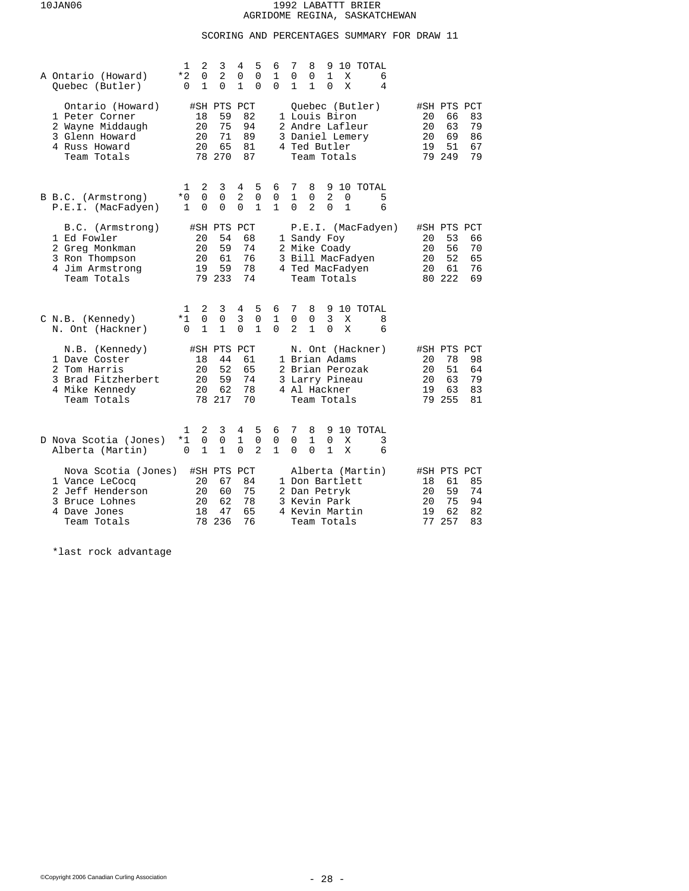# 1992 LABATT BRIER
## AGRIDOME REGINA, SASKATCHEWAN

### SCORING AND PERCENTAGES SUMMARY FOR DRAW 11

**A**

| Team | 1 | 2 | 3 | 4 | 5 | 6 | 7 | 8 | 9 | 10 | TOTAL |
|---|---|---|---|---|---|---|---|---|---|---|---|
| Ontario (Howard) | *2 | 0 | 2 | 0 | 0 | 1 | 0 | 0 | 1 | X | 6 |
| Quebec (Butler) | 0 | 1 | 0 | 1 | 0 | 0 | 1 | 1 | 0 | X | 4 |

| Ontario (Howard) | #SH | PTS | PCT | Quebec (Butler) | #SH | PTS | PCT |
|---|---|---|---|---|---|---|---|
| 1 Peter Corner | 18 | 59 | 82 | 1 Louis Biron | 20 | 66 | 83 |
| 2 Wayne Middaugh | 20 | 75 | 94 | 2 Andre Lafleur | 20 | 63 | 79 |
| 3 Glenn Howard | 20 | 71 | 89 | 3 Daniel Lemery | 20 | 69 | 86 |
| 4 Russ Howard | 20 | 65 | 81 | 4 Ted Butler | 19 | 51 | 67 |
| Team Totals | 78 | 270 | 87 | Team Totals | 79 | 249 | 79 |

**B**

| Team | 1 | 2 | 3 | 4 | 5 | 6 | 7 | 8 | 9 | 10 | TOTAL |
|---|---|---|---|---|---|---|---|---|---|---|---|
| B.C. (Armstrong) | *0 | 0 | 0 | 2 | 0 | 0 | 1 | 0 | 2 | 0 | 5 |
| P.E.I. (MacFadyen) | 1 | 0 | 0 | 0 | 1 | 1 | 0 | 2 | 0 | 1 | 6 |

| B.C. (Armstrong) | #SH | PTS | PCT | P.E.I. (MacFadyen) | #SH | PTS | PCT |
|---|---|---|---|---|---|---|---|
| 1 Ed Fowler | 20 | 54 | 68 | 1 Sandy Foy | 20 | 53 | 66 |
| 2 Greg Monkman | 20 | 59 | 74 | 2 Mike Coady | 20 | 56 | 70 |
| 3 Ron Thompson | 20 | 61 | 76 | 3 Bill MacFadyen | 20 | 52 | 65 |
| 4 Jim Armstrong | 19 | 59 | 78 | 4 Ted MacFadyen | 20 | 61 | 76 |
| Team Totals | 79 | 233 | 74 | Team Totals | 80 | 222 | 69 |

**C**

| Team | 1 | 2 | 3 | 4 | 5 | 6 | 7 | 8 | 9 | 10 | TOTAL |
|---|---|---|---|---|---|---|---|---|---|---|---|
| N.B. (Kennedy) | *1 | 0 | 0 | 3 | 0 | 1 | 0 | 0 | 3 | X | 8 |
| N. Ont (Hackner) | 0 | 1 | 1 | 0 | 1 | 0 | 2 | 1 | 0 | X | 6 |

| N.B. (Kennedy) | #SH | PTS | PCT | N. Ont (Hackner) | #SH | PTS | PCT |
|---|---|---|---|---|---|---|---|
| 1 Dave Coster | 18 | 44 | 61 | 1 Brian Adams | 20 | 78 | 98 |
| 2 Tom Harris | 20 | 52 | 65 | 2 Brian Perozak | 20 | 51 | 64 |
| 3 Brad Fitzherbert | 20 | 59 | 74 | 3 Larry Pineau | 20 | 63 | 79 |
| 4 Mike Kennedy | 20 | 62 | 78 | 4 Al Hackner | 19 | 63 | 83 |
| Team Totals | 78 | 217 | 70 | Team Totals | 79 | 255 | 81 |

**D**

| Team | 1 | 2 | 3 | 4 | 5 | 6 | 7 | 8 | 9 | 10 | TOTAL |
|---|---|---|---|---|---|---|---|---|---|---|---|
| Nova Scotia (Jones) | *1 | 0 | 0 | 1 | 0 | 0 | 0 | 1 | 0 | X | 3 |
| Alberta (Martin) | 0 | 1 | 1 | 0 | 2 | 1 | 0 | 0 | 1 | X | 6 |

| Nova Scotia (Jones) | #SH | PTS | PCT | Alberta (Martin) | #SH | PTS | PCT |
|---|---|---|---|---|---|---|---|
| 1 Vance LeCocq | 20 | 67 | 84 | 1 Don Bartlett | 18 | 61 | 85 |
| 2 Jeff Henderson | 20 | 60 | 75 | 2 Dan Petryk | 20 | 59 | 74 |
| 3 Bruce Lohnes | 20 | 62 | 78 | 3 Kevin Park | 20 | 75 | 94 |
| 4 Dave Jones | 18 | 47 | 65 | 4 Kevin Martin | 19 | 62 | 82 |
| Team Totals | 78 | 236 | 76 | Team Totals | 77 | 257 | 83 |

*last rock advantage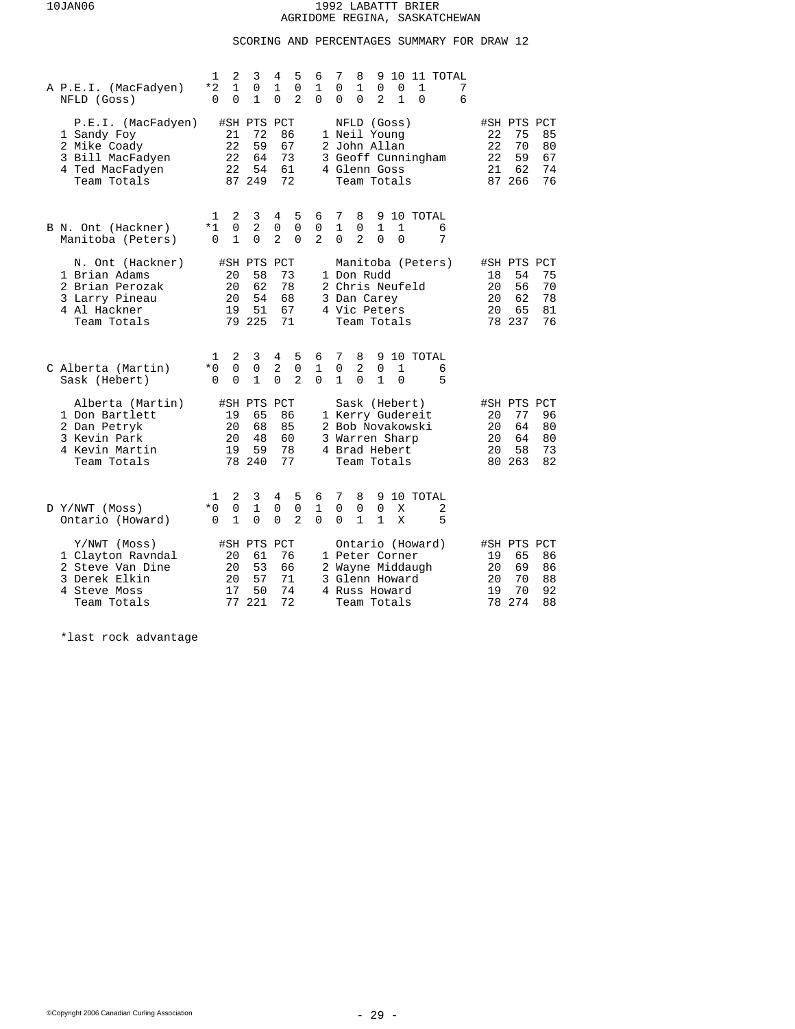# 1992 LABATTT BRIER
## AGRIDOME REGINA, SASKATCHEWAN

### SCORING AND PERCENTAGES SUMMARY FOR DRAW 12

**A**

| | 1 | 2 | 3 | 4 | 5 | 6 | 7 | 8 | 9 | 10 | 11 | TOTAL |
|---|---|---|---|---|---|---|---|---|---|---|---|---|
| P.E.I. (MacFadyen) | *2 | 1 | 0 | 1 | 0 | 1 | 0 | 1 | 0 | 0 | 1 | 7 |
| NFLD (Goss) | 0 | 0 | 1 | 0 | 2 | 0 | 0 | 0 | 2 | 1 | 0 | 6 |

| P.E.I. (MacFadyen) | #SH | PTS | PCT | NFLD (Goss) | #SH | PTS | PCT |
|---|---|---|---|---|---|---|---|
| 1 Sandy Foy | 21 | 72 | 86 | 1 Neil Young | 22 | 75 | 85 |
| 2 Mike Coady | 22 | 59 | 67 | 2 John Allan | 22 | 70 | 80 |
| 3 Bill MacFadyen | 22 | 64 | 73 | 3 Geoff Cunningham | 22 | 59 | 67 |
| 4 Ted MacFadyen | 22 | 54 | 61 | 4 Glenn Goss | 21 | 62 | 74 |
| Team Totals | 87 | 249 | 72 | Team Totals | 87 | 266 | 76 |

**B**

| | 1 | 2 | 3 | 4 | 5 | 6 | 7 | 8 | 9 | 10 | TOTAL |
|---|---|---|---|---|---|---|---|---|---|---|---|
| N. Ont (Hackner) | *1 | 0 | 2 | 0 | 0 | 0 | 1 | 0 | 1 | 1 | 6 |
| Manitoba (Peters) | 0 | 1 | 0 | 2 | 0 | 2 | 0 | 2 | 0 | 0 | 7 |

| N. Ont (Hackner) | #SH | PTS | PCT | Manitoba (Peters) | #SH | PTS | PCT |
|---|---|---|---|---|---|---|---|
| 1 Brian Adams | 20 | 58 | 73 | 1 Don Rudd | 18 | 54 | 75 |
| 2 Brian Perozak | 20 | 62 | 78 | 2 Chris Neufeld | 20 | 56 | 70 |
| 3 Larry Pineau | 20 | 54 | 68 | 3 Dan Carey | 20 | 62 | 78 |
| 4 Al Hackner | 19 | 51 | 67 | 4 Vic Peters | 20 | 65 | 81 |
| Team Totals | 79 | 225 | 71 | Team Totals | 78 | 237 | 76 |

**C**

| | 1 | 2 | 3 | 4 | 5 | 6 | 7 | 8 | 9 | 10 | TOTAL |
|---|---|---|---|---|---|---|---|---|---|---|---|
| Alberta (Martin) | *0 | 0 | 0 | 2 | 0 | 1 | 0 | 2 | 0 | 1 | 6 |
| Sask (Hebert) | 0 | 0 | 1 | 0 | 2 | 0 | 1 | 0 | 1 | 0 | 5 |

| Alberta (Martin) | #SH | PTS | PCT | Sask (Hebert) | #SH | PTS | PCT |
|---|---|---|---|---|---|---|---|
| 1 Don Bartlett | 19 | 65 | 86 | 1 Kerry Gudereit | 20 | 77 | 96 |
| 2 Dan Petryk | 20 | 68 | 85 | 2 Bob Novakowski | 20 | 64 | 80 |
| 3 Kevin Park | 20 | 48 | 60 | 3 Warren Sharp | 20 | 64 | 80 |
| 4 Kevin Martin | 19 | 59 | 78 | 4 Brad Hebert | 20 | 58 | 73 |
| Team Totals | 78 | 240 | 77 | Team Totals | 80 | 263 | 82 |

**D**

| | 1 | 2 | 3 | 4 | 5 | 6 | 7 | 8 | 9 | 10 | TOTAL |
|---|---|---|---|---|---|---|---|---|---|---|---|
| Y/NWT (Moss) | *0 | 0 | 1 | 0 | 0 | 1 | 0 | 0 | 0 | X | 2 |
| Ontario (Howard) | 0 | 1 | 0 | 0 | 2 | 0 | 0 | 1 | 1 | X | 5 |

| Y/NWT (Moss) | #SH | PTS | PCT | Ontario (Howard) | #SH | PTS | PCT |
|---|---|---|---|---|---|---|---|
| 1 Clayton Ravndal | 20 | 61 | 76 | 1 Peter Corner | 19 | 65 | 86 |
| 2 Steve Van Dine | 20 | 53 | 66 | 2 Wayne Middaugh | 20 | 69 | 86 |
| 3 Derek Elkin | 20 | 57 | 71 | 3 Glenn Howard | 20 | 70 | 88 |
| 4 Steve Moss | 17 | 50 | 74 | 4 Russ Howard | 19 | 70 | 92 |
| Team Totals | 77 | 221 | 72 | Team Totals | 78 | 274 | 88 |

*last rock advantage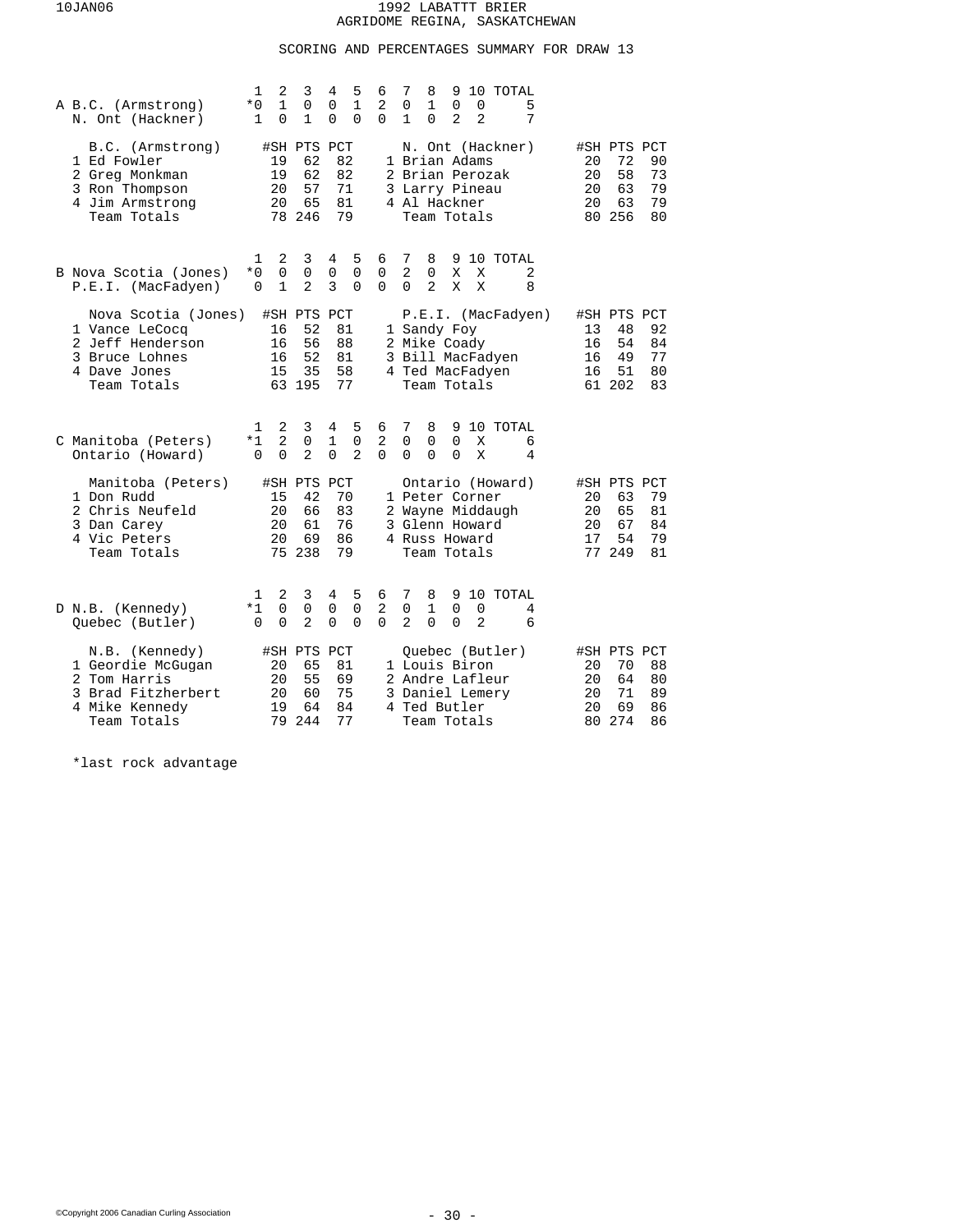# 1992 LABATTT BRIER
## AGRIDOME REGINA, SASKATCHEWAN

### SCORING AND PERCENTAGES SUMMARY FOR DRAW 13

**A**

| | 1 | 2 | 3 | 4 | 5 | 6 | 7 | 8 | 9 | 10 | TOTAL |
|---|---|---|---|---|---|---|---|---|---|---|---|
| B.C. (Armstrong) | *0 | 1 | 0 | 0 | 1 | 2 | 0 | 1 | 0 | 0 | 5 |
| N. Ont (Hackner) | 1 | 0 | 1 | 0 | 0 | 0 | 1 | 0 | 2 | 2 | 7 |

| B.C. (Armstrong) | #SH | PTS | PCT | N. Ont (Hackner) | #SH | PTS | PCT |
|---|---|---|---|---|---|---|---|
| 1 Ed Fowler | 19 | 62 | 82 | 1 Brian Adams | 20 | 72 | 90 |
| 2 Greg Monkman | 19 | 62 | 82 | 2 Brian Perozak | 20 | 58 | 73 |
| 3 Ron Thompson | 20 | 57 | 71 | 3 Larry Pineau | 20 | 63 | 79 |
| 4 Jim Armstrong | 20 | 65 | 81 | 4 Al Hackner | 20 | 63 | 79 |
| Team Totals | 78 | 246 | 79 | Team Totals | 80 | 256 | 80 |

**B**

| | 1 | 2 | 3 | 4 | 5 | 6 | 7 | 8 | 9 | 10 | TOTAL |
|---|---|---|---|---|---|---|---|---|---|---|---|
| Nova Scotia (Jones) | *0 | 0 | 0 | 0 | 0 | 0 | 2 | 0 | X | X | 2 |
| P.E.I. (MacFadyen) | 0 | 1 | 2 | 3 | 0 | 0 | 0 | 2 | X | X | 8 |

| Nova Scotia (Jones) | #SH | PTS | PCT | P.E.I. (MacFadyen) | #SH | PTS | PCT |
|---|---|---|---|---|---|---|---|
| 1 Vance LeCocq | 16 | 52 | 81 | 1 Sandy Foy | 13 | 48 | 92 |
| 2 Jeff Henderson | 16 | 56 | 88 | 2 Mike Coady | 16 | 54 | 84 |
| 3 Bruce Lohnes | 16 | 52 | 81 | 3 Bill MacFadyen | 16 | 49 | 77 |
| 4 Dave Jones | 15 | 35 | 58 | 4 Ted MacFadyen | 16 | 51 | 80 |
| Team Totals | 63 | 195 | 77 | Team Totals | 61 | 202 | 83 |

**C**

| | 1 | 2 | 3 | 4 | 5 | 6 | 7 | 8 | 9 | 10 | TOTAL |
|---|---|---|---|---|---|---|---|---|---|---|---|
| Manitoba (Peters) | *1 | 2 | 0 | 1 | 0 | 2 | 0 | 0 | 0 | X | 6 |
| Ontario (Howard) | 0 | 0 | 2 | 0 | 2 | 0 | 0 | 0 | 0 | X | 4 |

| Manitoba (Peters) | #SH | PTS | PCT | Ontario (Howard) | #SH | PTS | PCT |
|---|---|---|---|---|---|---|---|
| 1 Don Rudd | 15 | 42 | 70 | 1 Peter Corner | 20 | 63 | 79 |
| 2 Chris Neufeld | 20 | 66 | 83 | 2 Wayne Middaugh | 20 | 65 | 81 |
| 3 Dan Carey | 20 | 61 | 76 | 3 Glenn Howard | 20 | 67 | 84 |
| 4 Vic Peters | 20 | 69 | 86 | 4 Russ Howard | 17 | 54 | 79 |
| Team Totals | 75 | 238 | 79 | Team Totals | 77 | 249 | 81 |

**D**

| | 1 | 2 | 3 | 4 | 5 | 6 | 7 | 8 | 9 | 10 | TOTAL |
|---|---|---|---|---|---|---|---|---|---|---|---|
| N.B. (Kennedy) | *1 | 0 | 0 | 0 | 0 | 2 | 0 | 1 | 0 | 0 | 4 |
| Quebec (Butler) | 0 | 0 | 2 | 0 | 0 | 0 | 2 | 0 | 0 | 2 | 6 |

| N.B. (Kennedy) | #SH | PTS | PCT | Quebec (Butler) | #SH | PTS | PCT |
|---|---|---|---|---|---|---|---|
| 1 Geordie McGugan | 20 | 65 | 81 | 1 Louis Biron | 20 | 70 | 88 |
| 2 Tom Harris | 20 | 55 | 69 | 2 Andre Lafleur | 20 | 64 | 80 |
| 3 Brad Fitzherbert | 20 | 60 | 75 | 3 Daniel Lemery | 20 | 71 | 89 |
| 4 Mike Kennedy | 19 | 64 | 84 | 4 Ted Butler | 20 | 69 | 86 |
| Team Totals | 79 | 244 | 77 | Team Totals | 80 | 274 | 86 |

*last rock advantage

©Copyright 2006 Canadian Curling Association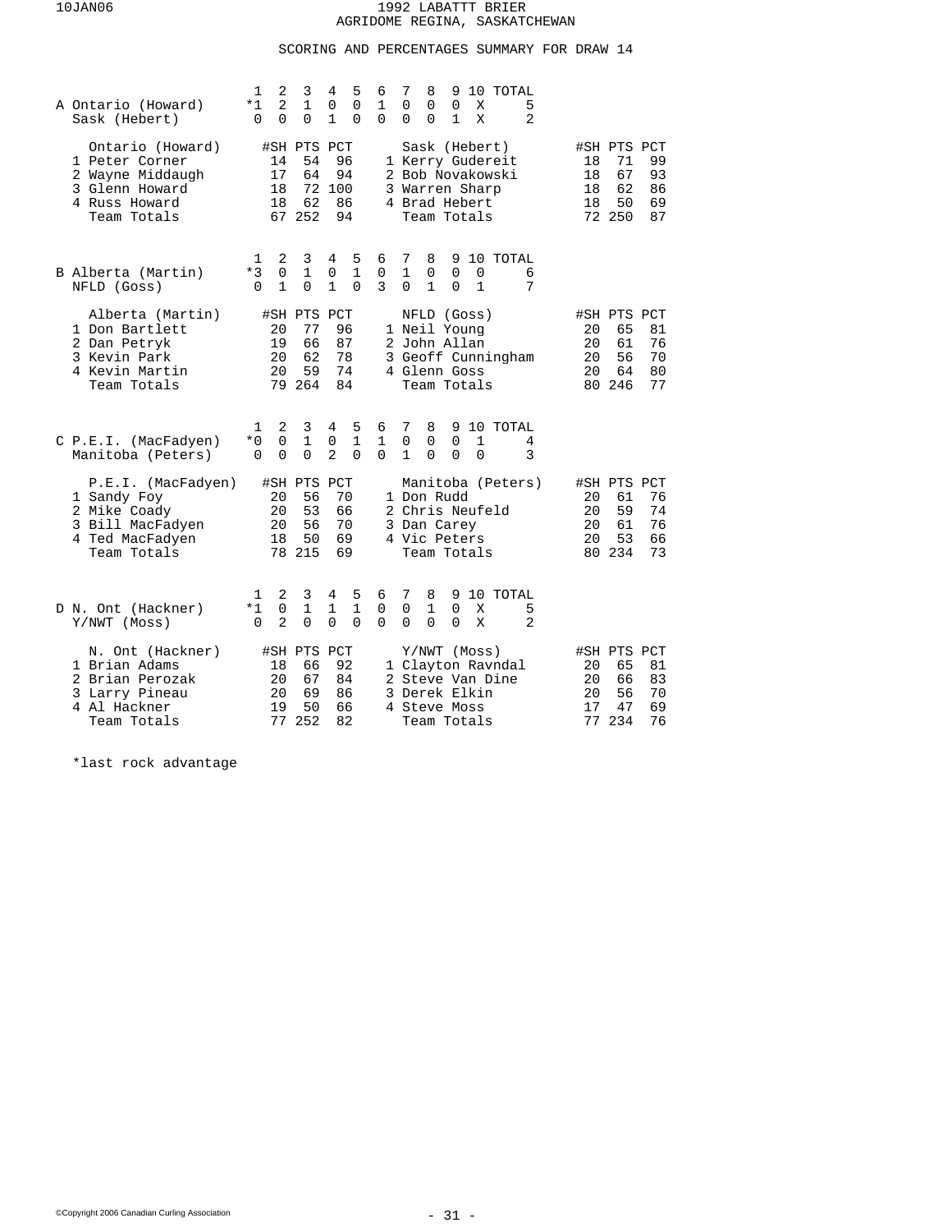# 1992 LABATTT BRIER
## AGRIDOME REGINA, SASKATCHEWAN

### SCORING AND PERCENTAGES SUMMARY FOR DRAW 14

**A**

| | 1 | 2 | 3 | 4 | 5 | 6 | 7 | 8 | 9 | 10 | TOTAL |
|---|---|---|---|---|---|---|---|---|---|---|---|
| Ontario (Howard) | *1 | 2 | 1 | 0 | 0 | 1 | 0 | 0 | 0 | X | 5 |
| Sask (Hebert) | 0 | 0 | 0 | 1 | 0 | 0 | 0 | 0 | 1 | X | 2 |

| Ontario (Howard) | #SH | PTS | PCT | Sask (Hebert) | #SH | PTS | PCT |
|---|---|---|---|---|---|---|---|
| 1 Peter Corner | 14 | 54 | 96 | 1 Kerry Gudereit | 18 | 71 | 99 |
| 2 Wayne Middaugh | 17 | 64 | 94 | 2 Bob Novakowski | 18 | 67 | 93 |
| 3 Glenn Howard | 18 | 72 | 100 | 3 Warren Sharp | 18 | 62 | 86 |
| 4 Russ Howard | 18 | 62 | 86 | 4 Brad Hebert | 18 | 50 | 69 |
| Team Totals | 67 | 252 | 94 | Team Totals | 72 | 250 | 87 |

**B**

| | 1 | 2 | 3 | 4 | 5 | 6 | 7 | 8 | 9 | 10 | TOTAL |
|---|---|---|---|---|---|---|---|---|---|---|---|
| Alberta (Martin) | *3 | 0 | 1 | 0 | 1 | 0 | 1 | 0 | 0 | 0 | 6 |
| NFLD (Goss) | 0 | 1 | 0 | 1 | 0 | 3 | 0 | 1 | 0 | 1 | 7 |

| Alberta (Martin) | #SH | PTS | PCT | NFLD (Goss) | #SH | PTS | PCT |
|---|---|---|---|---|---|---|---|
| 1 Don Bartlett | 20 | 77 | 96 | 1 Neil Young | 20 | 65 | 81 |
| 2 Dan Petryk | 19 | 66 | 87 | 2 John Allan | 20 | 61 | 76 |
| 3 Kevin Park | 20 | 62 | 78 | 3 Geoff Cunningham | 20 | 56 | 70 |
| 4 Kevin Martin | 20 | 59 | 74 | 4 Glenn Goss | 20 | 64 | 80 |
| Team Totals | 79 | 264 | 84 | Team Totals | 80 | 246 | 77 |

**C**

| | 1 | 2 | 3 | 4 | 5 | 6 | 7 | 8 | 9 | 10 | TOTAL |
|---|---|---|---|---|---|---|---|---|---|---|---|
| P.E.I. (MacFadyen) | *0 | 0 | 1 | 0 | 1 | 1 | 0 | 0 | 0 | 1 | 4 |
| Manitoba (Peters) | 0 | 0 | 0 | 2 | 0 | 0 | 1 | 0 | 0 | 0 | 3 |

| P.E.I. (MacFadyen) | #SH | PTS | PCT | Manitoba (Peters) | #SH | PTS | PCT |
|---|---|---|---|---|---|---|---|
| 1 Sandy Foy | 20 | 56 | 70 | 1 Don Rudd | 20 | 61 | 76 |
| 2 Mike Coady | 20 | 53 | 66 | 2 Chris Neufeld | 20 | 59 | 74 |
| 3 Bill MacFadyen | 20 | 56 | 70 | 3 Dan Carey | 20 | 61 | 76 |
| 4 Ted MacFadyen | 18 | 50 | 69 | 4 Vic Peters | 20 | 53 | 66 |
| Team Totals | 78 | 215 | 69 | Team Totals | 80 | 234 | 73 |

**D**

| | 1 | 2 | 3 | 4 | 5 | 6 | 7 | 8 | 9 | 10 | TOTAL |
|---|---|---|---|---|---|---|---|---|---|---|---|
| N. Ont (Hackner) | *1 | 0 | 1 | 1 | 1 | 0 | 0 | 1 | 0 | X | 5 |
| Y/NWT (Moss) | 0 | 2 | 0 | 0 | 0 | 0 | 0 | 0 | 0 | X | 2 |

| N. Ont (Hackner) | #SH | PTS | PCT | Y/NWT (Moss) | #SH | PTS | PCT |
|---|---|---|---|---|---|---|---|
| 1 Brian Adams | 18 | 66 | 92 | 1 Clayton Ravndal | 20 | 65 | 81 |
| 2 Brian Perozak | 20 | 67 | 84 | 2 Steve Van Dine | 20 | 66 | 83 |
| 3 Larry Pineau | 20 | 69 | 86 | 3 Derek Elkin | 20 | 56 | 70 |
| 4 Al Hackner | 19 | 50 | 66 | 4 Steve Moss | 17 | 47 | 69 |
| Team Totals | 77 | 252 | 82 | Team Totals | 77 | 234 | 76 |

*last rock advantage

©Copyright 2006 Canadian Curling Association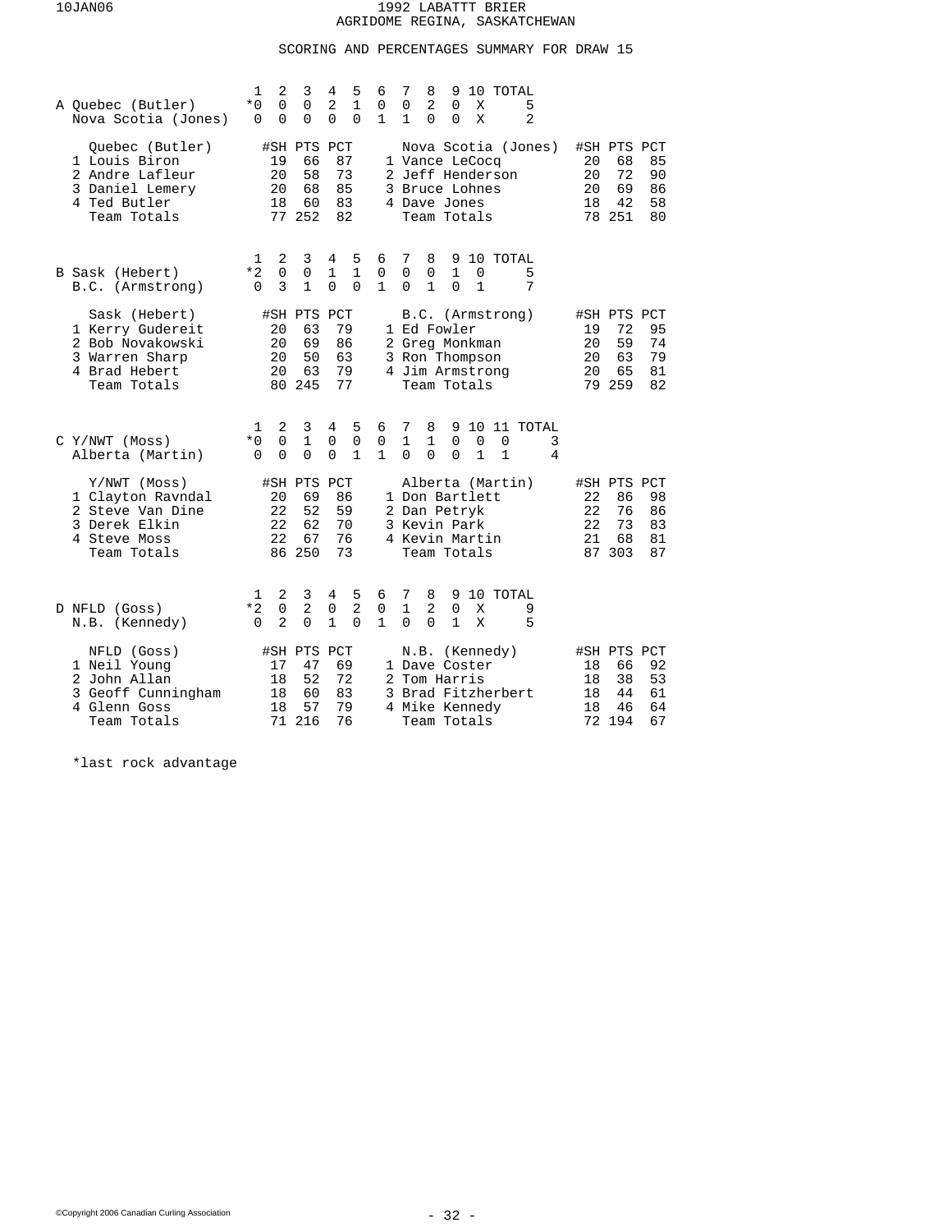# 1992 LABATT BRIER
## AGRIDOME REGINA, SASKATCHEWAN

### SCORING AND PERCENTAGES SUMMARY FOR DRAW 15

| | | 1 | 2 | 3 | 4 | 5 | 6 | 7 | 8 | 9 | 10 | TOTAL |
|---|---|---|---|---|---|---|---|---|---|---|---|---|
| A | Quebec (Butler) | *0 | 0 | 0 | 2 | 1 | 0 | 0 | 2 | 0 | X | 5 |
| | Nova Scotia (Jones) | 0 | 0 | 0 | 0 | 0 | 1 | 1 | 0 | 0 | X | 2 |

| Quebec (Butler) | #SH | PTS | PCT | Nova Scotia (Jones) | #SH | PTS | PCT |
|---|---|---|---|---|---|---|---|
| 1 Louis Biron | 19 | 66 | 87 | 1 Vance LeCocq | 20 | 68 | 85 |
| 2 Andre Lafleur | 20 | 58 | 73 | 2 Jeff Henderson | 20 | 72 | 90 |
| 3 Daniel Lemery | 20 | 68 | 85 | 3 Bruce Lohnes | 20 | 69 | 86 |
| 4 Ted Butler | 18 | 60 | 83 | 4 Dave Jones | 18 | 42 | 58 |
| Team Totals | 77 | 252 | 82 | Team Totals | 78 | 251 | 80 |

| | | 1 | 2 | 3 | 4 | 5 | 6 | 7 | 8 | 9 | 10 | TOTAL |
|---|---|---|---|---|---|---|---|---|---|---|---|---|
| B | Sask (Hebert) | *2 | 0 | 0 | 1 | 1 | 0 | 0 | 0 | 1 | 0 | 5 |
| | B.C. (Armstrong) | 0 | 3 | 1 | 0 | 0 | 1 | 0 | 1 | 0 | 1 | 7 |

| Sask (Hebert) | #SH | PTS | PCT | B.C. (Armstrong) | #SH | PTS | PCT |
|---|---|---|---|---|---|---|---|
| 1 Kerry Gudereit | 20 | 63 | 79 | 1 Ed Fowler | 19 | 72 | 95 |
| 2 Bob Novakowski | 20 | 69 | 86 | 2 Greg Monkman | 20 | 59 | 74 |
| 3 Warren Sharp | 20 | 50 | 63 | 3 Ron Thompson | 20 | 63 | 79 |
| 4 Brad Hebert | 20 | 63 | 79 | 4 Jim Armstrong | 20 | 65 | 81 |
| Team Totals | 80 | 245 | 77 | Team Totals | 79 | 259 | 82 |

| | | 1 | 2 | 3 | 4 | 5 | 6 | 7 | 8 | 9 | 10 | 11 | TOTAL |
|---|---|---|---|---|---|---|---|---|---|---|---|---|---|
| C | Y/NWT (Moss) | *0 | 0 | 1 | 0 | 0 | 0 | 1 | 1 | 0 | 0 | 0 | 3 |
| | Alberta (Martin) | 0 | 0 | 0 | 0 | 1 | 1 | 0 | 0 | 0 | 1 | 1 | 4 |

| Y/NWT (Moss) | #SH | PTS | PCT | Alberta (Martin) | #SH | PTS | PCT |
|---|---|---|---|---|---|---|---|
| 1 Clayton Ravndal | 20 | 69 | 86 | 1 Don Bartlett | 22 | 86 | 98 |
| 2 Steve Van Dine | 22 | 52 | 59 | 2 Dan Petryk | 22 | 76 | 86 |
| 3 Derek Elkin | 22 | 62 | 70 | 3 Kevin Park | 22 | 73 | 83 |
| 4 Steve Moss | 22 | 67 | 76 | 4 Kevin Martin | 21 | 68 | 81 |
| Team Totals | 86 | 250 | 73 | Team Totals | 87 | 303 | 87 |

| | | 1 | 2 | 3 | 4 | 5 | 6 | 7 | 8 | 9 | 10 | TOTAL |
|---|---|---|---|---|---|---|---|---|---|---|---|---|
| D | NFLD (Goss) | *2 | 0 | 2 | 0 | 2 | 0 | 1 | 2 | 0 | X | 9 |
| | N.B. (Kennedy) | 0 | 2 | 0 | 1 | 0 | 1 | 0 | 0 | 1 | X | 5 |

| NFLD (Goss) | #SH | PTS | PCT | N.B. (Kennedy) | #SH | PTS | PCT |
|---|---|---|---|---|---|---|---|
| 1 Neil Young | 17 | 47 | 69 | 1 Dave Coster | 18 | 66 | 92 |
| 2 John Allan | 18 | 52 | 72 | 2 Tom Harris | 18 | 38 | 53 |
| 3 Geoff Cunningham | 18 | 60 | 83 | 3 Brad Fitzherbert | 18 | 44 | 61 |
| 4 Glenn Goss | 18 | 57 | 79 | 4 Mike Kennedy | 18 | 46 | 64 |
| Team Totals | 71 | 216 | 76 | Team Totals | 72 | 194 | 67 |

*last rock advantage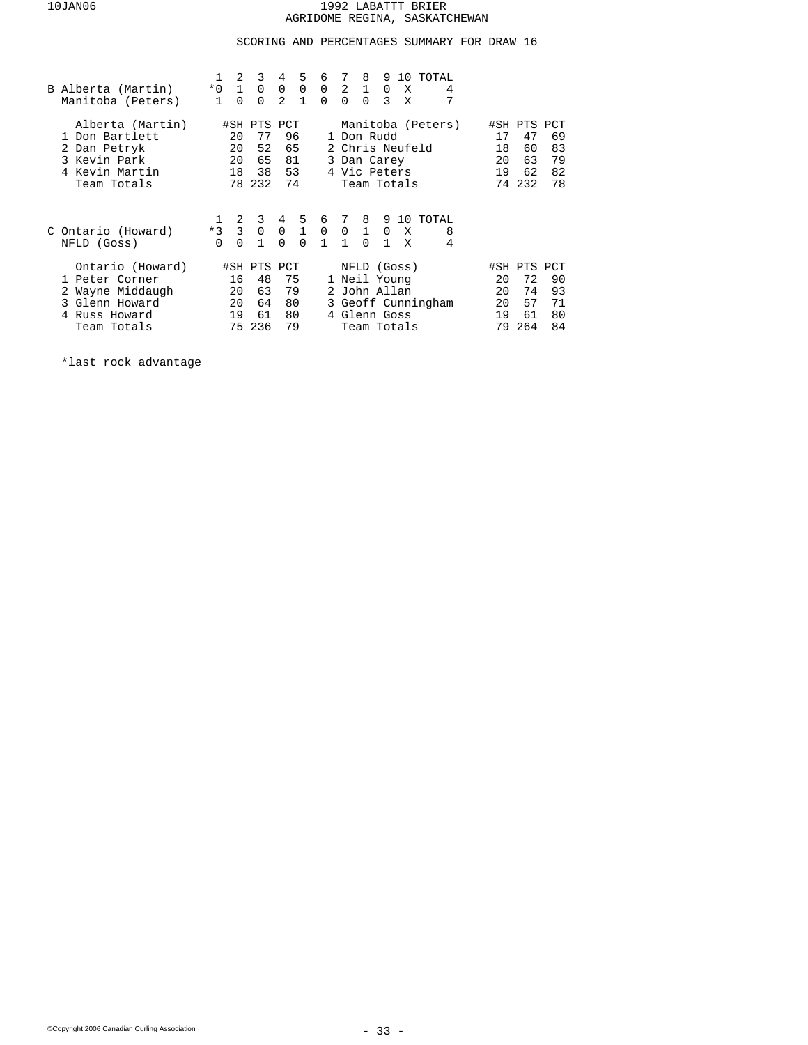# 1992 LABATTT BRIER
## AGRIDOME REGINA, SASKATCHEWAN

### SCORING AND PERCENTAGES SUMMARY FOR DRAW 16

| B | 1 | 2 | 3 | 4 | 5 | 6 | 7 | 8 | 9 | 10 | TOTAL |
|---|---|---|---|---|---|---|---|---|---|---|---|
| Alberta (Martin) | *0 | 1 | 0 | 0 | 0 | 0 | 2 | 1 | 0 | X | 4 |
| Manitoba (Peters) | 1 | 0 | 0 | 2 | 1 | 0 | 0 | 0 | 3 | X | 7 |

| Alberta (Martin) | #SH | PTS | PCT | Manitoba (Peters) | #SH | PTS | PCT |
|---|---|---|---|---|---|---|---|
| 1 Don Bartlett | 20 | 77 | 96 | 1 Don Rudd | 17 | 47 | 69 |
| 2 Dan Petryk | 20 | 52 | 65 | 2 Chris Neufeld | 18 | 60 | 83 |
| 3 Kevin Park | 20 | 65 | 81 | 3 Dan Carey | 20 | 63 | 79 |
| 4 Kevin Martin | 18 | 38 | 53 | 4 Vic Peters | 19 | 62 | 82 |
| Team Totals | 78 | 232 | 74 | Team Totals | 74 | 232 | 78 |

| C | 1 | 2 | 3 | 4 | 5 | 6 | 7 | 8 | 9 | 10 | TOTAL |
|---|---|---|---|---|---|---|---|---|---|---|---|
| Ontario (Howard) | *3 | 3 | 0 | 0 | 1 | 0 | 0 | 1 | 0 | X | 8 |
| NFLD (Goss) | 0 | 0 | 1 | 0 | 0 | 1 | 1 | 0 | 1 | X | 4 |

| Ontario (Howard) | #SH | PTS | PCT | NFLD (Goss) | #SH | PTS | PCT |
|---|---|---|---|---|---|---|---|
| 1 Peter Corner | 16 | 48 | 75 | 1 Neil Young | 20 | 72 | 90 |
| 2 Wayne Middaugh | 20 | 63 | 79 | 2 John Allan | 20 | 74 | 93 |
| 3 Glenn Howard | 20 | 64 | 80 | 3 Geoff Cunningham | 20 | 57 | 71 |
| 4 Russ Howard | 19 | 61 | 80 | 4 Glenn Goss | 19 | 61 | 80 |
| Team Totals | 75 | 236 | 79 | Team Totals | 79 | 264 | 84 |

*last rock advantage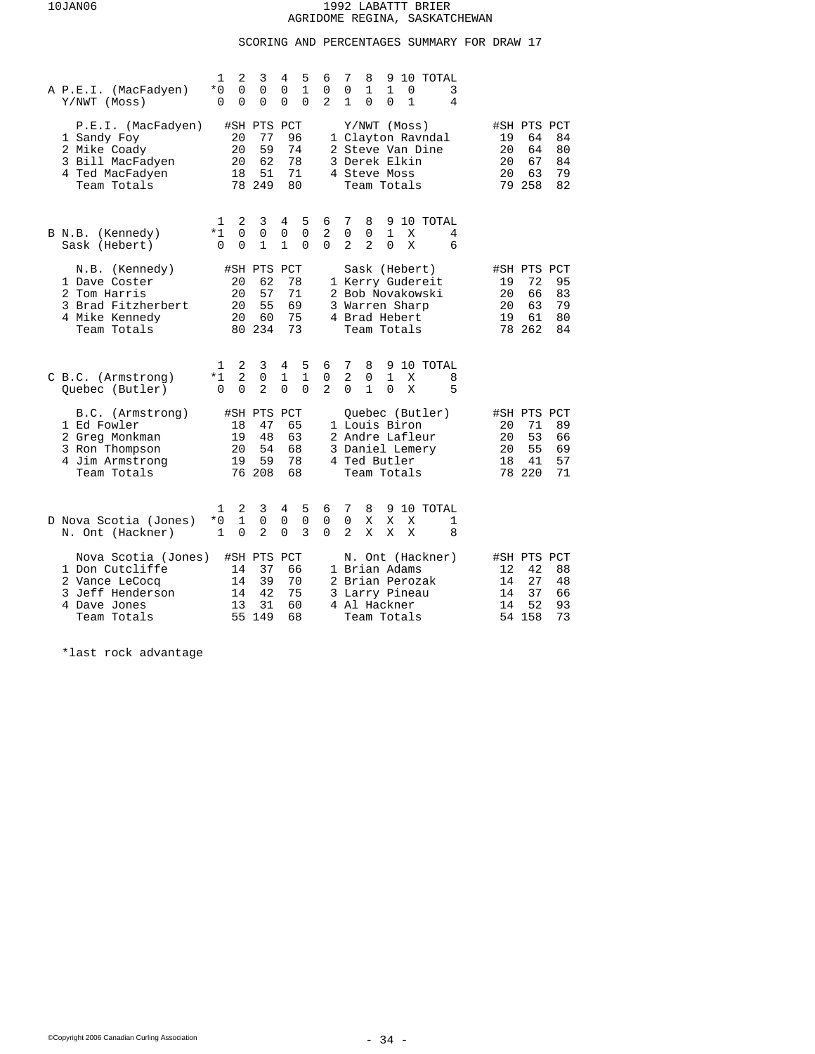# 1992 LABATTT BRIER
## AGRIDOME REGINA, SASKATCHEWAN

### SCORING AND PERCENTAGES SUMMARY FOR DRAW 17

| | | 1 | 2 | 3 | 4 | 5 | 6 | 7 | 8 | 9 | 10 | TOTAL |
|---|---|---|---|---|---|---|---|---|---|---|---|---|
| A | P.E.I. (MacFadyen) | *0 | 0 | 0 | 0 | 1 | 0 | 0 | 1 | 1 | 0 | 3 |
| | Y/NWT (Moss) | 0 | 0 | 0 | 0 | 0 | 2 | 1 | 0 | 0 | 1 | 4 |

| P.E.I. (MacFadyen) | #SH | PTS | PCT | Y/NWT (Moss) | #SH | PTS | PCT |
|---|---|---|---|---|---|---|---|
| 1 Sandy Foy | 20 | 77 | 96 | 1 Clayton Ravndal | 19 | 64 | 84 |
| 2 Mike Coady | 20 | 59 | 74 | 2 Steve Van Dine | 20 | 64 | 80 |
| 3 Bill MacFadyen | 20 | 62 | 78 | 3 Derek Elkin | 20 | 67 | 84 |
| 4 Ted MacFadyen | 18 | 51 | 71 | 4 Steve Moss | 20 | 63 | 79 |
| Team Totals | 78 | 249 | 80 | Team Totals | 79 | 258 | 82 |

| | | 1 | 2 | 3 | 4 | 5 | 6 | 7 | 8 | 9 | 10 | TOTAL |
|---|---|---|---|---|---|---|---|---|---|---|---|---|
| B | N.B. (Kennedy) | *1 | 0 | 0 | 0 | 0 | 2 | 0 | 0 | 1 | X | 4 |
| | Sask (Hebert) | 0 | 0 | 1 | 1 | 0 | 0 | 2 | 2 | 0 | X | 6 |

| N.B. (Kennedy) | #SH | PTS | PCT | Sask (Hebert) | #SH | PTS | PCT |
|---|---|---|---|---|---|---|---|
| 1 Dave Coster | 20 | 62 | 78 | 1 Kerry Gudereit | 19 | 72 | 95 |
| 2 Tom Harris | 20 | 57 | 71 | 2 Bob Novakowski | 20 | 66 | 83 |
| 3 Brad Fitzherbert | 20 | 55 | 69 | 3 Warren Sharp | 20 | 63 | 79 |
| 4 Mike Kennedy | 20 | 60 | 75 | 4 Brad Hebert | 19 | 61 | 80 |
| Team Totals | 80 | 234 | 73 | Team Totals | 78 | 262 | 84 |

| | | 1 | 2 | 3 | 4 | 5 | 6 | 7 | 8 | 9 | 10 | TOTAL |
|---|---|---|---|---|---|---|---|---|---|---|---|---|
| C | B.C. (Armstrong) | *1 | 2 | 0 | 1 | 1 | 0 | 2 | 0 | 1 | X | 8 |
| | Quebec (Butler) | 0 | 0 | 2 | 0 | 0 | 2 | 0 | 1 | 0 | X | 5 |

| B.C. (Armstrong) | #SH | PTS | PCT | Quebec (Butler) | #SH | PTS | PCT |
|---|---|---|---|---|---|---|---|
| 1 Ed Fowler | 18 | 47 | 65 | 1 Louis Biron | 20 | 71 | 89 |
| 2 Greg Monkman | 19 | 48 | 63 | 2 Andre Lafleur | 20 | 53 | 66 |
| 3 Ron Thompson | 20 | 54 | 68 | 3 Daniel Lemery | 20 | 55 | 69 |
| 4 Jim Armstrong | 19 | 59 | 78 | 4 Ted Butler | 18 | 41 | 57 |
| Team Totals | 76 | 208 | 68 | Team Totals | 78 | 220 | 71 |

| | | 1 | 2 | 3 | 4 | 5 | 6 | 7 | 8 | 9 | 10 | TOTAL |
|---|---|---|---|---|---|---|---|---|---|---|---|---|
| D | Nova Scotia (Jones) | *0 | 1 | 0 | 0 | 0 | 0 | 0 | X | X | X | 1 |
| | N. Ont (Hackner) | 1 | 0 | 2 | 0 | 3 | 0 | 2 | X | X | X | 8 |

| Nova Scotia (Jones) | #SH | PTS | PCT | N. Ont (Hackner) | #SH | PTS | PCT |
|---|---|---|---|---|---|---|---|
| 1 Don Cutcliffe | 14 | 37 | 66 | 1 Brian Adams | 12 | 42 | 88 |
| 2 Vance LeCocq | 14 | 39 | 70 | 2 Brian Perozak | 14 | 27 | 48 |
| 3 Jeff Henderson | 14 | 42 | 75 | 3 Larry Pineau | 14 | 37 | 66 |
| 4 Dave Jones | 13 | 31 | 60 | 4 Al Hackner | 14 | 52 | 93 |
| Team Totals | 55 | 149 | 68 | Team Totals | 54 | 158 | 73 |

*last rock advantage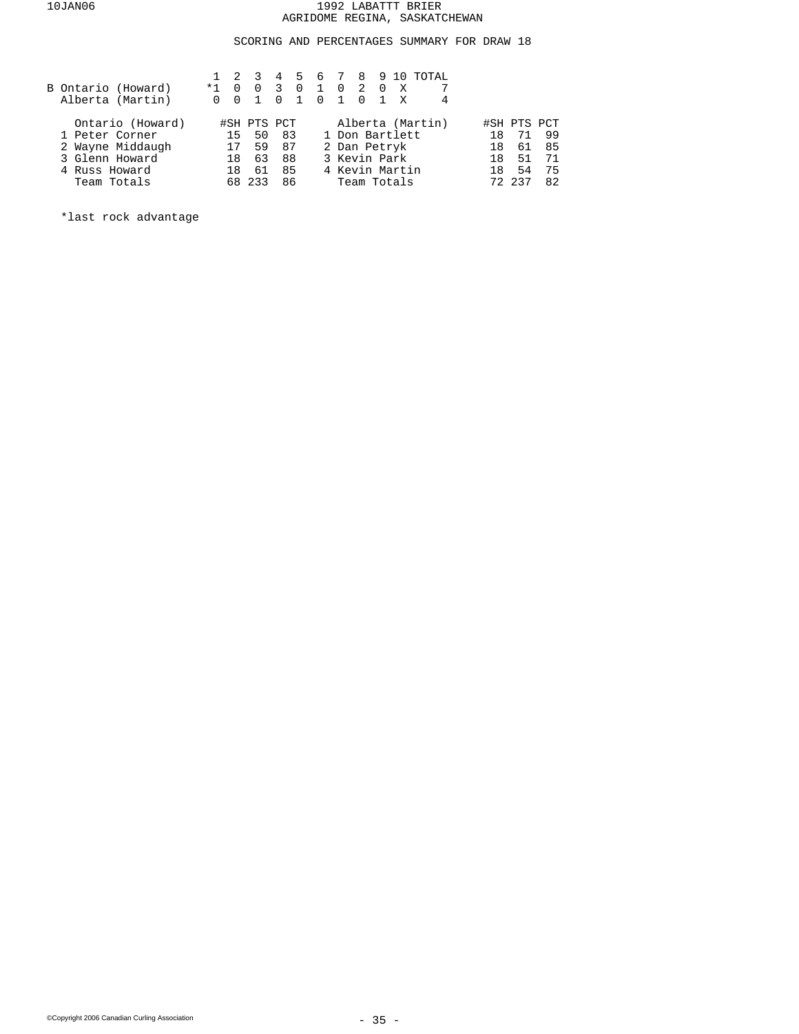# 1992 LABATTT BRIER
## AGRIDOME REGINA, SASKATCHEWAN

### SCORING AND PERCENTAGES SUMMARY FOR DRAW 18

| | 1 | 2 | 3 | 4 | 5 | 6 | 7 | 8 | 9 | 10 | TOTAL |
|---|---|---|---|---|---|---|---|---|---|---|---|
| B Ontario (Howard) | *1 | 0 | 0 | 3 | 0 | 1 | 0 | 2 | 0 | X | 7 |
| Alberta (Martin) | 0 | 0 | 1 | 0 | 1 | 0 | 1 | 0 | 1 | X | 4 |

| Ontario (Howard) | #SH | PTS | PCT | Alberta (Martin) | #SH | PTS | PCT |
|---|---|---|---|---|---|---|---|
| 1 Peter Corner | 15 | 50 | 83 | 1 Don Bartlett | 18 | 71 | 99 |
| 2 Wayne Middaugh | 17 | 59 | 87 | 2 Dan Petryk | 18 | 61 | 85 |
| 3 Glenn Howard | 18 | 63 | 88 | 3 Kevin Park | 18 | 51 | 71 |
| 4 Russ Howard | 18 | 61 | 85 | 4 Kevin Martin | 18 | 54 | 75 |
| Team Totals | 68 | 233 | 86 | Team Totals | 72 | 237 | 82 |

*last rock advantage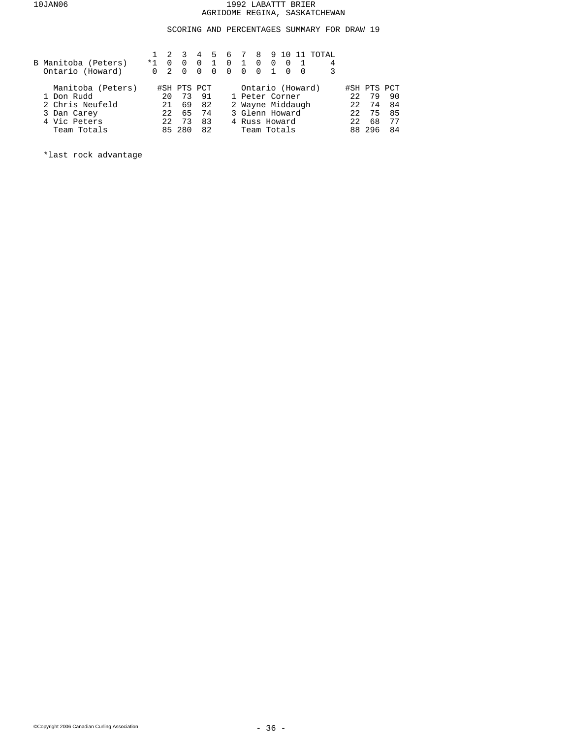1992 LABATTT BRIER
AGRIDOME REGINA, SASKATCHEWAN

## SCORING AND PERCENTAGES SUMMARY FOR DRAW 19

| | 1 | 2 | 3 | 4 | 5 | 6 | 7 | 8 | 9 | 10 | 11 | TOTAL |
|---|---|---|---|---|---|---|---|---|---|---|---|---|
| B Manitoba (Peters) | *1 | 0 | 0 | 0 | 1 | 0 | 1 | 0 | 0 | 0 | 1 | 4 |
| Ontario (Howard) | 0 | 2 | 0 | 0 | 0 | 0 | 0 | 0 | 1 | 0 | 0 | 3 |

| Manitoba (Peters) | #SH | PTS | PCT | Ontario (Howard) | #SH | PTS | PCT |
|---|---|---|---|---|---|---|---|
| 1 Don Rudd | 20 | 73 | 91 | 1 Peter Corner | 22 | 79 | 90 |
| 2 Chris Neufeld | 21 | 69 | 82 | 2 Wayne Middaugh | 22 | 74 | 84 |
| 3 Dan Carey | 22 | 65 | 74 | 3 Glenn Howard | 22 | 75 | 85 |
| 4 Vic Peters | 22 | 73 | 83 | 4 Russ Howard | 22 | 68 | 77 |
| Team Totals | 85 | 280 | 82 | Team Totals | 88 | 296 | 84 |

*last rock advantage

©Copyright 2006 Canadian Curling Association